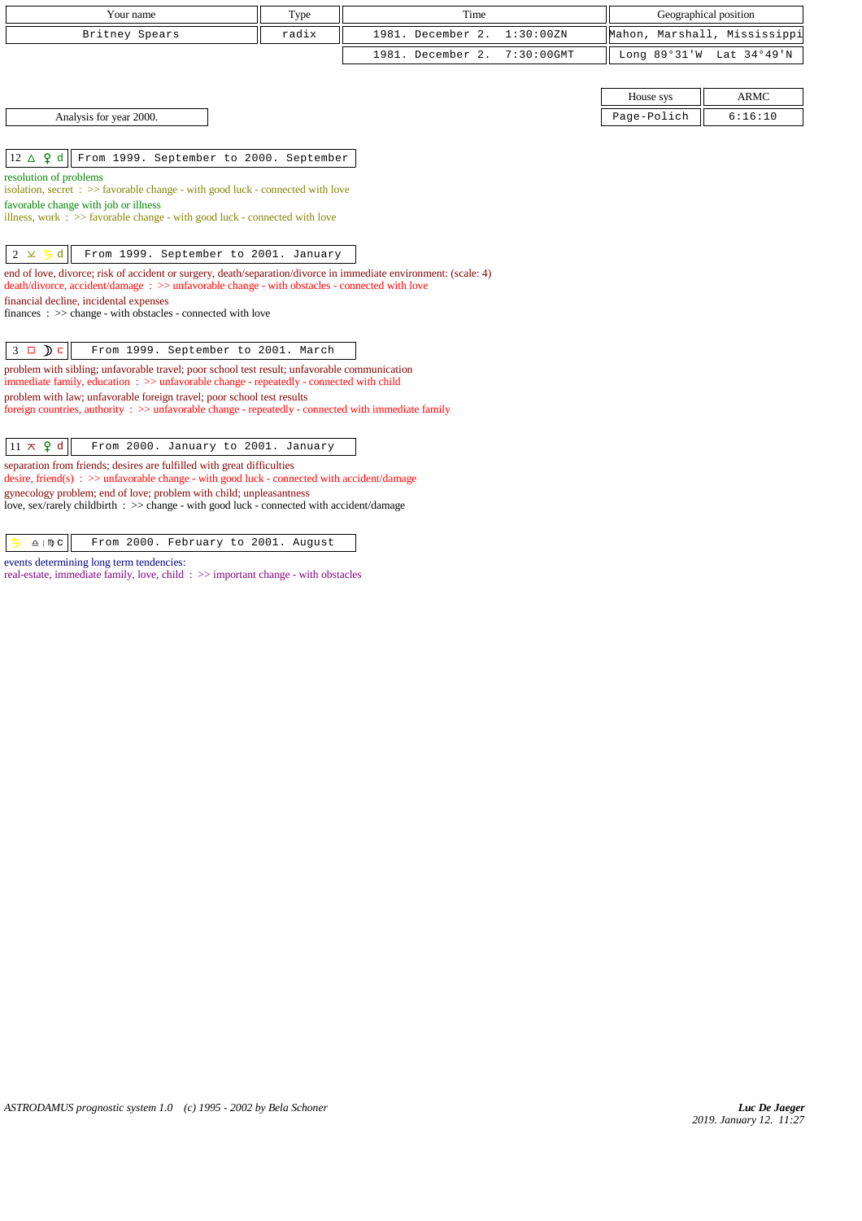| Your name | Type | Time | Geographical position |
|---|---|---|---|
| Britney Spears | radix | 1981. December 2. 1:30:00ZN | Mahon, Marshall, Mississippi |
| | | 1981. December 2. 7:30:00GMT | Long 89°31'W Lat 34°49'N |

| House sys | ARMC |
|---|---|
| Page-Polich | 6:16:10 |

Analysis for year 2000.

**12 △ ♀ d** — From 1999. September to 2000. September

resolution of problems
isolation, secret : >> favorable change - with good luck - connected with love
favorable change with job or illness
illness, work : >> favorable change - with good luck - connected with love

**2 ⚺ ♄ d** — From 1999. September to 2001. January

end of love, divorce; risk of accident or surgery, death/separation/divorce in immediate environment: (scale: 4)
death/divorce, accident/damage : >> unfavorable change - with obstacles - connected with love
financial decline, incidental expenses
finances : >> change - with obstacles - connected with love

**3 □ ☽ c** — From 1999. September to 2001. March

problem with sibling; unfavorable travel; poor school test result; unfavorable communication
immediate family, education : >> unfavorable change - repeatedly - connected with child
problem with law; unfavorable foreign travel; poor school test results
foreign countries, authority : >> unfavorable change - repeatedly - connected with immediate family

**11 ⚻ ♀ d** — From 2000. January to 2001. January

separation from friends; desires are fulfilled with great difficulties
desire, friend(s) : >> unfavorable change - with good luck - connected with accident/damage
gynecology problem; end of love; problem with child; unpleasantness
love, sex/rarely childbirth : >> change - with good luck - connected with accident/damage

**♄ ♎ | ♍ c** — From 2000. February to 2001. August

events determining long term tendencies:
real-estate, immediate family, love, child : >> important change - with obstacles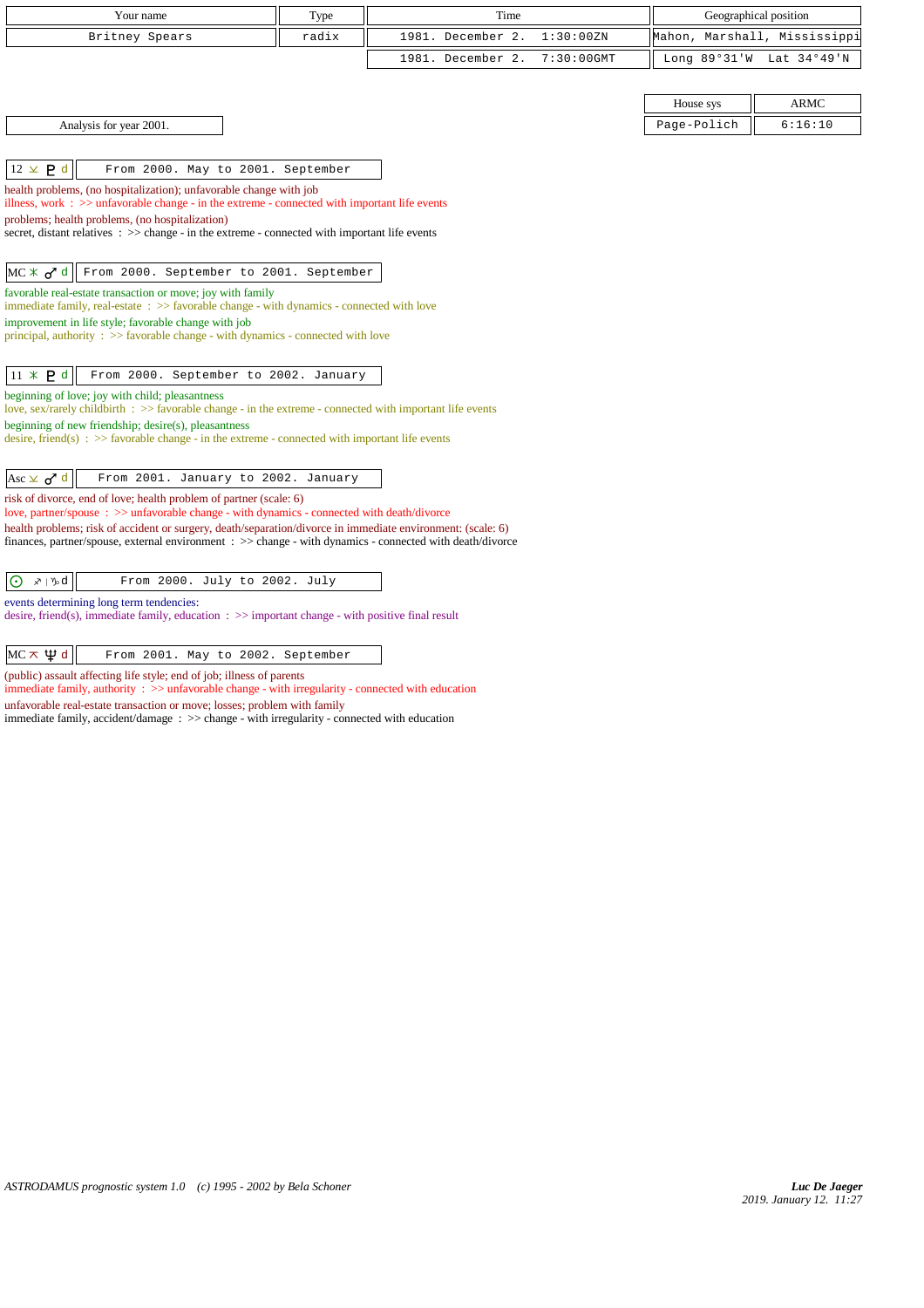| Your name | Type | Time | Geographical position |
|---|---|---|---|
| Britney Spears | radix | 1981. December 2. 1:30:00ZN | Mahon, Marshall, Mississippi |
| | | 1981. December 2. 7:30:00GMT | Long 89°31'W Lat 34°49'N |

| House sys | ARMC |
|---|---|
| Page-Polich | 6:16:10 |

Analysis for year 2001.

**12 ⚻ ♇ d** — From 2000. May to 2001. September

health problems, (no hospitalization); unfavorable change with job
illness, work : >> unfavorable change - in the extreme - connected with important life events
problems; health problems, (no hospitalization)
secret, distant relatives : >> change - in the extreme - connected with important life events

**MC ⚹ ♂ d** — From 2000. September to 2001. September

favorable real-estate transaction or move; joy with family
immediate family, real-estate : >> favorable change - with dynamics - connected with love
improvement in life style; favorable change with job
principal, authority : >> favorable change - with dynamics - connected with love

**11 ⚹ ♇ d** — From 2000. September to 2002. January

beginning of love; joy with child; pleasantness
love, sex/rarely childbirth : >> favorable change - in the extreme - connected with important life events
beginning of new friendship; desire(s), pleasantness
desire, friend(s) : >> favorable change - in the extreme - connected with important life events

**Asc ⚻ ♂ d** — From 2001. January to 2002. January

risk of divorce, end of love; health problem of partner (scale: 6)
love, partner/spouse : >> unfavorable change - with dynamics - connected with death/divorce
health problems; risk of accident or surgery, death/separation/divorce in immediate environment: (scale: 6)
finances, partner/spouse, external environment : >> change - with dynamics - connected with death/divorce

**☉ ♐ | ♑ d** — From 2000. July to 2002. July

events determining long term tendencies:
desire, friend(s), immediate family, education : >> important change - with positive final result

**MC ⚻ ♆ d** — From 2001. May to 2002. September

(public) assault affecting life style; end of job; illness of parents
immediate family, authority : >> unfavorable change - with irregularity - connected with education
unfavorable real-estate transaction or move; losses; problem with family
immediate family, accident/damage : >> change - with irregularity - connected with education

*ASTRODAMUS prognostic system 1.0 (c) 1995 - 2002 by Bela Schoner*

*Luc De Jaeger*
2019. January 12. 11:27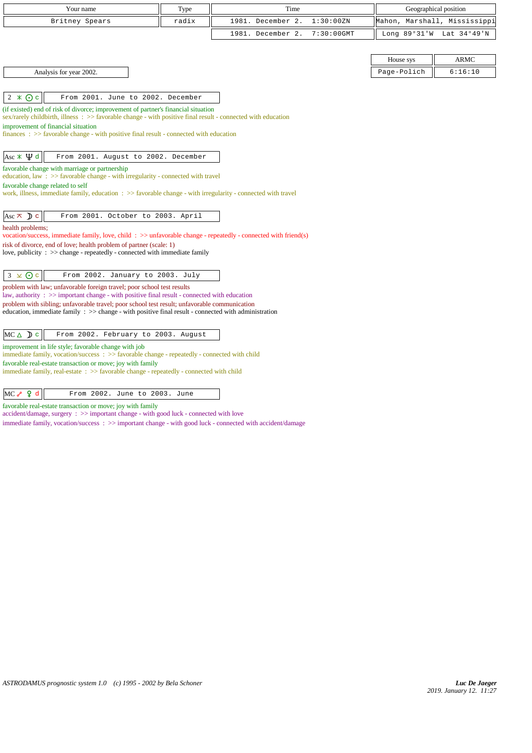| Your name | Type | Time | Geographical position |
|---|---|---|---|
| Britney Spears | radix | 1981. December 2. 1:30:00ZN | Mahon, Marshall, Mississippi |
| | | 1981. December 2. 7:30:00GMT | Long 89°31'W Lat 34°49'N |

| House sys | ARMC |
|---|---|
| Page-Polich | 6:16:10 |

Analysis for year 2002.

**2 ⚹ ☉ c** — From 2001. June to 2002. December

(if existed) end of risk of divorce; improvement of partner's financial situation
sex/rarely childbirth, illness : >> favorable change - with positive final result - connected with education

improvement of financial situation
finances : >> favorable change - with positive final result - connected with education

**Asc ⚹ ♆ d** — From 2001. August to 2002. December

favorable change with marriage or partnership
education, law : >> favorable change - with irregularity - connected with travel

favorable change related to self
work, illness, immediate family, education : >> favorable change - with irregularity - connected with travel

**Asc ⚻ ☽ c** — From 2001. October to 2003. April

health problems;
vocation/success, immediate family, love, child : >> unfavorable change - repeatedly - connected with friend(s)

risk of divorce, end of love; health problem of partner (scale: 1)
love, publicity : >> change - repeatedly - connected with immediate family

**3 ⚺ ☉ c** — From 2002. January to 2003. July

problem with law; unfavorable foreign travel; poor school test results
law, authority : >> important change - with positive final result - connected with education

problem with sibling; unfavorable travel; poor school test result; unfavorable communication
education, immediate family : >> change - with positive final result - connected with administration

**MC △ ☽ c** — From 2002. February to 2003. August

improvement in life style; favorable change with job
immediate family, vocation/success : >> favorable change - repeatedly - connected with child

favorable real-estate transaction or move; joy with family
immediate family, real-estate : >> favorable change - repeatedly - connected with child

**MC ☍ ♀ d** — From 2002. June to 2003. June

favorable real-estate transaction or move; joy with family
accident/damage, surgery : >> important change - with good luck - connected with love

immediate family, vocation/success : >> important change - with good luck - connected with accident/damage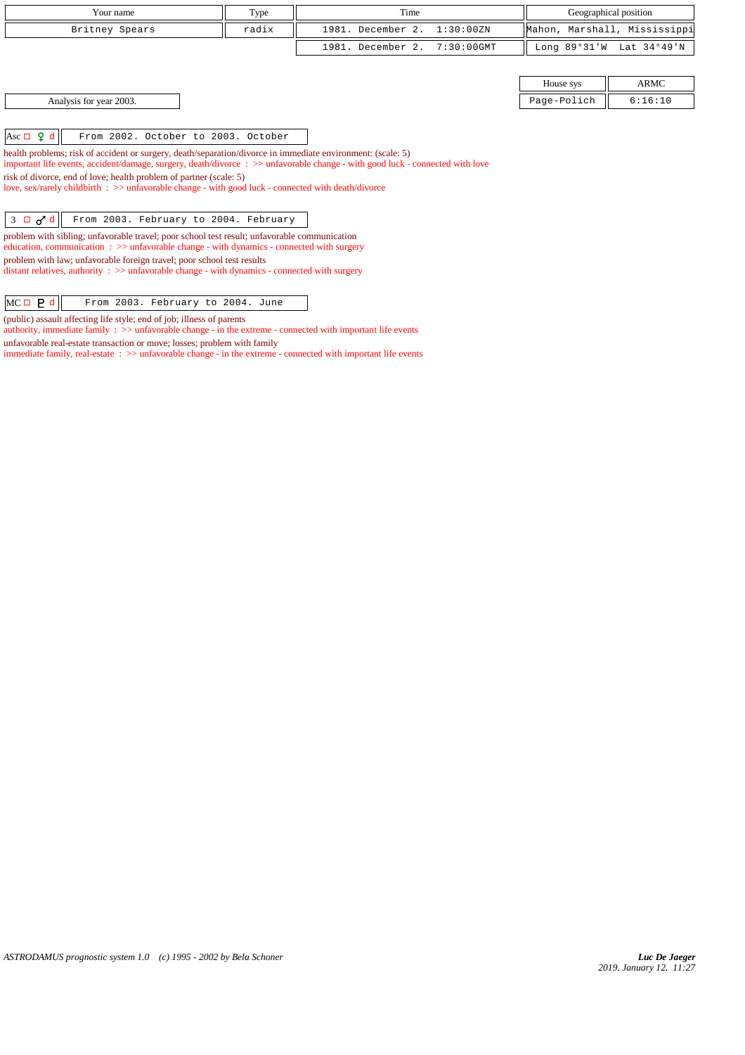| Your name | Type | Time | Geographical position | |
|---|---|---|---|---|
| Britney Spears | radix | 1981. December 2. 1:30:00ZN | Mahon, Marshall, Mississippi | |
| | | 1981. December 2. 7:30:00GMT | Long 89°31'W | Lat 34°49'N |

| House sys | ARMC |
|---|---|
| Page-Polich | 6:16:10 |

Analysis for year 2003.

**Asc □ ♀ d** — From 2002. October to 2003. October

health problems; risk of accident or surgery, death/separation/divorce in immediate environment: (scale: 5)
important life events, accident/damage, surgery, death/divorce : >> unfavorable change - with good luck - connected with love

risk of divorce, end of love; health problem of partner (scale: 5)
love, sex/rarely childbirth : >> unfavorable change - with good luck - connected with death/divorce

**3 □ ♂ d** — From 2003. February to 2004. February

problem with sibling; unfavorable travel; poor school test result; unfavorable communication
education, communication : >> unfavorable change - with dynamics - connected with surgery

problem with law; unfavorable foreign travel; poor school test results
distant relatives, authority : >> unfavorable change - with dynamics - connected with surgery

**MC □ ♇ d** — From 2003. February to 2004. June

(public) assault affecting life style; end of job; illness of parents
authority, immediate family : >> unfavorable change - in the extreme - connected with important life events

unfavorable real-estate transaction or move; losses; problem with family
immediate family, real-estate : >> unfavorable change - in the extreme - connected with important life events

*ASTRODAMUS prognostic system 1.0 (c) 1995 - 2002 by Bela Schoner*

*Luc De Jaeger*
2019. January 12. 11:27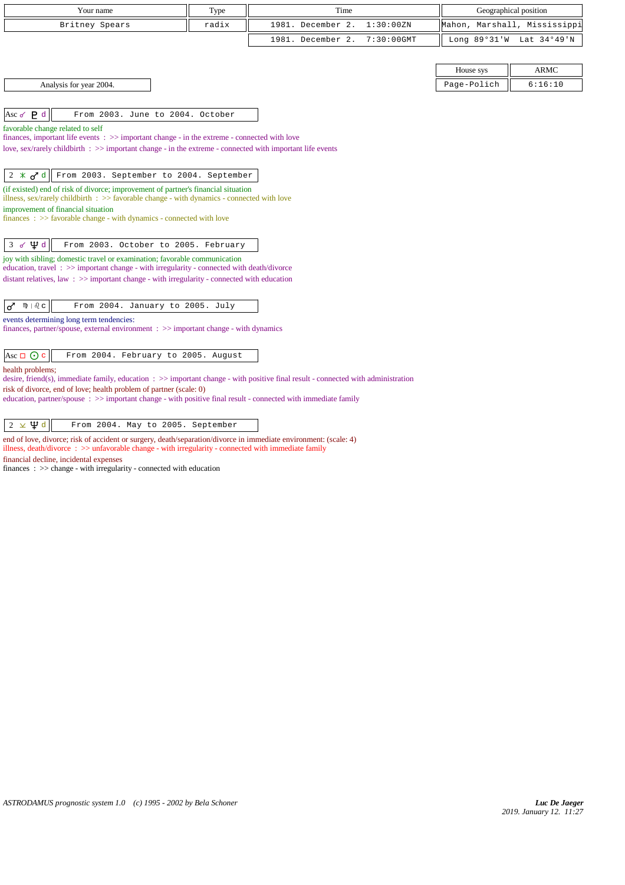| Your name | Type | Time | Geographical position |
|---|---|---|---|
| Britney Spears | radix | 1981. December 2. 1:30:00ZN | Mahon, Marshall, Mississippi |
| | | 1981. December 2. 7:30:00GMT | Long 89°31'W Lat 34°49'N |

| House sys | ARMC |
|---|---|
| Page-Polich | 6:16:10 |

Analysis for year 2004.

**Asc ☌ ♇ d** — From 2003. June to 2004. October

favorable change related to self
finances, important life events : >> important change - in the extreme - connected with love
love, sex/rarely childbirth : >> important change - in the extreme - connected with important life events

**2 ⚹ ♂ d** — From 2003. September to 2004. September

(if existed) end of risk of divorce; improvement of partner's financial situation
illness, sex/rarely childbirth : >> favorable change - with dynamics - connected with love
improvement of financial situation
finances : >> favorable change - with dynamics - connected with love

**3 ☌ ♆ d** — From 2003. October to 2005. February

joy with sibling; domestic travel or examination; favorable communication
education, travel : >> important change - with irregularity - connected with death/divorce
distant relatives, law : >> important change - with irregularity - connected with education

**♂ ♍ | ♌ c** — From 2004. January to 2005. July

events determining long term tendencies:
finances, partner/spouse, external environment : >> important change - with dynamics

**Asc □ ☉ c** — From 2004. February to 2005. August

health problems;
desire, friend(s), immediate family, education : >> important change - with positive final result - connected with administration
risk of divorce, end of love; health problem of partner (scale: 0)
education, partner/spouse : >> important change - with positive final result - connected with immediate family

**2 ⊻ ♆ d** — From 2004. May to 2005. September

end of love, divorce; risk of accident or surgery, death/separation/divorce in immediate environment: (scale: 4)
illness, death/divorce : >> unfavorable change - with irregularity - connected with immediate family
financial decline, incidental expenses
finances : >> change - with irregularity - connected with education

*ASTRODAMUS prognostic system 1.0 (c) 1995 - 2002 by Bela Schoner*

***Luc De Jaeger***
*2019. January 12. 11:27*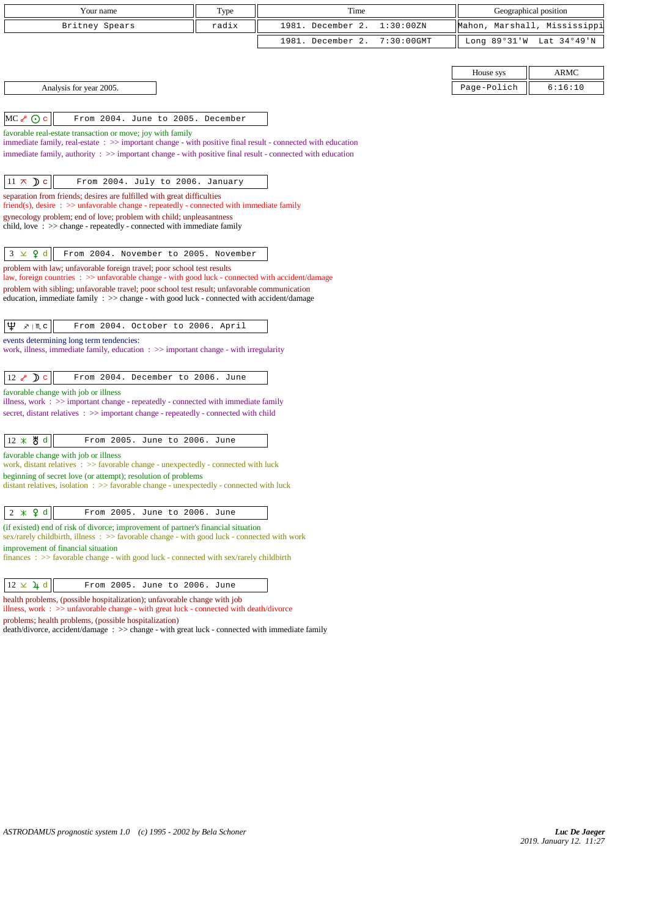| Your name | Type | Time | Geographical position |
|---|---|---|---|
| Britney Spears | radix | 1981. December 2. 1:30:00ZN | Mahon, Marshall, Mississippi |
| | | 1981. December 2. 7:30:00GMT | Long 89°31'W Lat 34°49'N |

| House sys | ARMC |
|---|---|
| Page-Polich | 6:16:10 |

Analysis for year 2005.

**MC ☍ ☉ c** — From 2004. June to 2005. December

favorable real-estate transaction or move; joy with family
immediate family, real-estate : >> important change - with positive final result - connected with education
immediate family, authority : >> important change - with positive final result - connected with education

**11 ⚻ ☽ c** — From 2004. July to 2006. January

separation from friends; desires are fulfilled with great difficulties
friend(s), desire : >> unfavorable change - repeatedly - connected with immediate family
gynecology problem; end of love; problem with child; unpleasantness
child, love : >> change - repeatedly - connected with immediate family

**3 ⚺ ♀ d** — From 2004. November to 2005. November

problem with law; unfavorable foreign travel; poor school test results
law, foreign countries : >> unfavorable change - with good luck - connected with accident/damage
problem with sibling; unfavorable travel; poor school test result; unfavorable communication
education, immediate family : >> change - with good luck - connected with accident/damage

**♆ ♐ | ♏ c** — From 2004. October to 2006. April

events determining long term tendencies:
work, illness, immediate family, education : >> important change - with irregularity

**12 ☍ ☽ c** — From 2004. December to 2006. June

favorable change with job or illness
illness, work : >> important change - repeatedly - connected with immediate family
secret, distant relatives : >> important change - repeatedly - connected with child

**12 ⚹ ♅ d** — From 2005. June to 2006. June

favorable change with job or illness
work, distant relatives : >> favorable change - unexpectedly - connected with luck
beginning of secret love (or attempt); resolution of problems
distant relatives, isolation : >> favorable change - unexpectedly - connected with luck

**2 ⚹ ♀ d** — From 2005. June to 2006. June

(if existed) end of risk of divorce; improvement of partner's financial situation
sex/rarely childbirth, illness : >> favorable change - with good luck - connected with work
improvement of financial situation
finances : >> favorable change - with good luck - connected with sex/rarely childbirth

**12 ⚺ ♃ d** — From 2005. June to 2006. June

health problems, (possible hospitalization); unfavorable change with job
illness, work : >> unfavorable change - with great luck - connected with death/divorce
problems; health problems, (possible hospitalization)
death/divorce, accident/damage : >> change - with great luck - connected with immediate family

*ASTRODAMUS prognostic system 1.0 (c) 1995 - 2002 by Bela Schoner*

*Luc De Jaeger*
*2019. January 12. 11:27*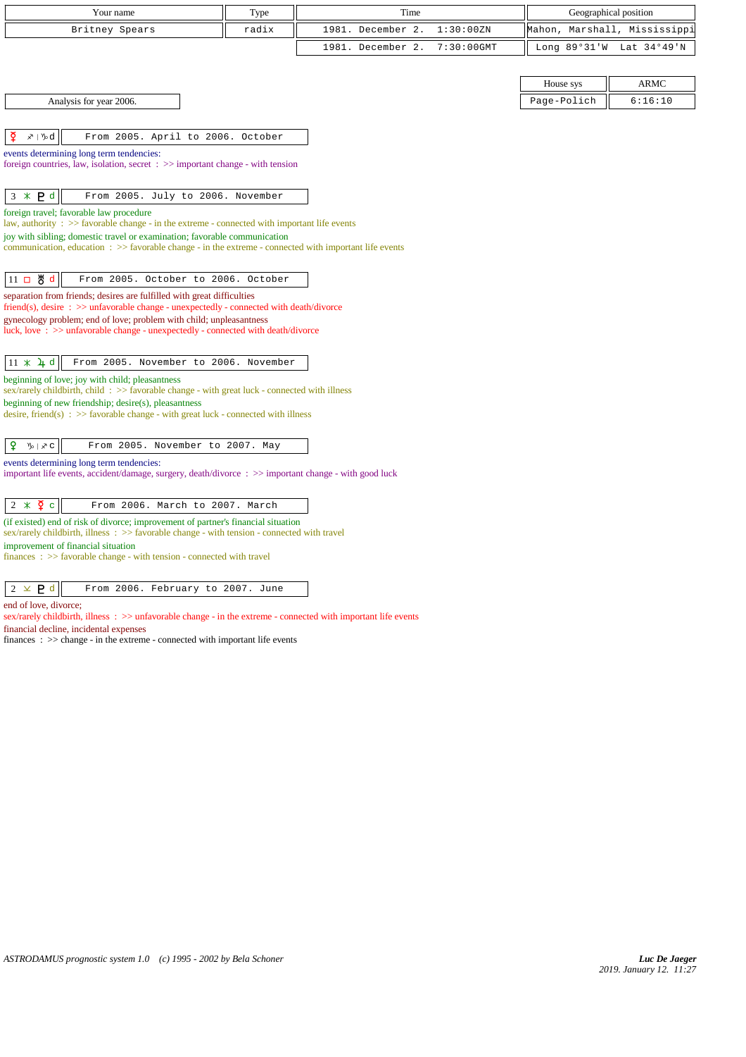| Your name | Type | Time | Geographical position |
|---|---|---|---|
| Britney Spears | radix | 1981. December 2. 1:30:00ZN | Mahon, Marshall, Mississippi |
| | | 1981. December 2. 7:30:00GMT | Long 89°31'W Lat 34°49'N |

| House sys | ARMC |
|---|---|
| Page-Polich | 6:16:10 |

Analysis for year 2006.

**☿ ♐ | ♑ d** — From 2005. April to 2006. October

events determining long term tendencies:
foreign countries, law, isolation, secret : >> important change - with tension

**3 ⚹ ♇ d** — From 2005. July to 2006. November

foreign travel; favorable law procedure
law, authority : >> favorable change - in the extreme - connected with important life events
joy with sibling; domestic travel or examination; favorable communication
communication, education : >> favorable change - in the extreme - connected with important life events

**11 □ ♅ d** — From 2005. October to 2006. October

separation from friends; desires are fulfilled with great difficulties
friend(s), desire : >> unfavorable change - unexpectedly - connected with death/divorce
gynecology problem; end of love; problem with child; unpleasantness
luck, love : >> unfavorable change - unexpectedly - connected with death/divorce

**11 ⚹ ♃ d** — From 2005. November to 2006. November

beginning of love; joy with child; pleasantness
sex/rarely childbirth, child : >> favorable change - with great luck - connected with illness
beginning of new friendship; desire(s), pleasantness
desire, friend(s) : >> favorable change - with great luck - connected with illness

**♀ ♑ | ♐ c** — From 2005. November to 2007. May

events determining long term tendencies:
important life events, accident/damage, surgery, death/divorce : >> important change - with good luck

**2 ⚹ ☿ c** — From 2006. March to 2007. March

(if existed) end of risk of divorce; improvement of partner's financial situation
sex/rarely childbirth, illness : >> favorable change - with tension - connected with travel
improvement of financial situation
finances : >> favorable change - with tension - connected with travel

**2 ⊻ ♇ d** — From 2006. February to 2007. June

end of love, divorce;
sex/rarely childbirth, illness : >> unfavorable change - in the extreme - connected with important life events
financial decline, incidental expenses
finances : >> change - in the extreme - connected with important life events

ASTRODAMUS prognostic system 1.0 (c) 1995 - 2002 by Bela Schoner

*Luc De Jaeger*
*2019. January 12. 11:27*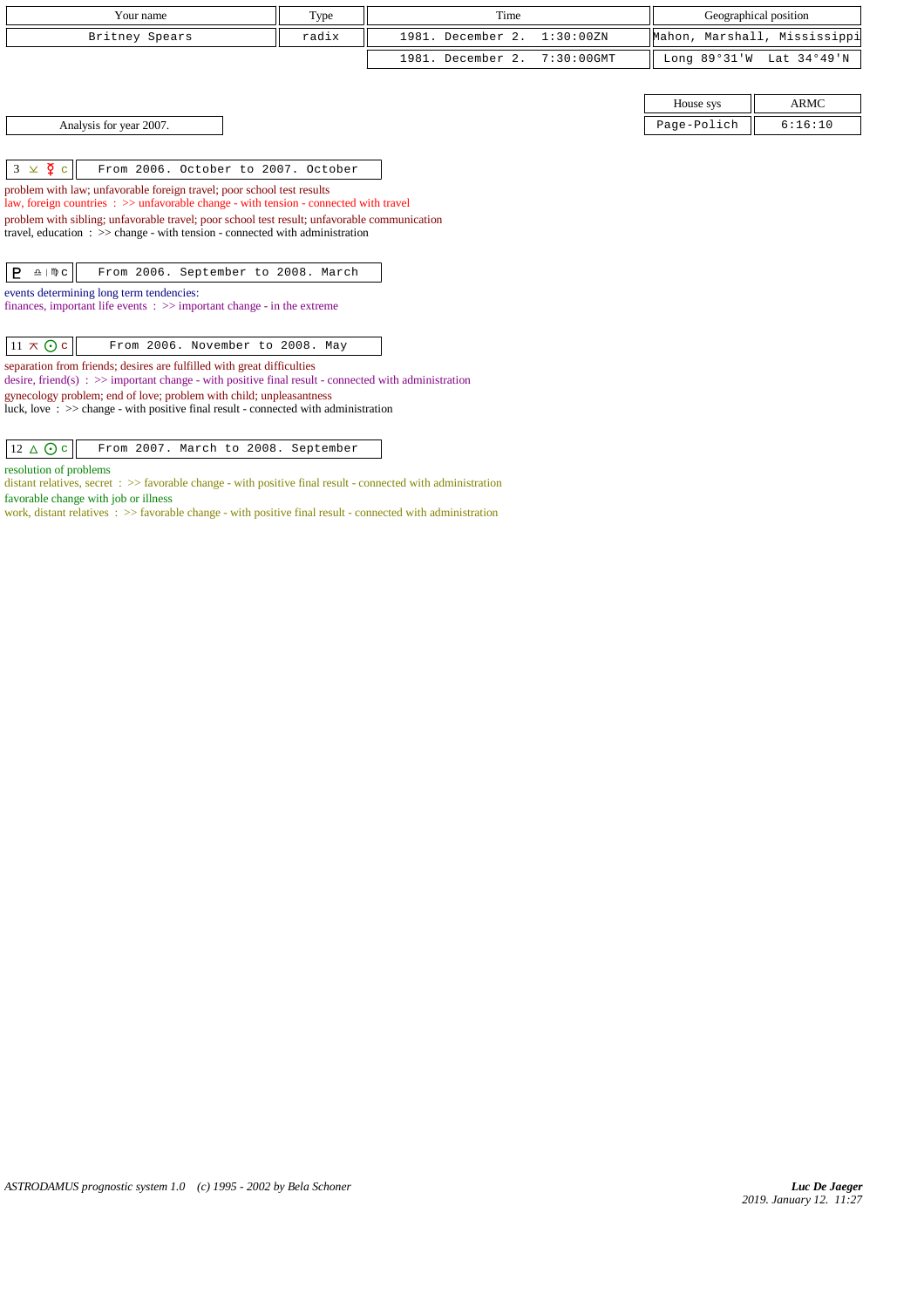| Your name | Type | Time | Geographical position |
|---|---|---|---|
| Britney Spears | radix | 1981. December 2. 1:30:00ZN | Mahon, Marshall, Mississippi |
| | | 1981. December 2. 7:30:00GMT | Long 89°31'W Lat 34°49'N |

| House sys | ARMC |
|---|---|
| Page-Polich | 6:16:10 |

Analysis for year 2007.

**3 ⚺ ☿ c** — From 2006. October to 2007. October

problem with law; unfavorable foreign travel; poor school test results
law, foreign countries : >> unfavorable change - with tension - connected with travel
problem with sibling; unfavorable travel; poor school test result; unfavorable communication
travel, education : >> change - with tension - connected with administration

**♇ ♎ | ♍ c** — From 2006. September to 2008. March

events determining long term tendencies:
finances, important life events : >> important change - in the extreme

**11 ⚻ ☉ c** — From 2006. November to 2008. May

separation from friends; desires are fulfilled with great difficulties
desire, friend(s) : >> important change - with positive final result - connected with administration
gynecology problem; end of love; problem with child; unpleasantness
luck, love : >> change - with positive final result - connected with administration

**12 △ ☉ c** — From 2007. March to 2008. September

resolution of problems
distant relatives, secret : >> favorable change - with positive final result - connected with administration
favorable change with job or illness
work, distant relatives : >> favorable change - with positive final result - connected with administration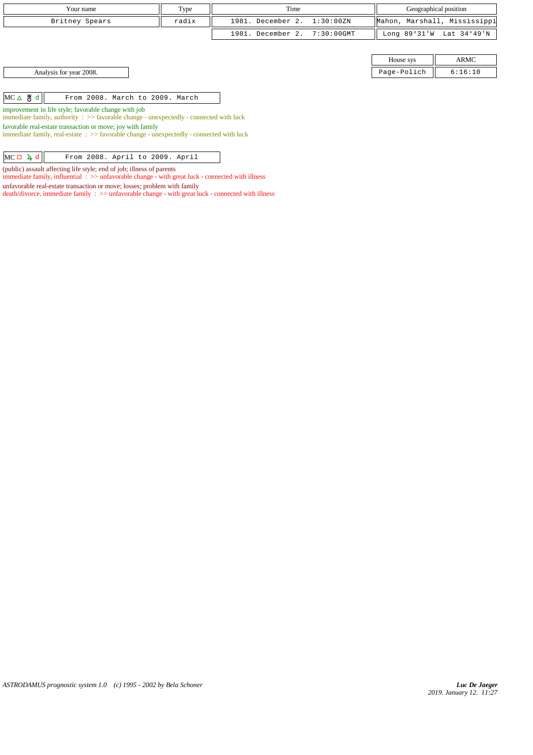| Your name | Type | Time | Geographical position |
|---|---|---|---|
| Britney Spears | radix | 1981. December 2. 1:30:00ZN | Mahon, Marshall, Mississippi |
| | | 1981. December 2. 7:30:00GMT | Long 89°31'W Lat 34°49'N |

| House sys | ARMC |
|---|---|
| Page-Polich | 6:16:10 |

Analysis for year 2008.

| MC △ ♅ d | From 2008. March to 2009. March |
|---|---|

improvement in life style; favorable change with job
immediate family, authority : >> favorable change - unexpectedly - connected with luck

favorable real-estate transaction or move; joy with family
immediate family, real-estate : >> favorable change - unexpectedly - connected with luck

| MC □ ♃ d | From 2008. April to 2009. April |
|---|---|

(public) assault affecting life style; end of job; illness of parents
immediate family, influential : >> unfavorable change - with great luck - connected with illness

unfavorable real-estate transaction or move; losses; problem with family
death/divorce, immediate family : >> unfavorable change - with great luck - connected with illness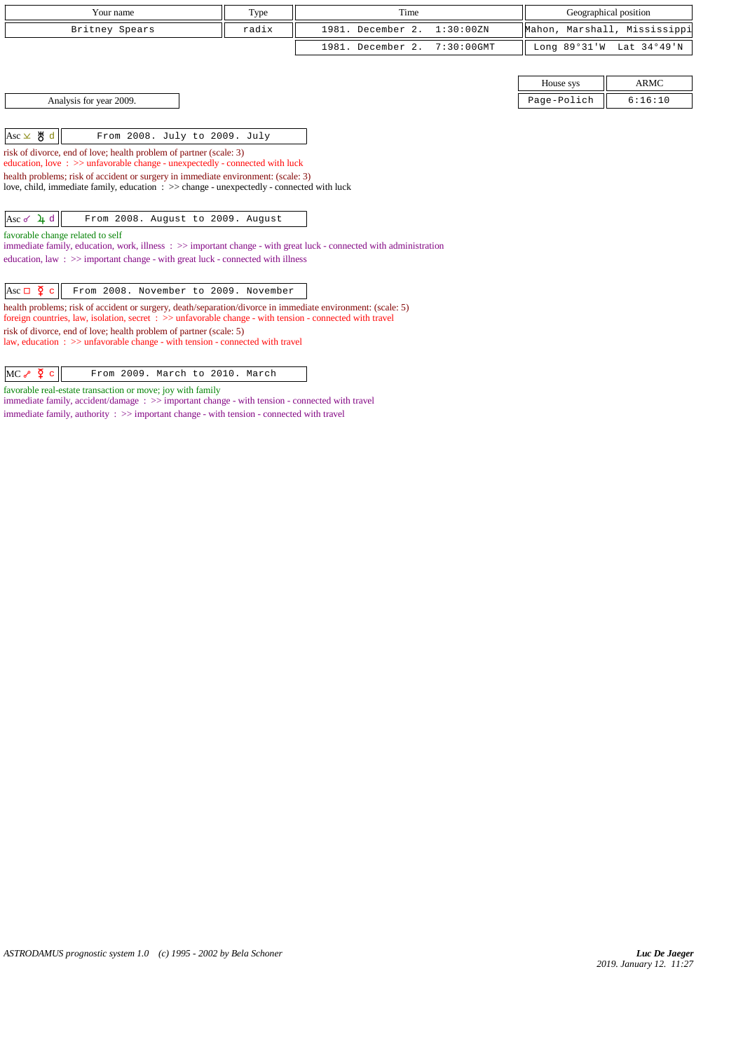| Your name | Type | Time | Geographical position |
| --- | --- | --- | --- |
| Britney Spears | radix | 1981. December 2. 1:30:00ZN | Mahon, Marshall, Mississippi |
| | | 1981. December 2. 7:30:00GMT | Long 89°31'W Lat 34°49'N |

| House sys | ARMC |
| --- | --- |
| Page-Polich | 6:16:10 |

Analysis for year 2009.

**Asc ⚺ ♅ d** — From 2008. July to 2009. July

risk of divorce, end of love; health problem of partner (scale: 3)
education, love : >> unfavorable change - unexpectedly - connected with luck

health problems; risk of accident or surgery in immediate environment: (scale: 3)
love, child, immediate family, education : >> change - unexpectedly - connected with luck

**Asc ☌ ♃ d** — From 2008. August to 2009. August

favorable change related to self
immediate family, education, work, illness : >> important change - with great luck - connected with administration

education, law : >> important change - with great luck - connected with illness

**Asc □ ☿ c** — From 2008. November to 2009. November

health problems; risk of accident or surgery, death/separation/divorce in immediate environment: (scale: 5)
foreign countries, law, isolation, secret : >> unfavorable change - with tension - connected with travel

risk of divorce, end of love; health problem of partner (scale: 5)
law, education : >> unfavorable change - with tension - connected with travel

**MC ☍ ☿ c** — From 2009. March to 2010. March

favorable real-estate transaction or move; joy with family
immediate family, accident/damage : >> important change - with tension - connected with travel

immediate family, authority : >> important change - with tension - connected with travel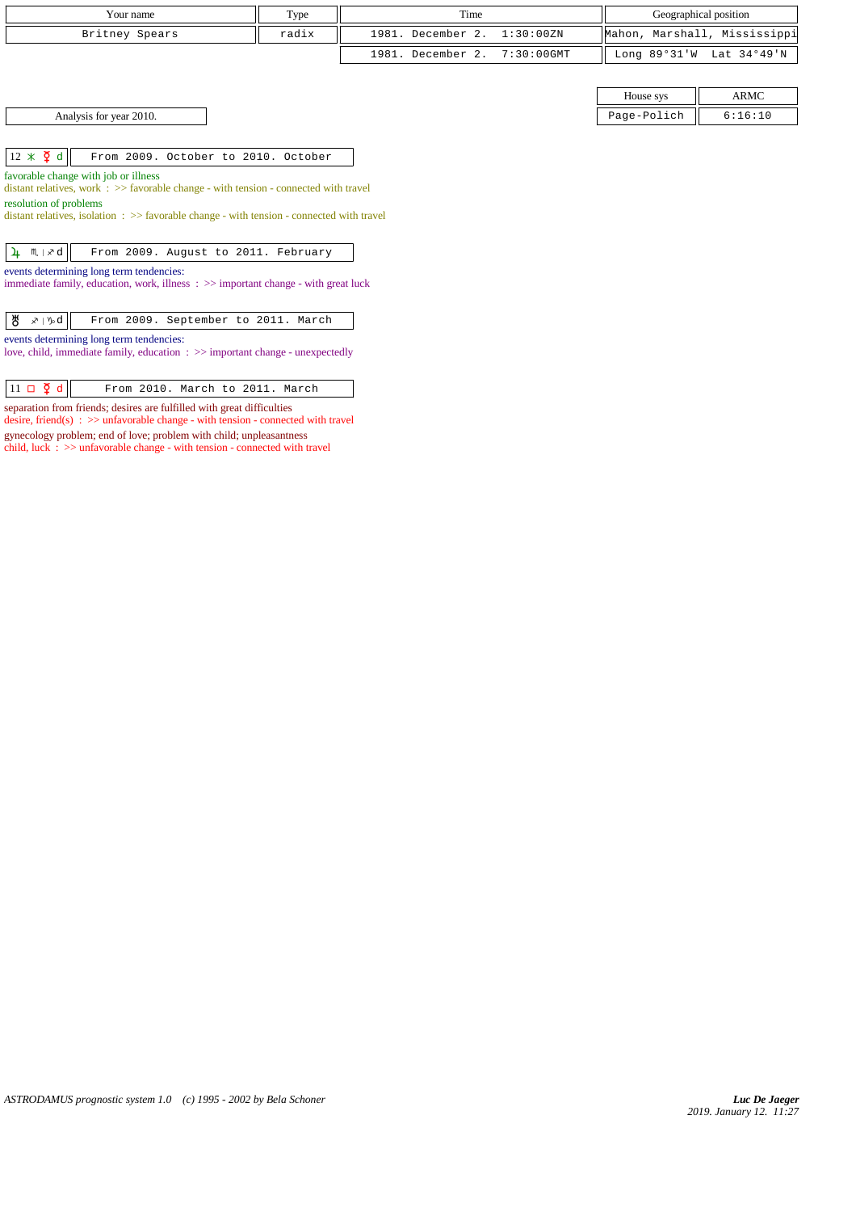| Your name | Type | Time | Geographical position |
|---|---|---|---|
| Britney Spears | radix | 1981. December 2. 1:30:00ZN | Mahon, Marshall, Mississippi |
| | | 1981. December 2. 7:30:00GMT | Long 89°31'W Lat 34°49'N |

| House sys | ARMC |
|---|---|
| Page-Polich | 6:16:10 |

Analysis for year 2010.

| 12 ⚹ ☿ d | From 2009. October to 2010. October |
|---|---|

favorable change with job or illness
distant relatives, work : >> favorable change - with tension - connected with travel
resolution of problems
distant relatives, isolation : >> favorable change - with tension - connected with travel

| ♃ ♏ \| ♐ d | From 2009. August to 2011. February |
|---|---|

events determining long term tendencies:
immediate family, education, work, illness : >> important change - with great luck

| ♅ ♐ \| ♑ d | From 2009. September to 2011. March |
|---|---|

events determining long term tendencies:
love, child, immediate family, education : >> important change - unexpectedly

| 11 □ ☿ d | From 2010. March to 2011. March |
|---|---|

separation from friends; desires are fulfilled with great difficulties
desire, friend(s) : >> unfavorable change - with tension - connected with travel
gynecology problem; end of love; problem with child; unpleasantness
child, luck : >> unfavorable change - with tension - connected with travel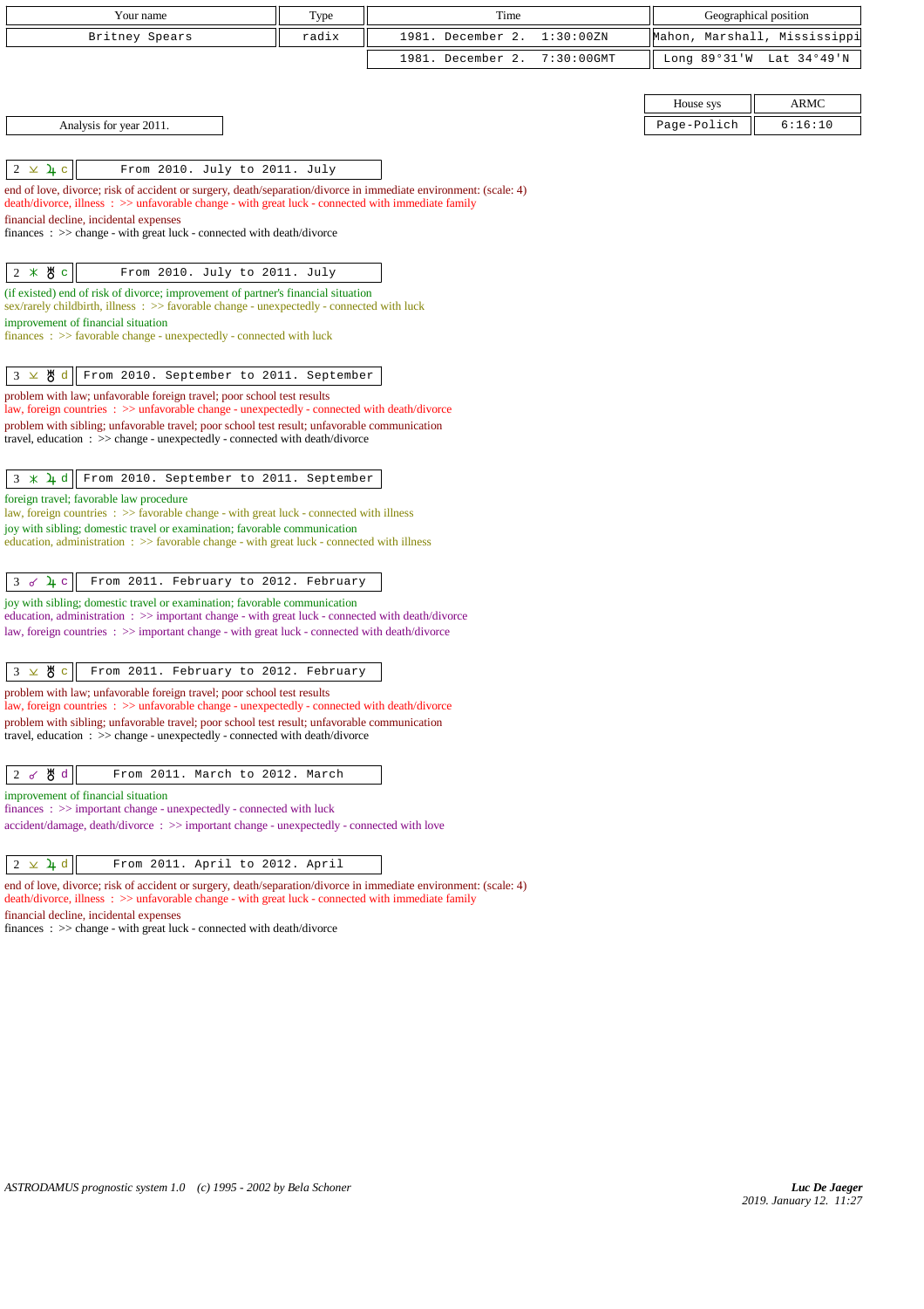| Your name | Type | Time | Geographical position |
|---|---|---|---|
| Britney Spears | radix | 1981. December 2. 1:30:00ZN | Mahon, Marshall, Mississippi |
| | | 1981. December 2. 7:30:00GMT | Long 89°31'W Lat 34°49'N |

| House sys | ARMC |
|---|---|
| Page-Polich | 6:16:10 |

Analysis for year 2011.

| 2 ⊻ ♃ c | From 2010. July to 2011. July |
|---|---|

end of love, divorce; risk of accident or surgery, death/separation/divorce in immediate environment: (scale: 4)
death/divorce, illness : >> unfavorable change - with great luck - connected with immediate family
financial decline, incidental expenses
finances : >> change - with great luck - connected with death/divorce

| 2 ⚹ ♅ c | From 2010. July to 2011. July |
|---|---|

(if existed) end of risk of divorce; improvement of partner's financial situation
sex/rarely childbirth, illness : >> favorable change - unexpectedly - connected with luck
improvement of financial situation
finances : >> favorable change - unexpectedly - connected with luck

| 3 ⊻ ♅ d | From 2010. September to 2011. September |
|---|---|

problem with law; unfavorable foreign travel; poor school test results
law, foreign countries : >> unfavorable change - unexpectedly - connected with death/divorce
problem with sibling; unfavorable travel; poor school test result; unfavorable communication
travel, education : >> change - unexpectedly - connected with death/divorce

| 3 ⚹ ♃ d | From 2010. September to 2011. September |
|---|---|

foreign travel; favorable law procedure
law, foreign countries : >> favorable change - with great luck - connected with illness
joy with sibling; domestic travel or examination; favorable communication
education, administration : >> favorable change - with great luck - connected with illness

| 3 ☍ ♃ c | From 2011. February to 2012. February |
|---|---|

joy with sibling; domestic travel or examination; favorable communication
education, administration : >> important change - with great luck - connected with death/divorce
law, foreign countries : >> important change - with great luck - connected with death/divorce

| 3 ⊻ ♅ c | From 2011. February to 2012. February |
|---|---|

problem with law; unfavorable foreign travel; poor school test results
law, foreign countries : >> unfavorable change - unexpectedly - connected with death/divorce
problem with sibling; unfavorable travel; poor school test result; unfavorable communication
travel, education : >> change - unexpectedly - connected with death/divorce

| 2 ☍ ♅ d | From 2011. March to 2012. March |
|---|---|

improvement of financial situation
finances : >> important change - unexpectedly - connected with luck
accident/damage, death/divorce : >> important change - unexpectedly - connected with love

| 2 ⊻ ♃ d | From 2011. April to 2012. April |
|---|---|

end of love, divorce; risk of accident or surgery, death/separation/divorce in immediate environment: (scale: 4)
death/divorce, illness : >> unfavorable change - with great luck - connected with immediate family
financial decline, incidental expenses
finances : >> change - with great luck - connected with death/divorce

*ASTRODAMUS prognostic system 1.0 (c) 1995 - 2002 by Bela Schoner*

***Luc De Jaeger***
*2019. January 12. 11:27*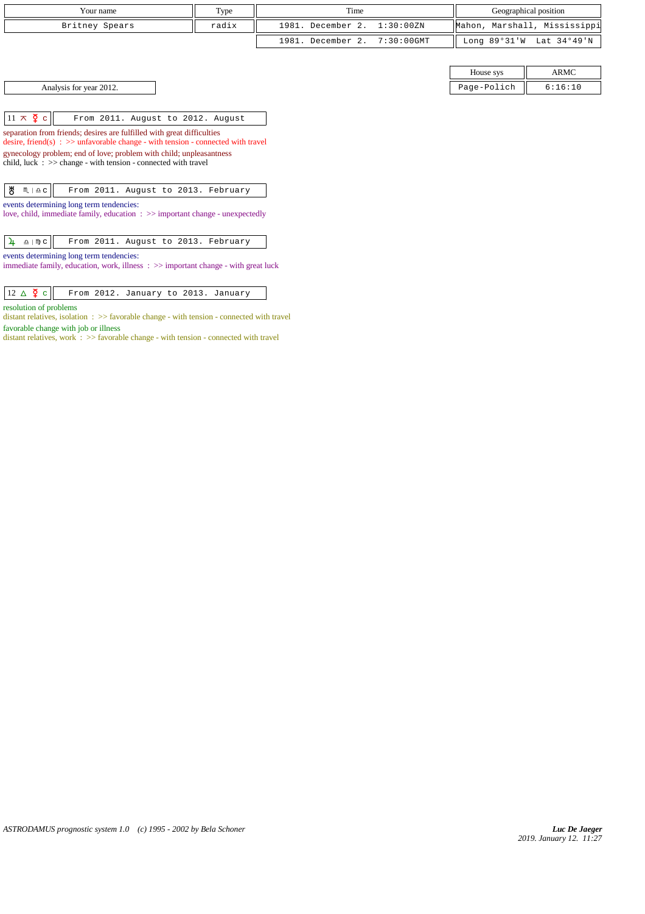| Your name | Type | Time | Geographical position |
|---|---|---|---|
| Britney Spears | radix | 1981. December 2. 1:30:00ZN | Mahon, Marshall, Mississippi |
| | | 1981. December 2. 7:30:00GMT | Long 89°31'W Lat 34°49'N |

| House sys | ARMC |
|---|---|
| Page-Polich | 6:16:10 |

Analysis for year 2012.

| 11 ⚻ ☿ c | From 2011. August to 2012. August |
|---|---|

separation from friends; desires are fulfilled with great difficulties
desire, friend(s) : >> unfavorable change - with tension - connected with travel
gynecology problem; end of love; problem with child; unpleasantness
child, luck : >> change - with tension - connected with travel

| ♅ ♏ \| ♎ c | From 2011. August to 2013. February |
|---|---|

events determining long term tendencies:
love, child, immediate family, education : >> important change - unexpectedly

| ♃ ♎ \| ♍ c | From 2011. August to 2013. February |
|---|---|

events determining long term tendencies:
immediate family, education, work, illness : >> important change - with great luck

| 12 △ ☿ c | From 2012. January to 2013. January |
|---|---|

resolution of problems
distant relatives, isolation : >> favorable change - with tension - connected with travel
favorable change with job or illness
distant relatives, work : >> favorable change - with tension - connected with travel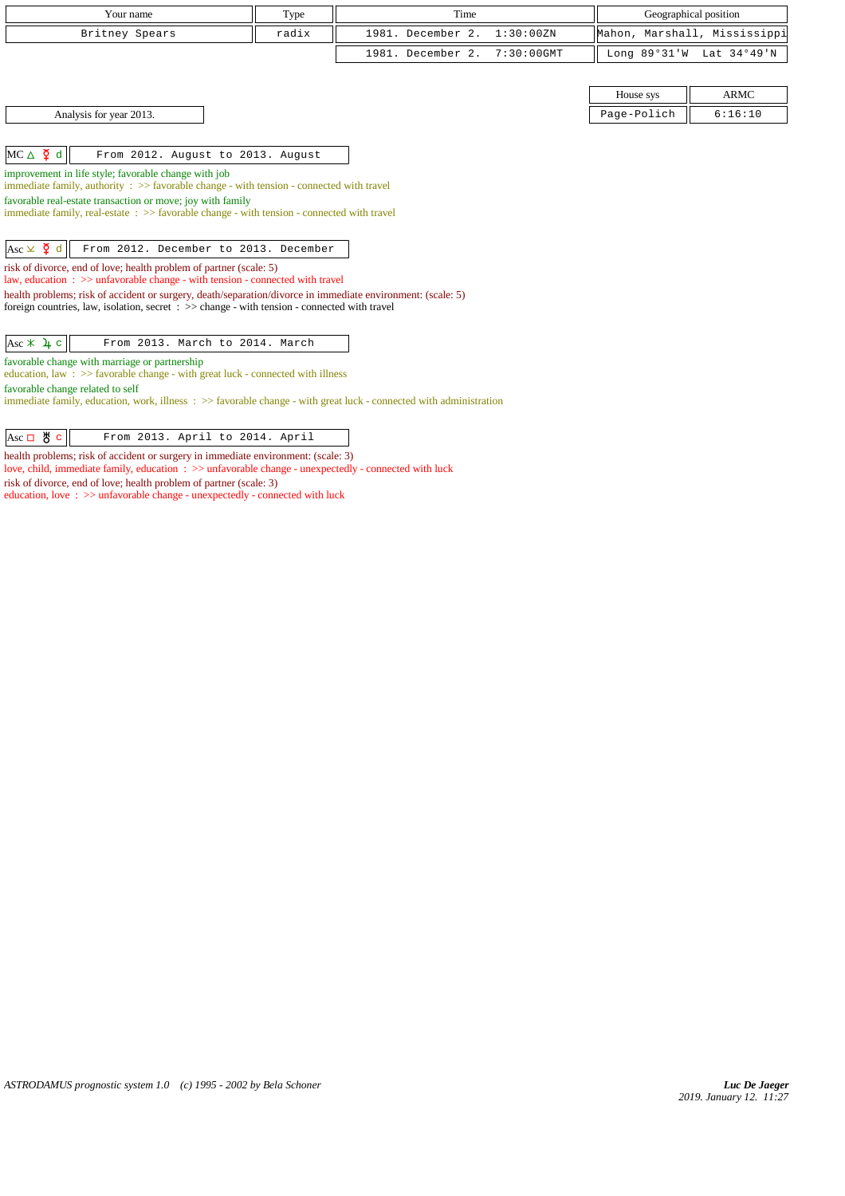| Your name | Type | Time | Geographical position |
| --- | --- | --- | --- |
| Britney Spears | radix | 1981. December 2. 1:30:00ZN | Mahon, Marshall, Mississippi |
| | | 1981. December 2. 7:30:00GMT | Long 89°31'W Lat 34°49'N |

| House sys | ARMC |
| --- | --- |
| Page-Polich | 6:16:10 |

Analysis for year 2013.

| MC △ ☿ d | From 2012. August to 2013. August |
| --- | --- |

improvement in life style; favorable change with job
immediate family, authority : >> favorable change - with tension - connected with travel
favorable real-estate transaction or move; joy with family
immediate family, real-estate : >> favorable change - with tension - connected with travel

| Asc ⊻ ☿ d | From 2012. December to 2013. December |
| --- | --- |

risk of divorce, end of love; health problem of partner (scale: 5)
law, education : >> unfavorable change - with tension - connected with travel
health problems; risk of accident or surgery, death/separation/divorce in immediate environment: (scale: 5)
foreign countries, law, isolation, secret : >> change - with tension - connected with travel

| Asc ⚹ ♃ c | From 2013. March to 2014. March |
| --- | --- |

favorable change with marriage or partnership
education, law : >> favorable change - with great luck - connected with illness
favorable change related to self
immediate family, education, work, illness : >> favorable change - with great luck - connected with administration

| Asc □ ♅ c | From 2013. April to 2014. April |
| --- | --- |

health problems; risk of accident or surgery in immediate environment: (scale: 3)
love, child, immediate family, education : >> unfavorable change - unexpectedly - connected with luck
risk of divorce, end of love; health problem of partner (scale: 3)
education, love : >> unfavorable change - unexpectedly - connected with luck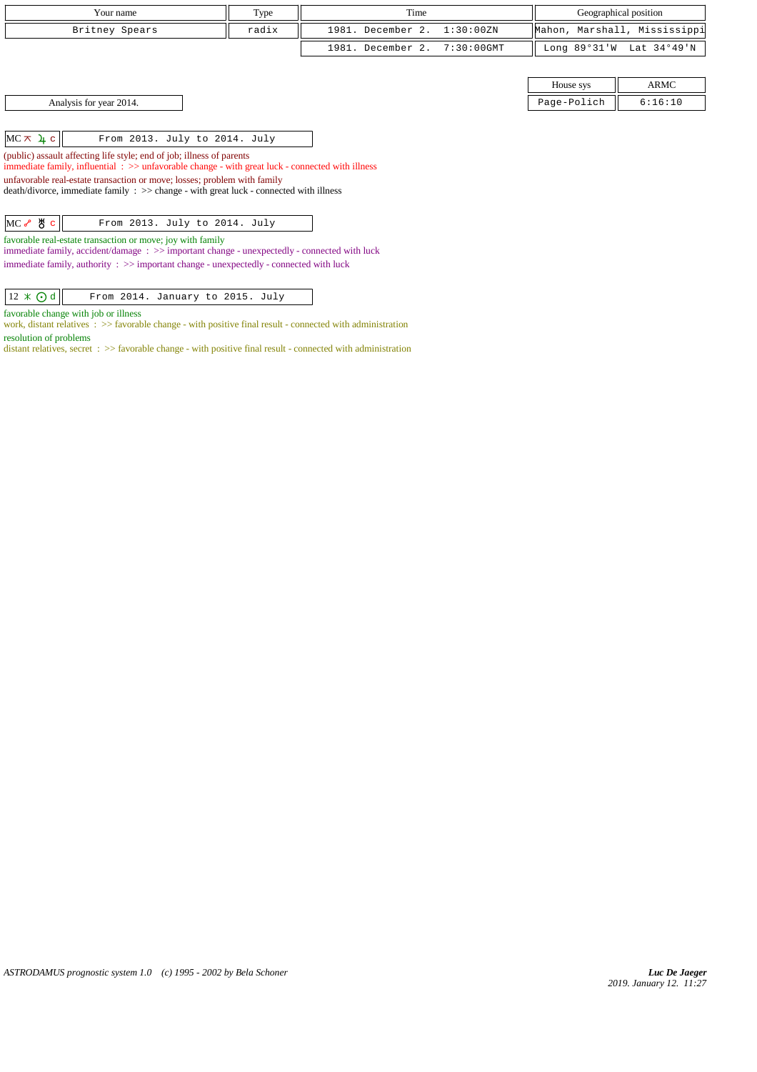| Your name | Type | Time | Geographical position |
|---|---|---|---|
| Britney Spears | radix | 1981. December 2. 1:30:00ZN | Mahon, Marshall, Mississippi |
| | | 1981. December 2. 7:30:00GMT | Long 89°31'W Lat 34°49'N |

| House sys | ARMC |
|---|---|
| Page-Polich | 6:16:10 |

Analysis for year 2014.

MC ⚻ ♃ c — From 2013. July to 2014. July

(public) assault affecting life style; end of job; illness of parents
immediate family, influential : >> unfavorable change - with great luck - connected with illness

unfavorable real-estate transaction or move; losses; problem with family
death/divorce, immediate family : >> change - with great luck - connected with illness

MC ☍ ♅ c — From 2013. July to 2014. July

favorable real-estate transaction or move; joy with family
immediate family, accident/damage : >> important change - unexpectedly - connected with luck

immediate family, authority : >> important change - unexpectedly - connected with luck

12 ⚹ ☉ d — From 2014. January to 2015. July

favorable change with job or illness
work, distant relatives : >> favorable change - with positive final result - connected with administration

resolution of problems
distant relatives, secret : >> favorable change - with positive final result - connected with administration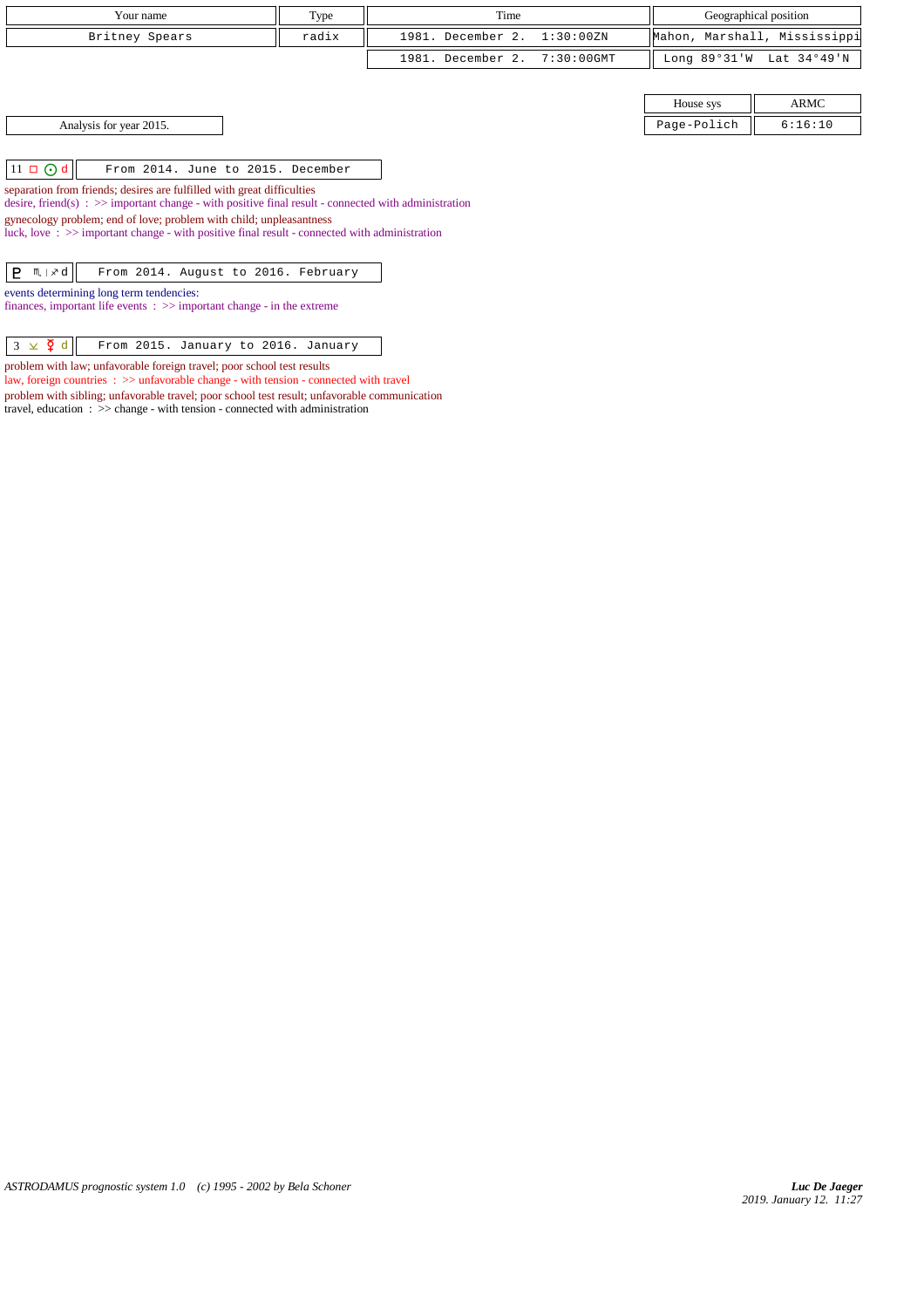| Your name | Type | Time | Geographical position |
|---|---|---|---|
| Britney Spears | radix | 1981. December 2. 1:30:00ZN | Mahon, Marshall, Mississippi |
| | | 1981. December 2. 7:30:00GMT | Long 89°31'W Lat 34°49'N |

| House sys | ARMC |
|---|---|
| Page-Polich | 6:16:10 |

Analysis for year 2015.

**11 □ ☉ d** — From 2014. June to 2015. December

separation from friends; desires are fulfilled with great difficulties
desire, friend(s) : >> important change - with positive final result - connected with administration
gynecology problem; end of love; problem with child; unpleasantness
luck, love : >> important change - with positive final result - connected with administration

**♇ ♏ | ♐ d** — From 2014. August to 2016. February

events determining long term tendencies:
finances, important life events : >> important change - in the extreme

**3 ⚺ ☿ d** — From 2015. January to 2016. January

problem with law; unfavorable foreign travel; poor school test results
law, foreign countries : >> unfavorable change - with tension - connected with travel
problem with sibling; unfavorable travel; poor school test result; unfavorable communication
travel, education : >> change - with tension - connected with administration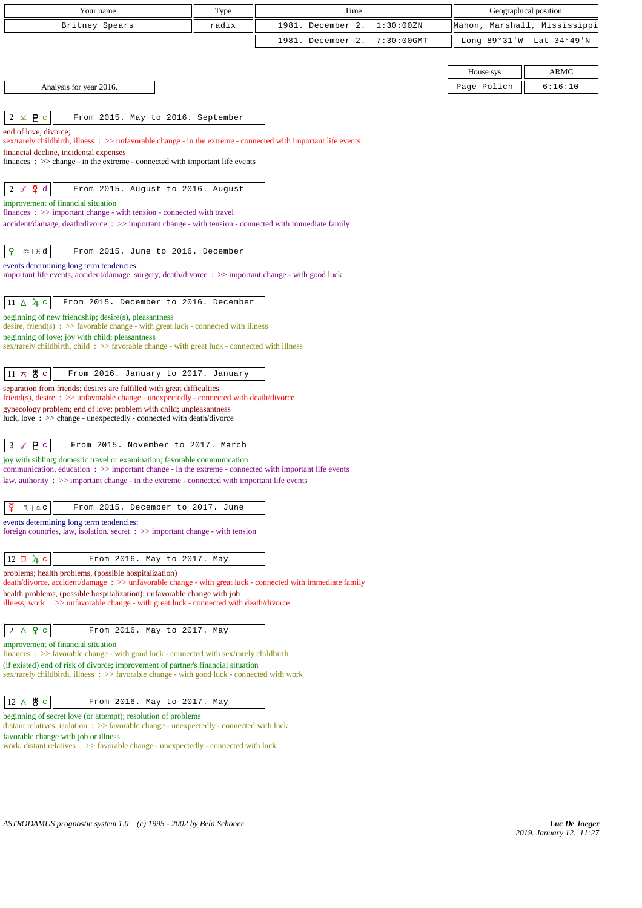| Your name | Type | Time | Geographical position |
|---|---|---|---|
| Britney Spears | radix | 1981. December 2. 1:30:00ZN | Mahon, Marshall, Mississippi |
| | | 1981. December 2. 7:30:00GMT | Long 89°31'W Lat 34°49'N |

| House sys | ARMC |
|---|---|
| Page-Polich | 6:16:10 |

Analysis for year 2016.

**2 ⚺ ♇ c** — From 2015. May to 2016. September

end of love, divorce;
sex/rarely childbirth, illness : >> unfavorable change - in the extreme - connected with important life events
financial decline, incidental expenses
finances : >> change - in the extreme - connected with important life events

**2 ☍ ☿ d** — From 2015. August to 2016. August

improvement of financial situation
finances : >> important change - with tension - connected with travel
accident/damage, death/divorce : >> important change - with tension - connected with immediate family

**♀ ♒ | ♓ d** — From 2015. June to 2016. December

events determining long term tendencies:
important life events, accident/damage, surgery, death/divorce : >> important change - with good luck

**11 △ ♃ c** — From 2015. December to 2016. December

beginning of new friendship; desire(s), pleasantness
desire, friend(s) : >> favorable change - with great luck - connected with illness
beginning of love; joy with child; pleasantness
sex/rarely childbirth, child : >> favorable change - with great luck - connected with illness

**11 ⚻ ♅ c** — From 2016. January to 2017. January

separation from friends; desires are fulfilled with great difficulties
friend(s), desire : >> unfavorable change - unexpectedly - connected with death/divorce
gynecology problem; end of love; problem with child; unpleasantness
luck, love : >> change - unexpectedly - connected with death/divorce

**3 ☍ ♇ c** — From 2015. November to 2017. March

joy with sibling; domestic travel or examination; favorable communication
communication, education : >> important change - in the extreme - connected with important life events
law, authority : >> important change - in the extreme - connected with important life events

**☿ ♏ | ♎ c** — From 2015. December to 2017. June

events determining long term tendencies:
foreign countries, law, isolation, secret : >> important change - with tension

**12 □ ♃ c** — From 2016. May to 2017. May

problems; health problems, (possible hospitalization)
death/divorce, accident/damage : >> unfavorable change - with great luck - connected with immediate family
health problems, (possible hospitalization); unfavorable change with job
illness, work : >> unfavorable change - with great luck - connected with death/divorce

**2 △ ♀ c** — From 2016. May to 2017. May

improvement of financial situation
finances : >> favorable change - with good luck - connected with sex/rarely childbirth
(if existed) end of risk of divorce; improvement of partner's financial situation
sex/rarely childbirth, illness : >> favorable change - with good luck - connected with work

**12 △ ♅ c** — From 2016. May to 2017. May

beginning of secret love (or attempt); resolution of problems
distant relatives, isolation : >> favorable change - unexpectedly - connected with luck
favorable change with job or illness
work, distant relatives : >> favorable change - unexpectedly - connected with luck

*ASTRODAMUS prognostic system 1.0 (c) 1995 - 2002 by Bela Schoner*

***Luc De Jaeger***
*2019. January 12. 11:27*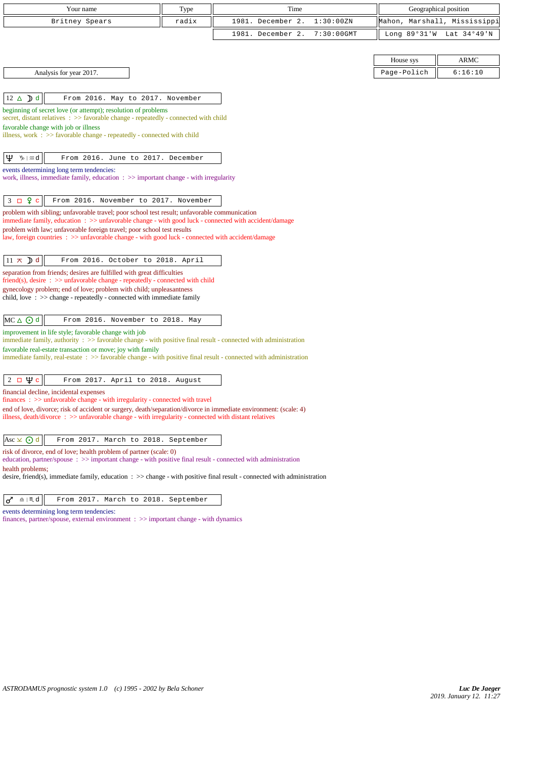| Your name | Type | Time | Geographical position |
|---|---|---|---|
| Britney Spears | radix | 1981. December 2. 1:30:00ZN | Mahon, Marshall, Mississippi |
| | | 1981. December 2. 7:30:00GMT | Long 89°31'W Lat 34°49'N |

| House sys | ARMC |
|---|---|
| Page-Polich | 6:16:10 |

Analysis for year 2017.

**12 △ ☽ d** — From 2016. May to 2017. November

beginning of secret love (or attempt); resolution of problems
secret, distant relatives : >> favorable change - repeatedly - connected with child
favorable change with job or illness
illness, work : >> favorable change - repeatedly - connected with child

**♆ ♑ | ♒ d** — From 2016. June to 2017. December

events determining long term tendencies:
work, illness, immediate family, education : >> important change - with irregularity

**3 □ ♀ c** — From 2016. November to 2017. November

problem with sibling; unfavorable travel; poor school test result; unfavorable communication
immediate family, education : >> unfavorable change - with good luck - connected with accident/damage
problem with law; unfavorable foreign travel; poor school test results
law, foreign countries : >> unfavorable change - with good luck - connected with accident/damage

**11 ⚻ ☽ d** — From 2016. October to 2018. April

separation from friends; desires are fulfilled with great difficulties
friend(s), desire : >> unfavorable change - repeatedly - connected with child
gynecology problem; end of love; problem with child; unpleasantness
child, love : >> change - repeatedly - connected with immediate family

**MC △ ☉ d** — From 2016. November to 2018. May

improvement in life style; favorable change with job
immediate family, authority : >> favorable change - with positive final result - connected with administration
favorable real-estate transaction or move; joy with family
immediate family, real-estate : >> favorable change - with positive final result - connected with administration

**2 □ ♆ c** — From 2017. April to 2018. August

financial decline, incidental expenses
finances : >> unfavorable change - with irregularity - connected with travel
end of love, divorce; risk of accident or surgery, death/separation/divorce in immediate environment: (scale: 4)
illness, death/divorce : >> unfavorable change - with irregularity - connected with distant relatives

**Asc ⊻ ☉ d** — From 2017. March to 2018. September

risk of divorce, end of love; health problem of partner (scale: 0)
education, partner/spouse : >> important change - with positive final result - connected with administration
health problems;
desire, friend(s), immediate family, education : >> change - with positive final result - connected with administration

**♂ ♎ | ♏ d** — From 2017. March to 2018. September

events determining long term tendencies:
finances, partner/spouse, external environment : >> important change - with dynamics

ASTRODAMUS prognostic system 1.0 (c) 1995 - 2002 by Bela Schoner

*Luc De Jaeger*
2019. January 12. 11:27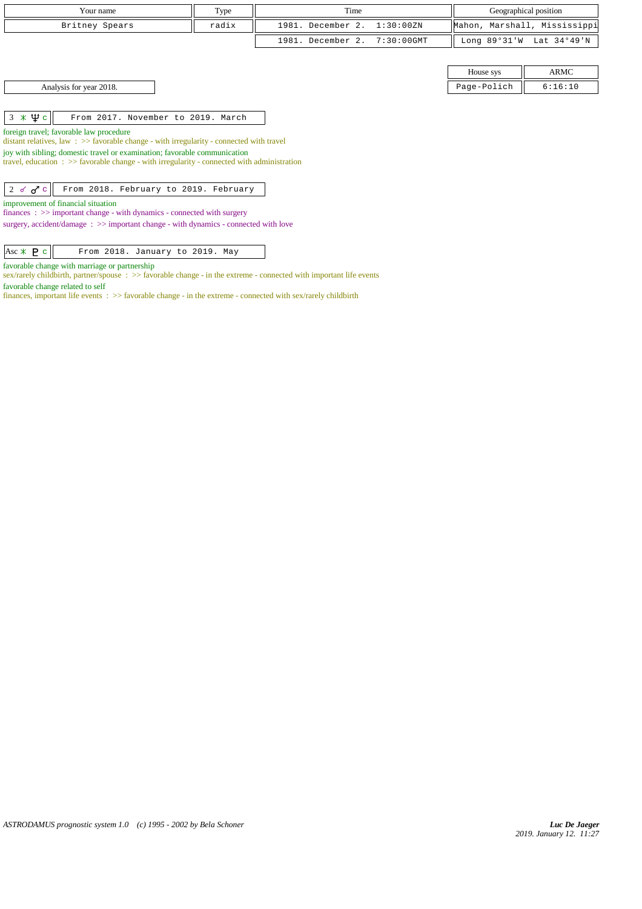| Your name | Type | Time | Geographical position |
|---|---|---|---|
| Britney Spears | radix | 1981. December 2. 1:30:00ZN | Mahon, Marshall, Mississippi |
| | | 1981. December 2. 7:30:00GMT | Long 89°31'W Lat 34°49'N |

| House sys | ARMC |
|---|---|
| Page-Polich | 6:16:10 |

Analysis for year 2018.

| 3 ⚹ ♆ c | From 2017. November to 2019. March |
|---|---|

foreign travel; favorable law procedure
distant relatives, law : >> favorable change - with irregularity - connected with travel
joy with sibling; domestic travel or examination; favorable communication
travel, education : >> favorable change - with irregularity - connected with administration

| 2 ☍ ♂ c | From 2018. February to 2019. February |
|---|---|

improvement of financial situation
finances : >> important change - with dynamics - connected with surgery
surgery, accident/damage : >> important change - with dynamics - connected with love

| Asc ⚹ ♇ c | From 2018. January to 2019. May |
|---|---|

favorable change with marriage or partnership
sex/rarely childbirth, partner/spouse : >> favorable change - in the extreme - connected with important life events
favorable change related to self
finances, important life events : >> favorable change - in the extreme - connected with sex/rarely childbirth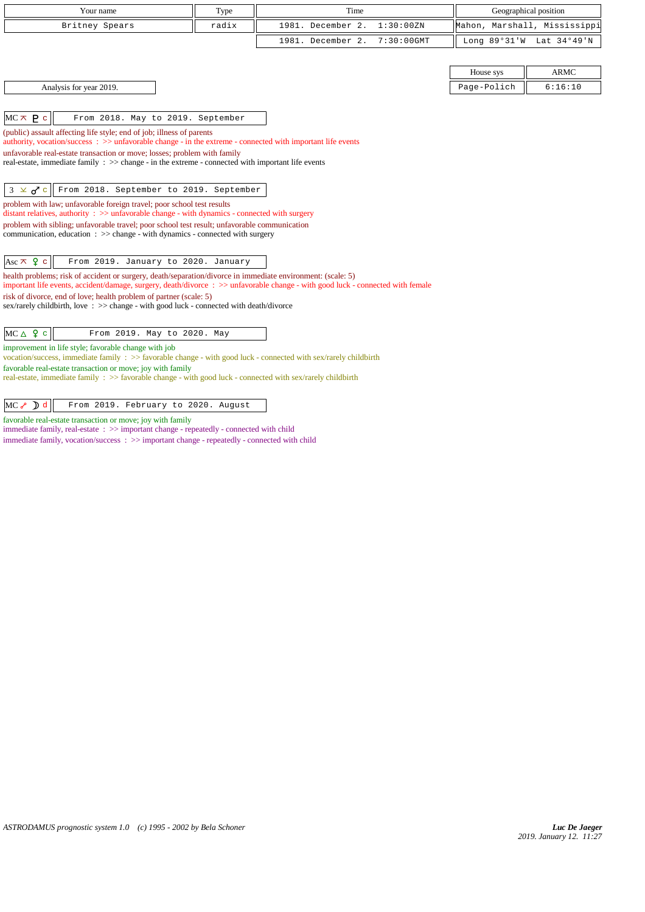| Your name | Type | Time | Geographical position |
| --- | --- | --- | --- |
| Britney Spears | radix | 1981. December 2. 1:30:00ZN | Mahon, Marshall, Mississippi |
| | | 1981. December 2. 7:30:00GMT | Long 89°31'W Lat 34°49'N |

| House sys | ARMC |
| --- | --- |
| Page-Polich | 6:16:10 |

Analysis for year 2019.

**MC ⚻ ♇ c** — From 2018. May to 2019. September

(public) assault affecting life style; end of job; illness of parents
authority, vocation/success : >> unfavorable change - in the extreme - connected with important life events
unfavorable real-estate transaction or move; losses; problem with family
real-estate, immediate family : >> change - in the extreme - connected with important life events

**3 ⚺ ♂ c** — From 2018. September to 2019. September

problem with law; unfavorable foreign travel; poor school test results
distant relatives, authority : >> unfavorable change - with dynamics - connected with surgery
problem with sibling; unfavorable travel; poor school test result; unfavorable communication
communication, education : >> change - with dynamics - connected with surgery

**Asc ⚻ ♀ c** — From 2019. January to 2020. January

health problems; risk of accident or surgery, death/separation/divorce in immediate environment: (scale: 5)
important life events, accident/damage, surgery, death/divorce : >> unfavorable change - with good luck - connected with female
risk of divorce, end of love; health problem of partner (scale: 5)
sex/rarely childbirth, love : >> change - with good luck - connected with death/divorce

**MC △ ♀ c** — From 2019. May to 2020. May

improvement in life style; favorable change with job
vocation/success, immediate family : >> favorable change - with good luck - connected with sex/rarely childbirth
favorable real-estate transaction or move; joy with family
real-estate, immediate family : >> favorable change - with good luck - connected with sex/rarely childbirth

**MC ☍ ☽ d** — From 2019. February to 2020. August

favorable real-estate transaction or move; joy with family
immediate family, real-estate : >> important change - repeatedly - connected with child
immediate family, vocation/success : >> important change - repeatedly - connected with child

ASTRODAMUS prognostic system 1.0 (c) 1995 - 2002 by Bela Schoner

*Luc De Jaeger*
2019. January 12. 11:27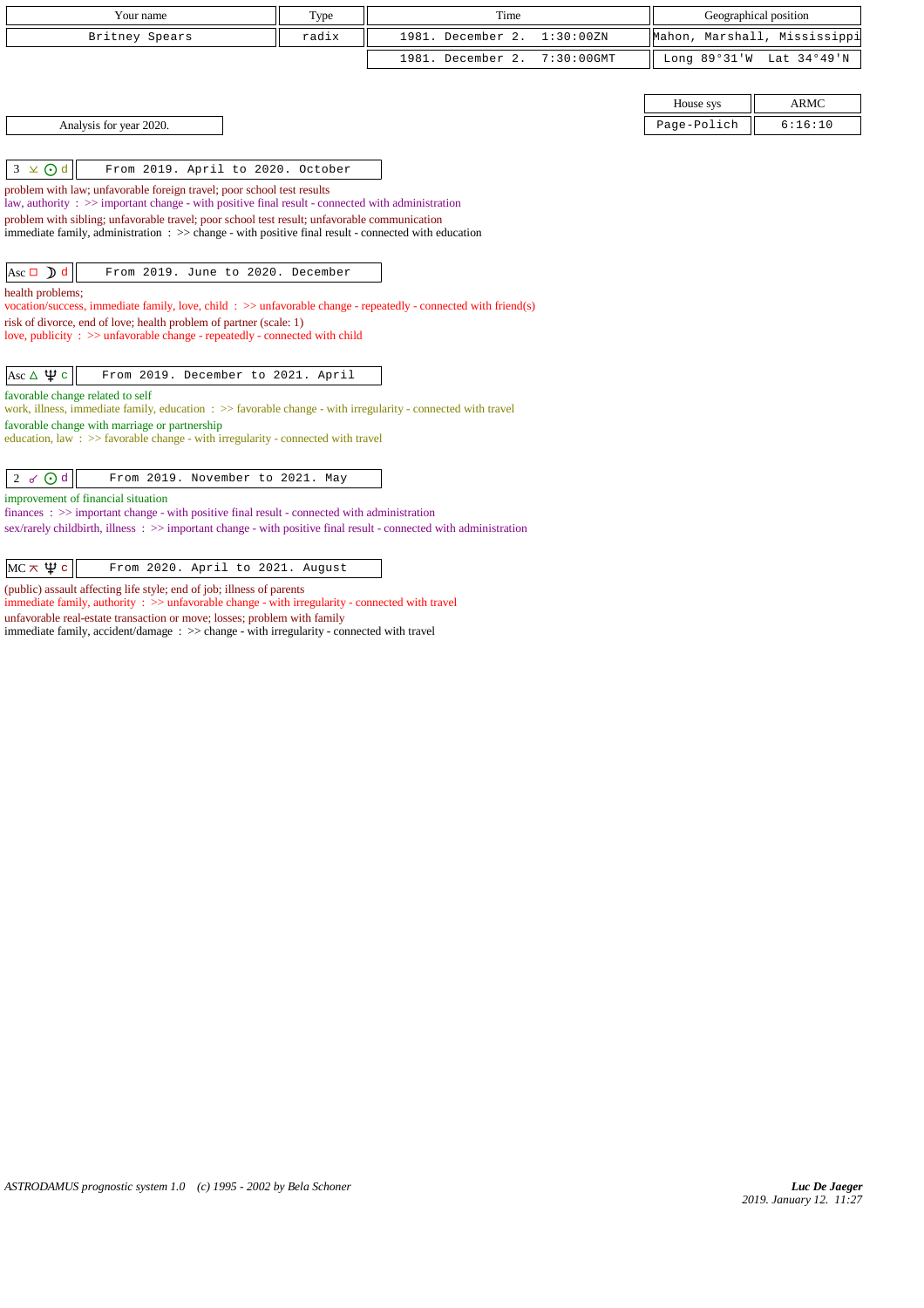| Your name | Type | Time | Geographical position |
|---|---|---|---|
| Britney Spears | radix | 1981. December 2. 1:30:00ZN | Mahon, Marshall, Mississippi |
| | | 1981. December 2. 7:30:00GMT | Long 89°31'W Lat 34°49'N |

| House sys | ARMC |
|---|---|
| Page-Polich | 6:16:10 |

Analysis for year 2020.

**3 ⊻ ☉ d** — From 2019. April to 2020. October

problem with law; unfavorable foreign travel; poor school test results
law, authority : >> important change - with positive final result - connected with administration
problem with sibling; unfavorable travel; poor school test result; unfavorable communication
immediate family, administration : >> change - with positive final result - connected with education

**Asc □ ☽ d** — From 2019. June to 2020. December

health problems;
vocation/success, immediate family, love, child : >> unfavorable change - repeatedly - connected with friend(s)
risk of divorce, end of love; health problem of partner (scale: 1)
love, publicity : >> unfavorable change - repeatedly - connected with child

**Asc △ ♆ c** — From 2019. December to 2021. April

favorable change related to self
work, illness, immediate family, education : >> favorable change - with irregularity - connected with travel
favorable change with marriage or partnership
education, law : >> favorable change - with irregularity - connected with travel

**2 ☍ ☉ d** — From 2019. November to 2021. May

improvement of financial situation
finances : >> important change - with positive final result - connected with administration
sex/rarely childbirth, illness : >> important change - with positive final result - connected with administration

**MC ⚻ ♆ c** — From 2020. April to 2021. August

(public) assault affecting life style; end of job; illness of parents
immediate family, authority : >> unfavorable change - with irregularity - connected with travel
unfavorable real-estate transaction or move; losses; problem with family
immediate family, accident/damage : >> change - with irregularity - connected with travel

*ASTRODAMUS prognostic system 1.0 (c) 1995 - 2002 by Bela Schoner*

***Luc De Jaeger***
*2019. January 12. 11:27*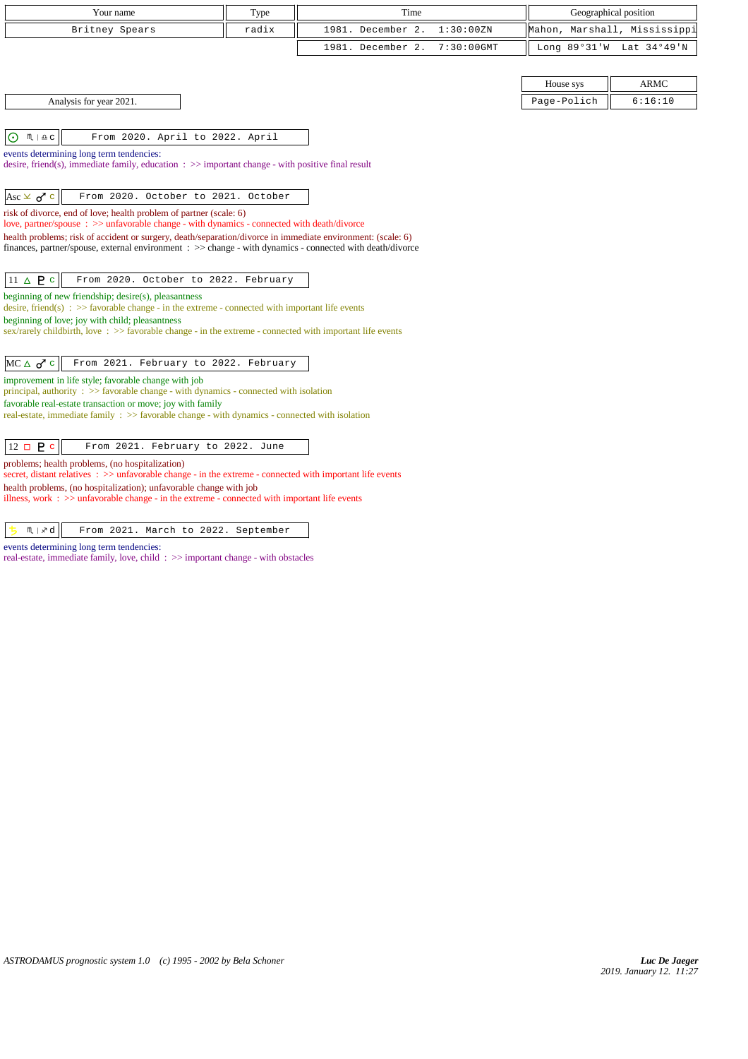| Your name | Type | Time | Geographical position |
|---|---|---|---|
| Britney Spears | radix | 1981. December 2. 1:30:00ZN | Mahon, Marshall, Mississippi |
| | | 1981. December 2. 7:30:00GMT | Long 89°31'W Lat 34°49'N |

| House sys | ARMC |
|---|---|
| Page-Polich | 6:16:10 |

Analysis for year 2021.

**☉ ♏ | ♎ c** — From 2020. April to 2022. April

events determining long term tendencies:
desire, friend(s), immediate family, education : >> important change - with positive final result

**Asc ⊻ ♂ c** — From 2020. October to 2021. October

risk of divorce, end of love; health problem of partner (scale: 6)
love, partner/spouse : >> unfavorable change - with dynamics - connected with death/divorce
health problems; risk of accident or surgery, death/separation/divorce in immediate environment: (scale: 6)
finances, partner/spouse, external environment : >> change - with dynamics - connected with death/divorce

**11 △ ♇ c** — From 2020. October to 2022. February

beginning of new friendship; desire(s), pleasantness
desire, friend(s) : >> favorable change - in the extreme - connected with important life events
beginning of love; joy with child; pleasantness
sex/rarely childbirth, love : >> favorable change - in the extreme - connected with important life events

**MC △ ♂ c** — From 2021. February to 2022. February

improvement in life style; favorable change with job
principal, authority : >> favorable change - with dynamics - connected with isolation
favorable real-estate transaction or move; joy with family
real-estate, immediate family : >> favorable change - with dynamics - connected with isolation

**12 □ ♇ c** — From 2021. February to 2022. June

problems; health problems, (no hospitalization)
secret, distant relatives : >> unfavorable change - in the extreme - connected with important life events
health problems, (no hospitalization); unfavorable change with job
illness, work : >> unfavorable change - in the extreme - connected with important life events

**♄ ♏ | ♐ d** — From 2021. March to 2022. September

events determining long term tendencies:
real-estate, immediate family, love, child : >> important change - with obstacles

*ASTRODAMUS prognostic system 1.0 (c) 1995 - 2002 by Bela Schoner*

***Luc De Jaeger***
*2019. January 12. 11:27*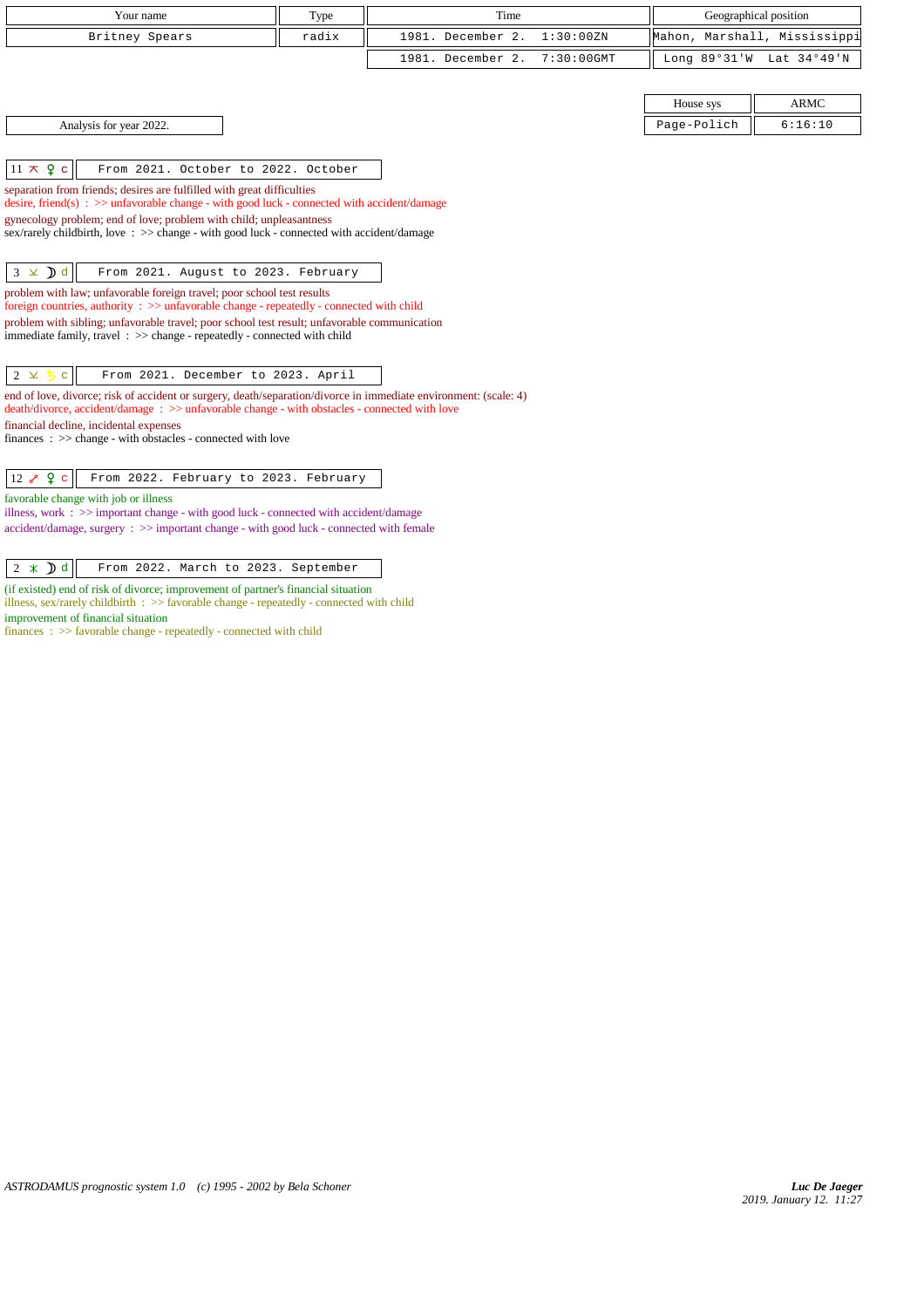| Your name | Type | Time | Geographical position |
|---|---|---|---|
| Britney Spears | radix | 1981. December 2. 1:30:00ZN | Mahon, Marshall, Mississippi |
| | | 1981. December 2. 7:30:00GMT | Long 89°31'W Lat 34°49'N |

| House sys | ARMC |
|---|---|
| Page-Polich | 6:16:10 |

Analysis for year 2022.

**11 ⊼ ♀ c** — From 2021. October to 2022. October

separation from friends; desires are fulfilled with great difficulties
desire, friend(s) : >> unfavorable change - with good luck - connected with accident/damage
gynecology problem; end of love; problem with child; unpleasantness
sex/rarely childbirth, love : >> change - with good luck - connected with accident/damage

**3 ⊻ ☽ d** — From 2021. August to 2023. February

problem with law; unfavorable foreign travel; poor school test results
foreign countries, authority : >> unfavorable change - repeatedly - connected with child
problem with sibling; unfavorable travel; poor school test result; unfavorable communication
immediate family, travel : >> change - repeatedly - connected with child

**2 ⊻ ♄ c** — From 2021. December to 2023. April

end of love, divorce; risk of accident or surgery, death/separation/divorce in immediate environment: (scale: 4)
death/divorce, accident/damage : >> unfavorable change - with obstacles - connected with love
financial decline, incidental expenses
finances : >> change - with obstacles - connected with love

**12 ☍ ♀ c** — From 2022. February to 2023. February

favorable change with job or illness
illness, work : >> important change - with good luck - connected with accident/damage
accident/damage, surgery : >> important change - with good luck - connected with female

**2 ⚹ ☽ d** — From 2022. March to 2023. September

(if existed) end of risk of divorce; improvement of partner's financial situation
illness, sex/rarely childbirth : >> favorable change - repeatedly - connected with child
improvement of financial situation
finances : >> favorable change - repeatedly - connected with child

*ASTRODAMUS prognostic system 1.0 (c) 1995 - 2002 by Bela Schoner*

*Luc De Jaeger*
*2019. January 12. 11:27*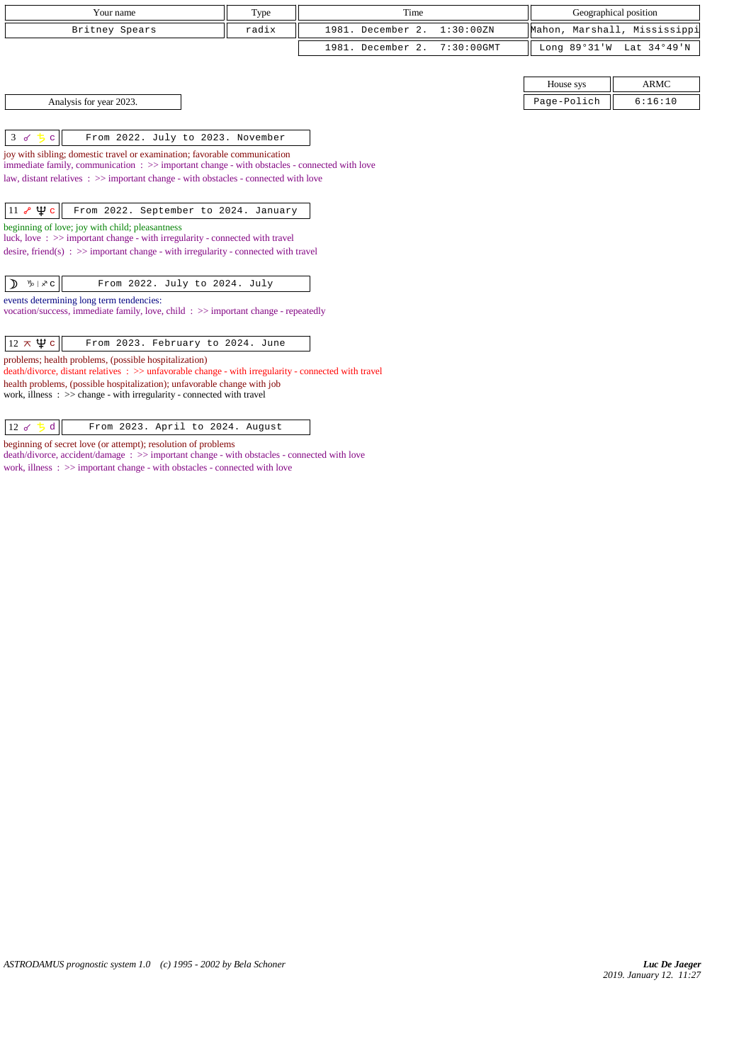| Your name | Type | Time | Geographical position |
|---|---|---|---|
| Britney Spears | radix | 1981. December 2. 1:30:00ZN | Mahon, Marshall, Mississippi |
| | | 1981. December 2. 7:30:00GMT | Long 89°31'W Lat 34°49'N |

| House sys | ARMC |
|---|---|
| Page-Polich | 6:16:10 |

Analysis for year 2023.

**3 ☌ ♄ c** — From 2022. July to 2023. November

joy with sibling; domestic travel or examination; favorable communication
immediate family, communication : >> important change - with obstacles - connected with love
law, distant relatives : >> important change - with obstacles - connected with love

**11 ☍ ♆ c** — From 2022. September to 2024. January

beginning of love; joy with child; pleasantness
luck, love : >> important change - with irregularity - connected with travel
desire, friend(s) : >> important change - with irregularity - connected with travel

**☽ ♑ | ♐ c** — From 2022. July to 2024. July

events determining long term tendencies:
vocation/success, immediate family, love, child : >> important change - repeatedly

**12 ⚻ ♆ c** — From 2023. February to 2024. June

problems; health problems, (possible hospitalization)
death/divorce, distant relatives : >> unfavorable change - with irregularity - connected with travel
health problems, (possible hospitalization); unfavorable change with job
work, illness : >> change - with irregularity - connected with travel

**12 ☌ ♄ d** — From 2023. April to 2024. August

beginning of secret love (or attempt); resolution of problems
death/divorce, accident/damage : >> important change - with obstacles - connected with love
work, illness : >> important change - with obstacles - connected with love

*ASTRODAMUS prognostic system 1.0 (c) 1995 - 2002 by Bela Schoner*

*Luc De Jaeger*
*2019. January 12. 11:27*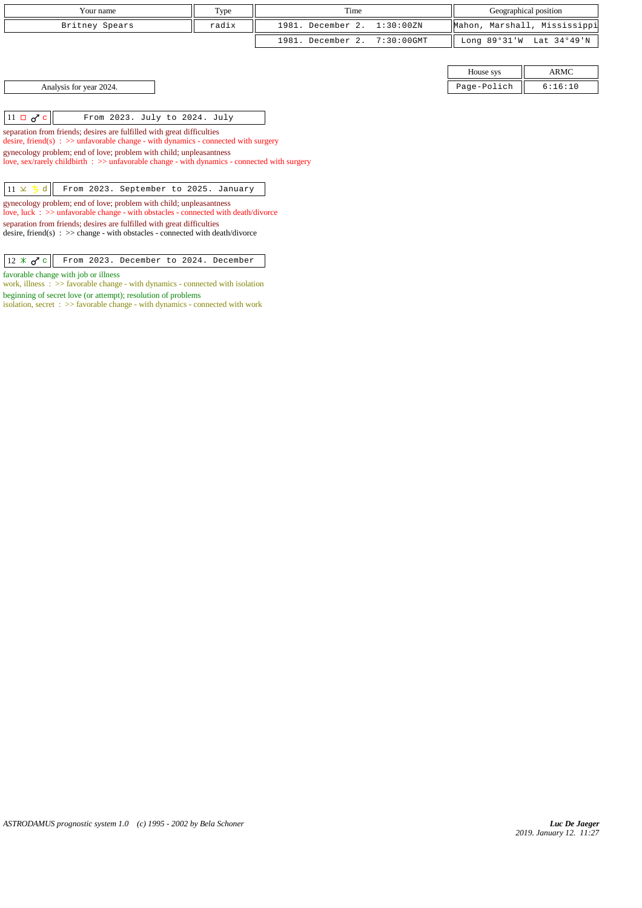| Your name | Type | Time | Geographical position |
|---|---|---|---|
| Britney Spears | radix | 1981. December 2. 1:30:00ZN | Mahon, Marshall, Mississippi |
| | | 1981. December 2. 7:30:00GMT | Long 89°31'W Lat 34°49'N |

| House sys | ARMC |
|---|---|
| Page-Polich | 6:16:10 |

Analysis for year 2024.

| 11 □ ♂ c | From 2023. July to 2024. July |
|---|---|

separation from friends; desires are fulfilled with great difficulties
desire, friend(s) : >> unfavorable change - with dynamics - connected with surgery

gynecology problem; end of love; problem with child; unpleasantness
love, sex/rarely childbirth : >> unfavorable change - with dynamics - connected with surgery

| 11 ⚻ ♄ d | From 2023. September to 2025. January |
|---|---|

gynecology problem; end of love; problem with child; unpleasantness
love, luck : >> unfavorable change - with obstacles - connected with death/divorce

separation from friends; desires are fulfilled with great difficulties
desire, friend(s) : >> change - with obstacles - connected with death/divorce

| 12 ⚹ ♂ c | From 2023. December to 2024. December |
|---|---|

favorable change with job or illness
work, illness : >> favorable change - with dynamics - connected with isolation

beginning of secret love (or attempt); resolution of problems
isolation, secret : >> favorable change - with dynamics - connected with work

*ASTRODAMUS prognostic system 1.0 (c) 1995 - 2002 by Bela Schoner*

***Luc De Jaeger***
*2019. January 12. 11:27*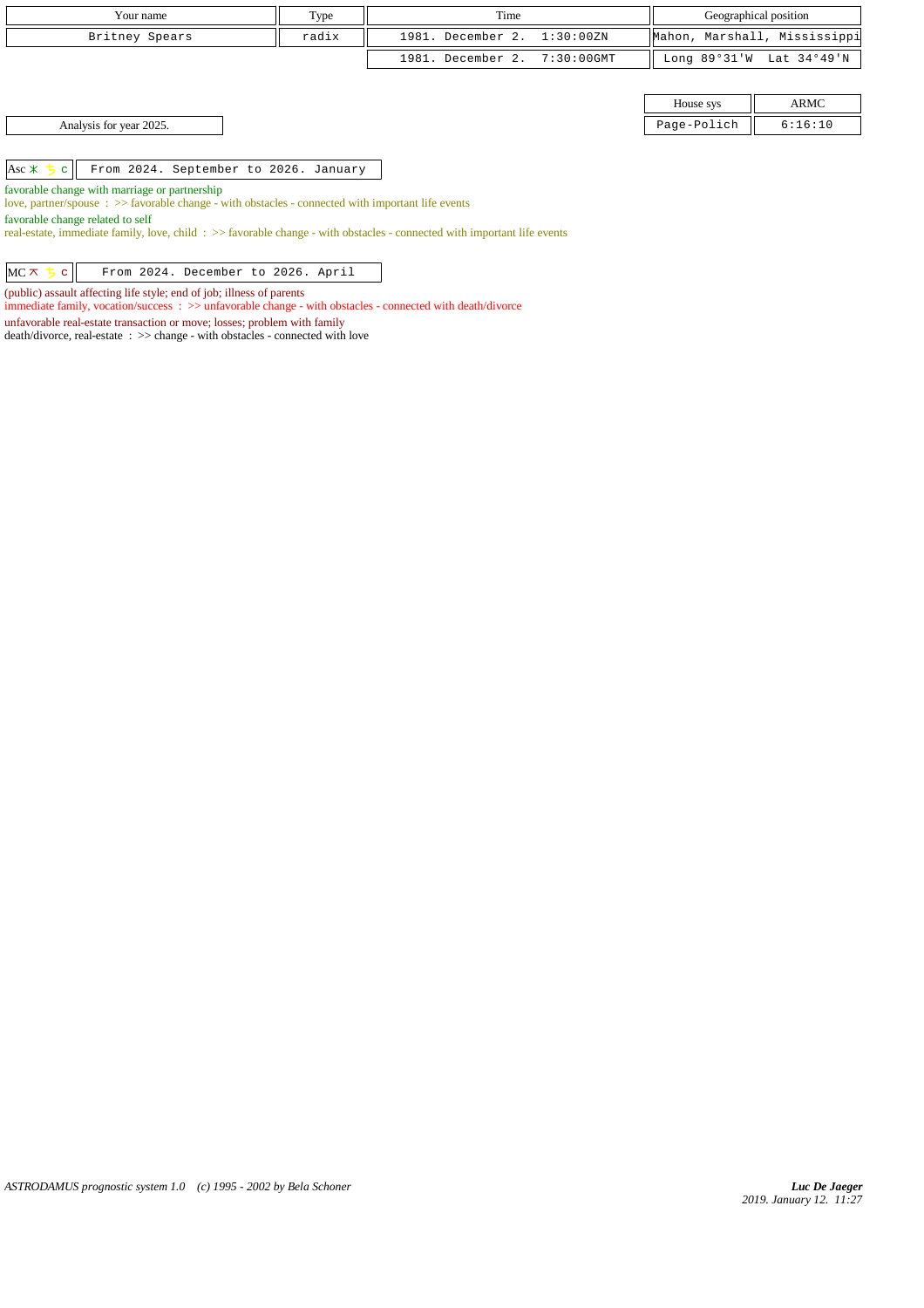| Your name | Type | Time | Geographical position |
|---|---|---|---|
| Britney Spears | radix | 1981. December 2. 1:30:00ZN | Mahon, Marshall, Mississippi |
| | | 1981. December 2. 7:30:00GMT | Long 89°31'W Lat 34°49'N |

| House sys | ARMC |
|---|---|
| Page-Polich | 6:16:10 |

Analysis for year 2025.

| Asc ⚹ ♄ c | From 2024. September to 2026. January |
|---|---|

favorable change with marriage or partnership
love, partner/spouse : >> favorable change - with obstacles - connected with important life events
favorable change related to self
real-estate, immediate family, love, child : >> favorable change - with obstacles - connected with important life events

| MC ⚻ ♄ c | From 2024. December to 2026. April |
|---|---|

(public) assault affecting life style; end of job; illness of parents
immediate family, vocation/success : >> unfavorable change - with obstacles - connected with death/divorce
unfavorable real-estate transaction or move; losses; problem with family
death/divorce, real-estate : >> change - with obstacles - connected with love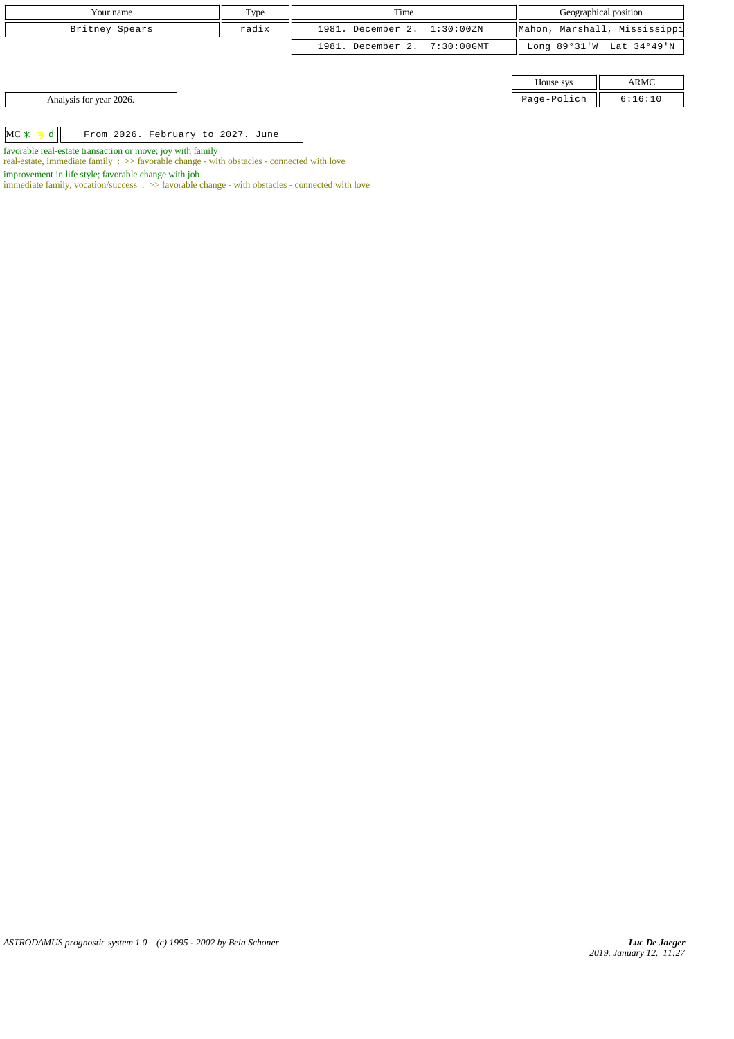| Your name | Type | Time | Geographical position |
|---|---|---|---|
| Britney Spears | radix | 1981. December 2. 1:30:00ZN | Mahon, Marshall, Mississippi |
| | | 1981. December 2. 7:30:00GMT | Long 89°31'W Lat 34°49'N |

| House sys | ARMC |
|---|---|
| Page-Polich | 6:16:10 |

Analysis for year 2026.

| MC ⚹ ♄ d | From 2026. February to 2027. June |
|---|---|

favorable real-estate transaction or move; joy with family
real-estate, immediate family : >> favorable change - with obstacles - connected with love

improvement in life style; favorable change with job
immediate family, vocation/success : >> favorable change - with obstacles - connected with love

*ASTRODAMUS prognostic system 1.0 (c) 1995 - 2002 by Bela Schoner*

***Luc De Jaeger***
*2019. January 12. 11:27*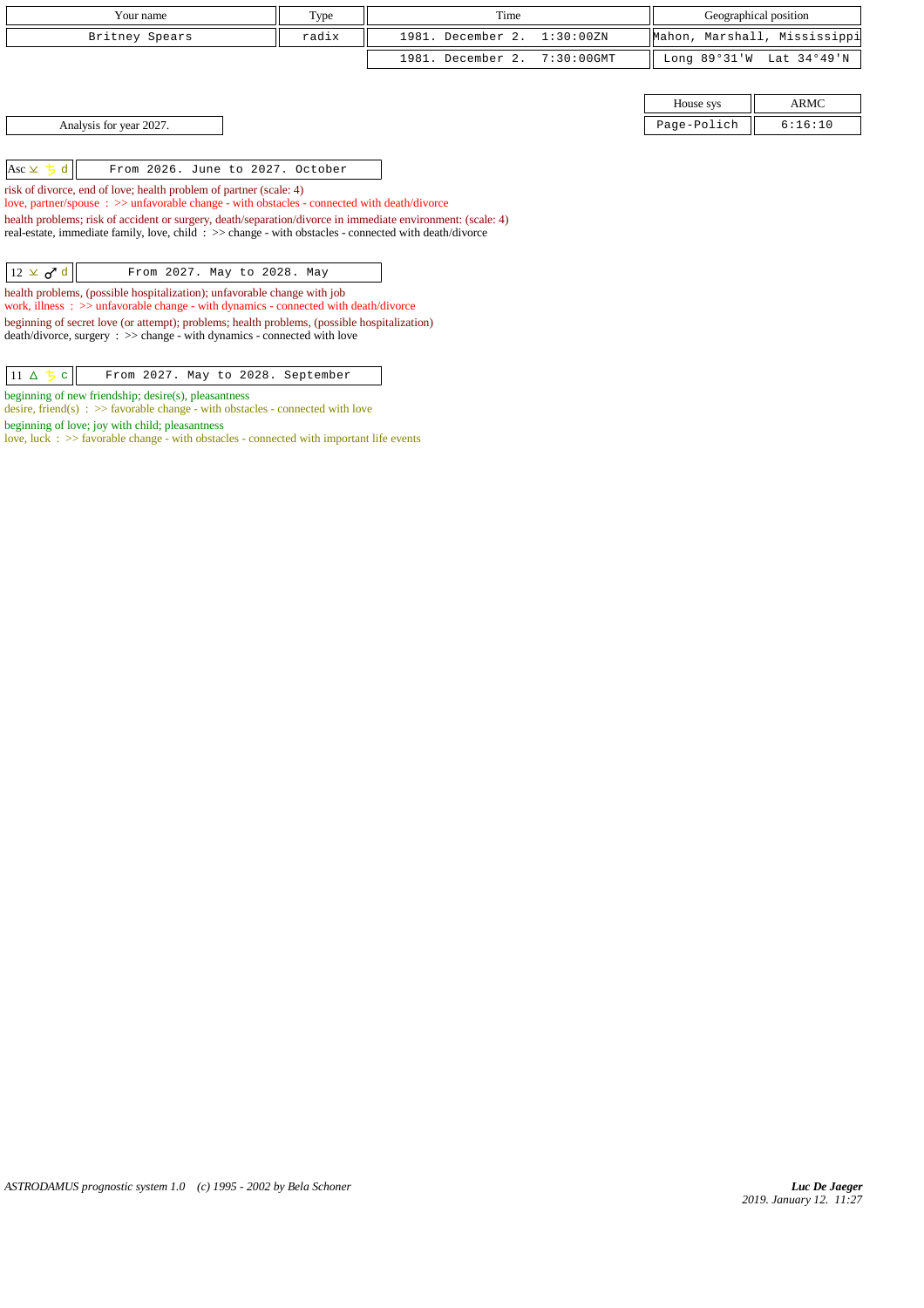| Your name | Type | Time | Geographical position |
|---|---|---|---|
| Britney Spears | radix | 1981. December 2. 1:30:00ZN | Mahon, Marshall, Mississippi |
| | | 1981. December 2. 7:30:00GMT | Long 89°31'W Lat 34°49'N |

| House sys | ARMC |
|---|---|
| Page-Polich | 6:16:10 |

Analysis for year 2027.

**Asc ⚻ ♄ d** — From 2026. June to 2027. October

risk of divorce, end of love; health problem of partner (scale: 4)
love, partner/spouse : >> unfavorable change - with obstacles - connected with death/divorce

health problems; risk of accident or surgery, death/separation/divorce in immediate environment: (scale: 4)
real-estate, immediate family, love, child : >> change - with obstacles - connected with death/divorce

**12 ⚻ ♂ d** — From 2027. May to 2028. May

health problems, (possible hospitalization); unfavorable change with job
work, illness : >> unfavorable change - with dynamics - connected with death/divorce

beginning of secret love (or attempt); problems; health problems, (possible hospitalization)
death/divorce, surgery : >> change - with dynamics - connected with love

**11 △ ♄ c** — From 2027. May to 2028. September

beginning of new friendship; desire(s), pleasantness
desire, friend(s) : >> favorable change - with obstacles - connected with love

beginning of love; joy with child; pleasantness
love, luck : >> favorable change - with obstacles - connected with important life events

ASTRODAMUS prognostic system 1.0 (c) 1995 - 2002 by Bela Schoner

*Luc De Jaeger*
*2019. January 12. 11:27*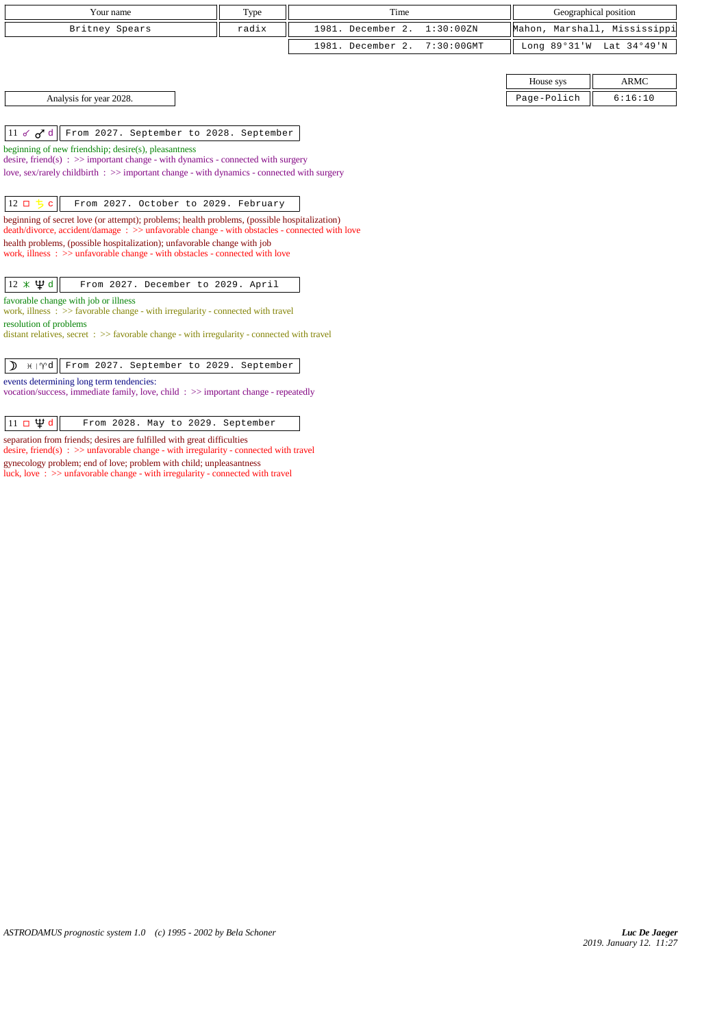| Your name | Type | Time | Geographical position |
|---|---|---|---|
| Britney Spears | radix | 1981. December 2. 1:30:00ZN | Mahon, Marshall, Mississippi |
| | | 1981. December 2. 7:30:00GMT | Long 89°31'W Lat 34°49'N |

| House sys | ARMC |
|---|---|
| Page-Polich | 6:16:10 |

Analysis for year 2028.

**11 ☌ ♂ d** — From 2027. September to 2028. September

beginning of new friendship; desire(s), pleasantness
desire, friend(s) : >> important change - with dynamics - connected with surgery
love, sex/rarely childbirth : >> important change - with dynamics - connected with surgery

**12 □ ♄ c** — From 2027. October to 2029. February

beginning of secret love (or attempt); problems; health problems, (possible hospitalization)
death/divorce, accident/damage : >> unfavorable change - with obstacles - connected with love
health problems, (possible hospitalization); unfavorable change with job
work, illness : >> unfavorable change - with obstacles - connected with love

**12 ⚹ ♆ d** — From 2027. December to 2029. April

favorable change with job or illness
work, illness : >> favorable change - with irregularity - connected with travel
resolution of problems
distant relatives, secret : >> favorable change - with irregularity - connected with travel

**☽ ♓ | ♈ d** — From 2027. September to 2029. September

events determining long term tendencies:
vocation/success, immediate family, love, child : >> important change - repeatedly

**11 □ ♆ d** — From 2028. May to 2029. September

separation from friends; desires are fulfilled with great difficulties
desire, friend(s) : >> unfavorable change - with irregularity - connected with travel
gynecology problem; end of love; problem with child; unpleasantness
luck, love : >> unfavorable change - with irregularity - connected with travel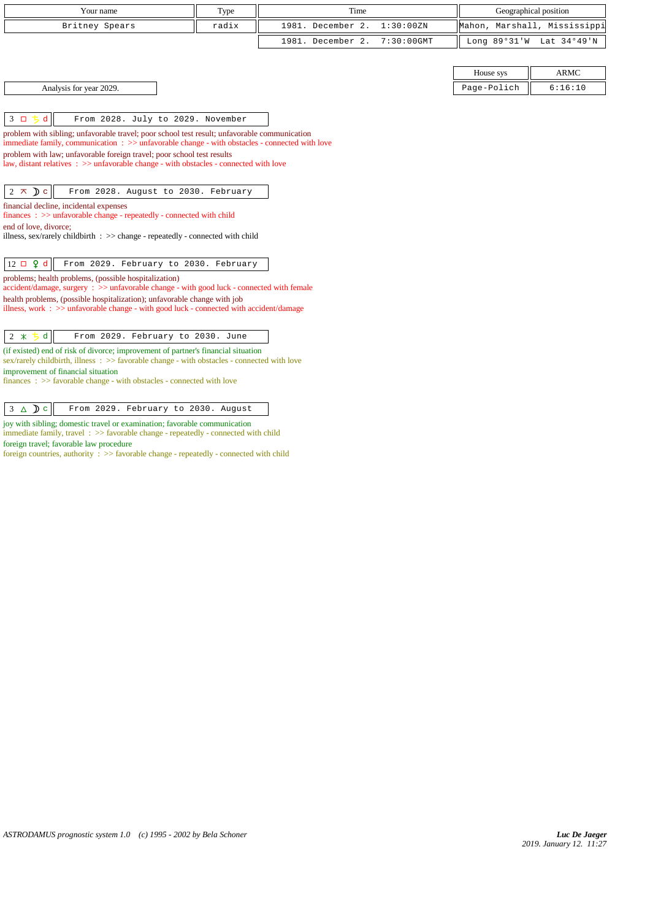| Your name | Type | Time | Geographical position |
|---|---|---|---|
| Britney Spears | radix | 1981. December 2. 1:30:00ZN | Mahon, Marshall, Mississippi |
| | | 1981. December 2. 7:30:00GMT | Long 89°31'W Lat 34°49'N |

| House sys | ARMC |
|---|---|
| Page-Polich | 6:16:10 |

Analysis for year 2029.

**3 □ ♄ d** — From 2028. July to 2029. November

problem with sibling; unfavorable travel; poor school test result; unfavorable communication
immediate family, communication : >> unfavorable change - with obstacles - connected with love

problem with law; unfavorable foreign travel; poor school test results
law, distant relatives : >> unfavorable change - with obstacles - connected with love

**2 ⊼ ☽ c** — From 2028. August to 2030. February

financial decline, incidental expenses
finances : >> unfavorable change - repeatedly - connected with child

end of love, divorce;
illness, sex/rarely childbirth : >> change - repeatedly - connected with child

**12 □ ♀ d** — From 2029. February to 2030. February

problems; health problems, (possible hospitalization)
accident/damage, surgery : >> unfavorable change - with good luck - connected with female

health problems, (possible hospitalization); unfavorable change with job
illness, work : >> unfavorable change - with good luck - connected with accident/damage

**2 ⚹ ♄ d** — From 2029. February to 2030. June

(if existed) end of risk of divorce; improvement of partner's financial situation
sex/rarely childbirth, illness : >> favorable change - with obstacles - connected with love

improvement of financial situation
finances : >> favorable change - with obstacles - connected with love

**3 △ ☽ c** — From 2029. February to 2030. August

joy with sibling; domestic travel or examination; favorable communication
immediate family, travel : >> favorable change - repeatedly - connected with child

foreign travel; favorable law procedure
foreign countries, authority : >> favorable change - repeatedly - connected with child

*ASTRODAMUS prognostic system 1.0 (c) 1995 - 2002 by Bela Schoner*

*Luc De Jaeger*
2019. January 12. 11:27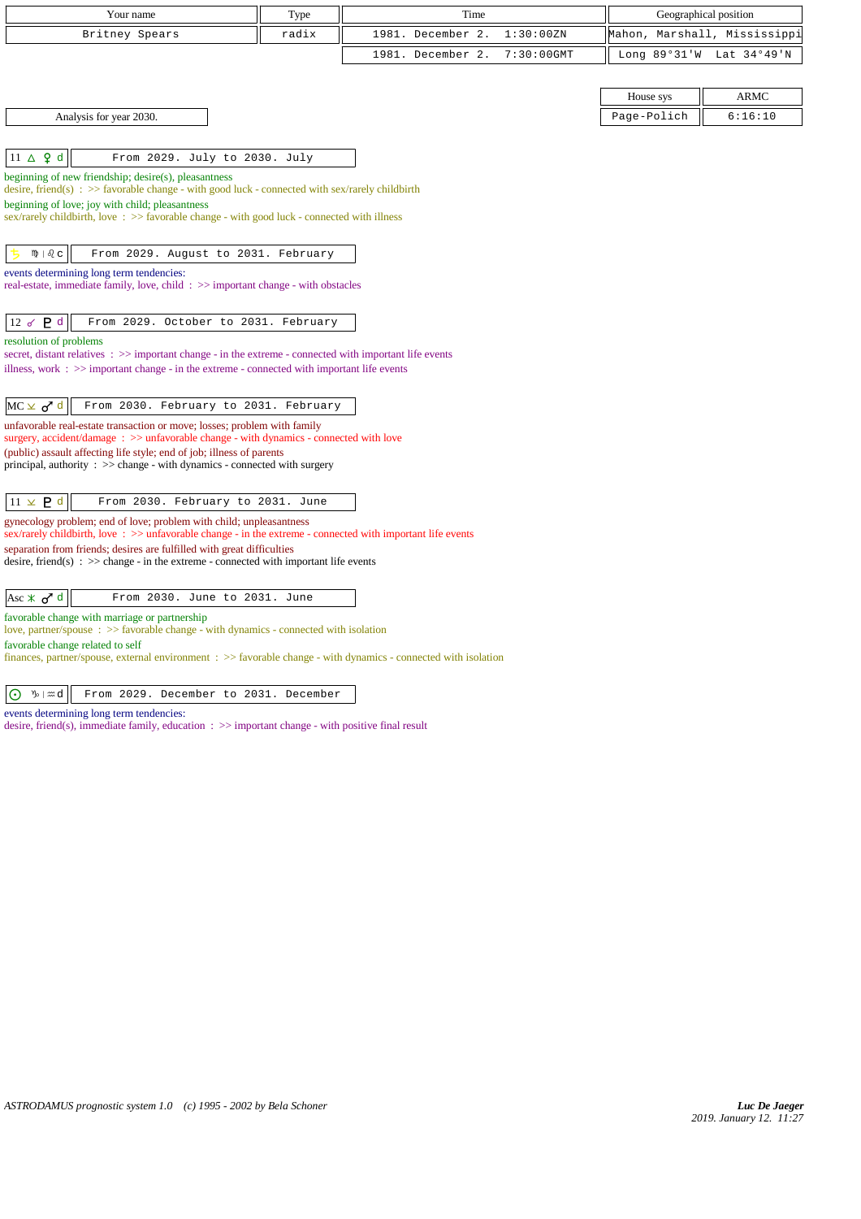| Your name | Type | Time | Geographical position |
|---|---|---|---|
| Britney Spears | radix | 1981. December 2. 1:30:00ZN | Mahon, Marshall, Mississippi |
| | | 1981. December 2. 7:30:00GMT | Long 89°31'W Lat 34°49'N |

| House sys | ARMC |
|---|---|
| Page-Polich | 6:16:10 |

Analysis for year 2030.

**11 △ ♀ d** — From 2029. July to 2030. July

beginning of new friendship; desire(s), pleasantness
desire, friend(s) : >> favorable change - with good luck - connected with sex/rarely childbirth
beginning of love; joy with child; pleasantness
sex/rarely childbirth, love : >> favorable change - with good luck - connected with illness

**♄ ♍ | ♌ c** — From 2029. August to 2031. February

events determining long term tendencies:
real-estate, immediate family, love, child : >> important change - with obstacles

**12 ☍ ♇ d** — From 2029. October to 2031. February

resolution of problems
secret, distant relatives : >> important change - in the extreme - connected with important life events
illness, work : >> important change - in the extreme - connected with important life events

**MC ⊻ ♂ d** — From 2030. February to 2031. February

unfavorable real-estate transaction or move; losses; problem with family
surgery, accident/damage : >> unfavorable change - with dynamics - connected with love
(public) assault affecting life style; end of job; illness of parents
principal, authority : >> change - with dynamics - connected with surgery

**11 ⊻ ♇ d** — From 2030. February to 2031. June

gynecology problem; end of love; problem with child; unpleasantness
sex/rarely childbirth, love : >> unfavorable change - in the extreme - connected with important life events
separation from friends; desires are fulfilled with great difficulties
desire, friend(s) : >> change - in the extreme - connected with important life events

**Asc ⚹ ♂ d** — From 2030. June to 2031. June

favorable change with marriage or partnership
love, partner/spouse : >> favorable change - with dynamics - connected with isolation
favorable change related to self
finances, partner/spouse, external environment : >> favorable change - with dynamics - connected with isolation

**☉ ♑ | ♒ d** — From 2029. December to 2031. December

events determining long term tendencies:
desire, friend(s), immediate family, education : >> important change - with positive final result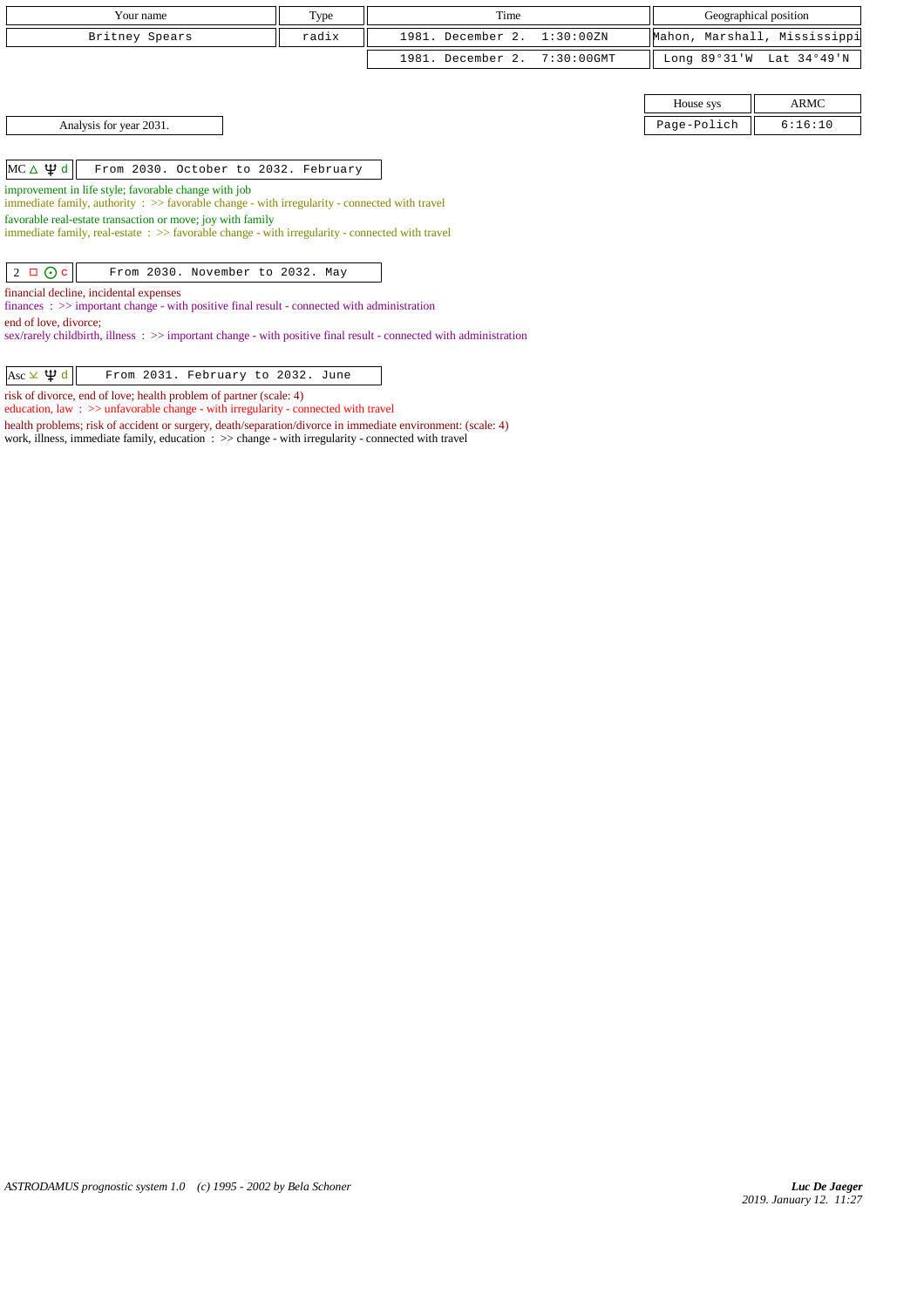| Your name | Type | Time | Geographical position |
|---|---|---|---|
| Britney Spears | radix | 1981. December 2. 1:30:00ZN | Mahon, Marshall, Mississippi |
| | | 1981. December 2. 7:30:00GMT | Long 89°31'W Lat 34°49'N |

| House sys | ARMC |
|---|---|
| Page-Polich | 6:16:10 |

Analysis for year 2031.

| MC △ ♆ d | From 2030. October to 2032. February |
|---|---|

improvement in life style; favorable change with job
immediate family, authority : >> favorable change - with irregularity - connected with travel
favorable real-estate transaction or move; joy with family
immediate family, real-estate : >> favorable change - with irregularity - connected with travel

| 2 □ ☉ c | From 2030. November to 2032. May |
|---|---|

financial decline, incidental expenses
finances : >> important change - with positive final result - connected with administration
end of love, divorce;
sex/rarely childbirth, illness : >> important change - with positive final result - connected with administration

| Asc ⊻ ♆ d | From 2031. February to 2032. June |
|---|---|

risk of divorce, end of love; health problem of partner (scale: 4)
education, law : >> unfavorable change - with irregularity - connected with travel
health problems; risk of accident or surgery, death/separation/divorce in immediate environment: (scale: 4)
work, illness, immediate family, education : >> change - with irregularity - connected with travel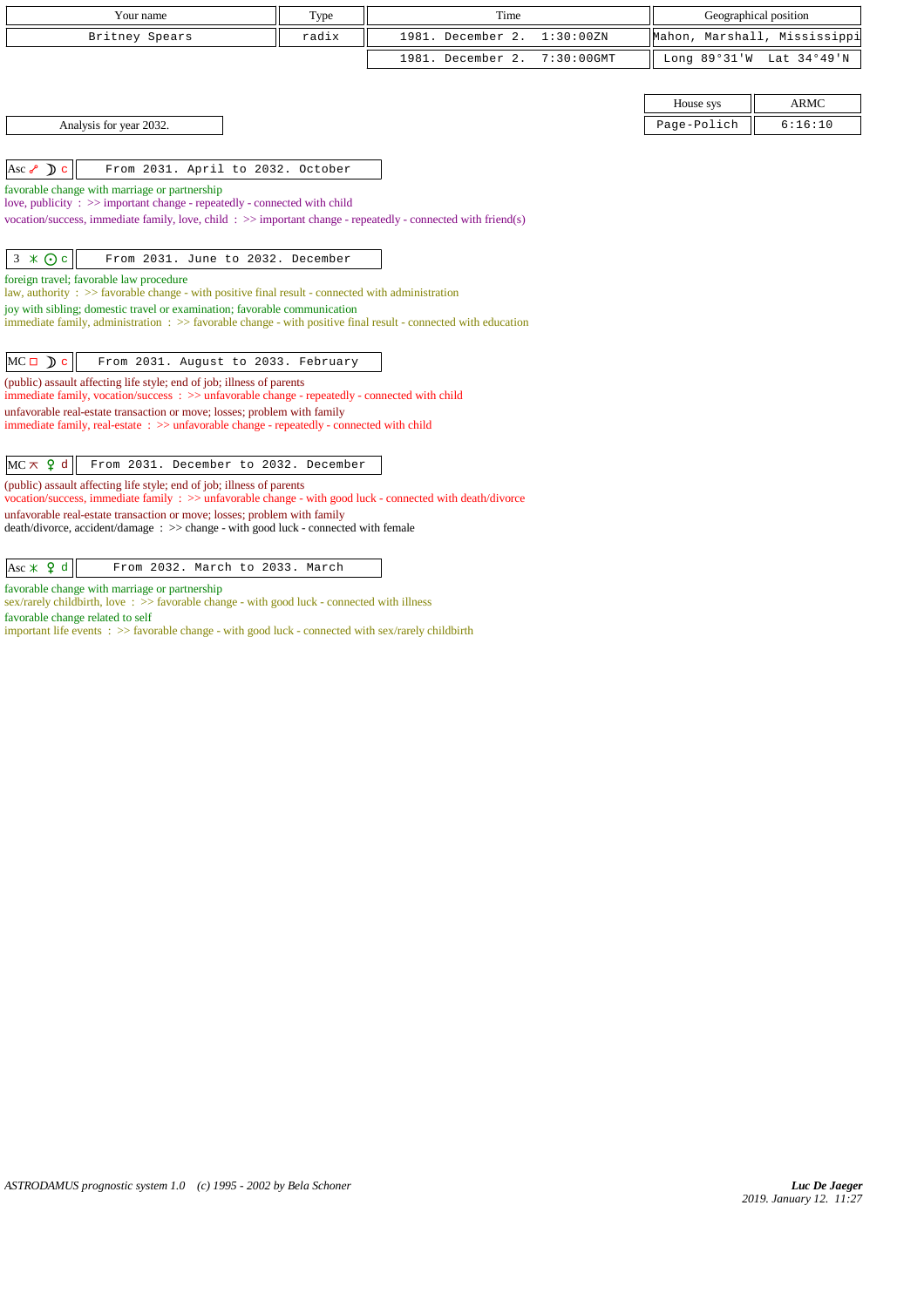| Your name | Type | Time | Geographical position |
|---|---|---|---|
| Britney Spears | radix | 1981. December 2. 1:30:00ZN | Mahon, Marshall, Mississippi |
| | | 1981. December 2. 7:30:00GMT | Long 89°31'W Lat 34°49'N |

| House sys | ARMC |
|---|---|
| Page-Polich | 6:16:10 |

Analysis for year 2032.

**Asc ☍ ☽ c** — From 2031. April to 2032. October

favorable change with marriage or partnership
love, publicity : >> important change - repeatedly - connected with child
vocation/success, immediate family, love, child : >> important change - repeatedly - connected with friend(s)

**3 ⚹ ☉ c** — From 2031. June to 2032. December

foreign travel; favorable law procedure
law, authority : >> favorable change - with positive final result - connected with administration
joy with sibling; domestic travel or examination; favorable communication
immediate family, administration : >> favorable change - with positive final result - connected with education

**MC □ ☽ c** — From 2031. August to 2033. February

(public) assault affecting life style; end of job; illness of parents
immediate family, vocation/success : >> unfavorable change - repeatedly - connected with child
unfavorable real-estate transaction or move; losses; problem with family
immediate family, real-estate : >> unfavorable change - repeatedly - connected with child

**MC ⚻ ♀ d** — From 2031. December to 2032. December

(public) assault affecting life style; end of job; illness of parents
vocation/success, immediate family : >> unfavorable change - with good luck - connected with death/divorce
unfavorable real-estate transaction or move; losses; problem with family
death/divorce, accident/damage : >> change - with good luck - connected with female

**Asc ⚹ ♀ d** — From 2032. March to 2033. March

favorable change with marriage or partnership
sex/rarely childbirth, love : >> favorable change - with good luck - connected with illness
favorable change related to self
important life events : >> favorable change - with good luck - connected with sex/rarely childbirth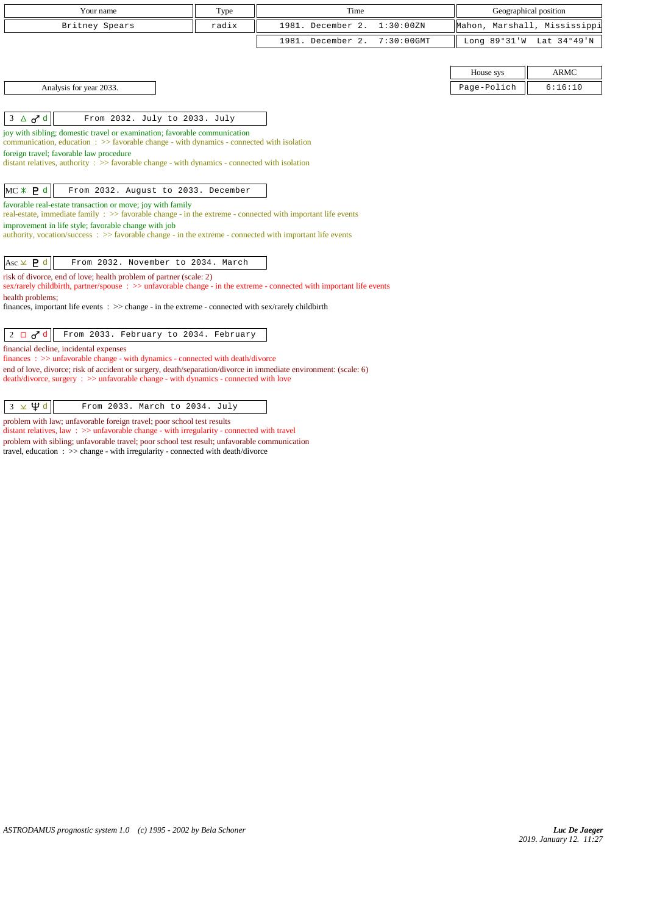| Your name | Type | Time | Geographical position |
|---|---|---|---|
| Britney Spears | radix | 1981. December 2. 1:30:00ZN | Mahon, Marshall, Mississippi |
| | | 1981. December 2. 7:30:00GMT | Long 89°31'W Lat 34°49'N |

| House sys | ARMC |
|---|---|
| Page-Polich | 6:16:10 |

Analysis for year 2033.

| 3 △ ♂ d | From 2032. July to 2033. July |
|---|---|

joy with sibling; domestic travel or examination; favorable communication
communication, education : >> favorable change - with dynamics - connected with isolation
foreign travel; favorable law procedure
distant relatives, authority : >> favorable change - with dynamics - connected with isolation

| MC ⚹ ♇ d | From 2032. August to 2033. December |
|---|---|

favorable real-estate transaction or move; joy with family
real-estate, immediate family : >> favorable change - in the extreme - connected with important life events
improvement in life style; favorable change with job
authority, vocation/success : >> favorable change - in the extreme - connected with important life events

| Asc ⊻ ♇ d | From 2032. November to 2034. March |
|---|---|

risk of divorce, end of love; health problem of partner (scale: 2)
sex/rarely childbirth, partner/spouse : >> unfavorable change - in the extreme - connected with important life events
health problems;
finances, important life events : >> change - in the extreme - connected with sex/rarely childbirth

| 2 □ ♂ d | From 2033. February to 2034. February |
|---|---|

financial decline, incidental expenses
finances : >> unfavorable change - with dynamics - connected with death/divorce
end of love, divorce; risk of accident or surgery, death/separation/divorce in immediate environment: (scale: 6)
death/divorce, surgery : >> unfavorable change - with dynamics - connected with love

| 3 ⊻ ♆ d | From 2033. March to 2034. July |
|---|---|

problem with law; unfavorable foreign travel; poor school test results
distant relatives, law : >> unfavorable change - with irregularity - connected with travel
problem with sibling; unfavorable travel; poor school test result; unfavorable communication
travel, education : >> change - with irregularity - connected with death/divorce

*ASTRODAMUS prognostic system 1.0 (c) 1995 - 2002 by Bela Schoner*

*Luc De Jaeger*
*2019. January 12. 11:27*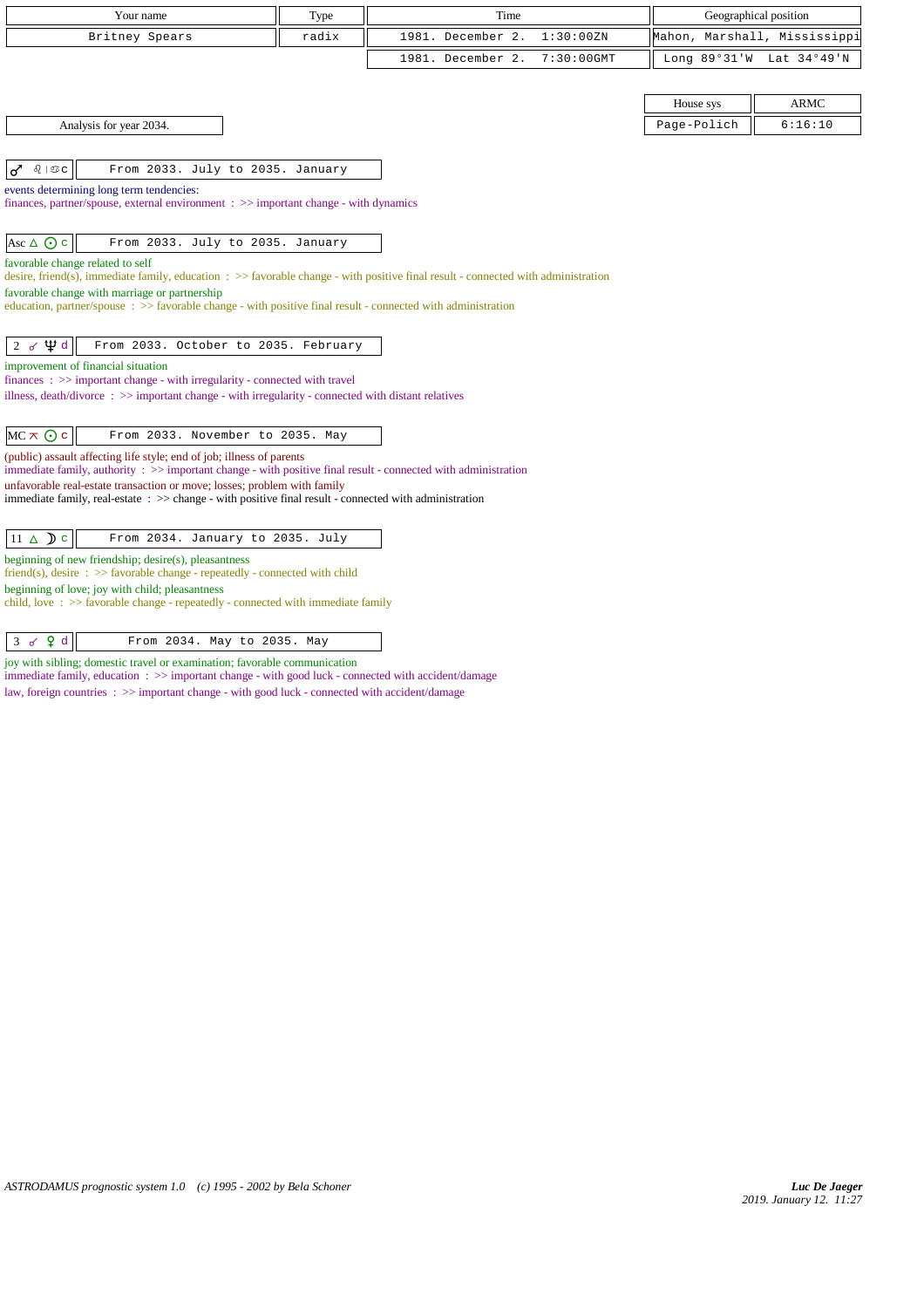| Your name | Type | Time | Geographical position |
|---|---|---|---|
| Britney Spears | radix | 1981. December 2. 1:30:00ZN | Mahon, Marshall, Mississippi |
| | | 1981. December 2. 7:30:00GMT | Long 89°31'W Lat 34°49'N |

| House sys | ARMC |
|---|---|
| Page-Polich | 6:16:10 |

Analysis for year 2034.

**♂ ♌ | ♋ c** — From 2033. July to 2035. January

events determining long term tendencies:
finances, partner/spouse, external environment : >> important change - with dynamics

**Asc △ ☉ c** — From 2033. July to 2035. January

favorable change related to self
desire, friend(s), immediate family, education : >> favorable change - with positive final result - connected with administration
favorable change with marriage or partnership
education, partner/spouse : >> favorable change - with positive final result - connected with administration

**2 ☍ ♆ d** — From 2033. October to 2035. February

improvement of financial situation
finances : >> important change - with irregularity - connected with travel
illness, death/divorce : >> important change - with irregularity - connected with distant relatives

**MC ⚻ ☉ c** — From 2033. November to 2035. May

(public) assault affecting life style; end of job; illness of parents
immediate family, authority : >> important change - with positive final result - connected with administration
unfavorable real-estate transaction or move; losses; problem with family
immediate family, real-estate : >> change - with positive final result - connected with administration

**11 △ ☽ c** — From 2034. January to 2035. July

beginning of new friendship; desire(s), pleasantness
friend(s), desire : >> favorable change - repeatedly - connected with child
beginning of love; joy with child; pleasantness
child, love : >> favorable change - repeatedly - connected with immediate family

**3 ☍ ♀ d** — From 2034. May to 2035. May

joy with sibling; domestic travel or examination; favorable communication
immediate family, education : >> important change - with good luck - connected with accident/damage
law, foreign countries : >> important change - with good luck - connected with accident/damage

*ASTRODAMUS prognostic system 1.0 (c) 1995 - 2002 by Bela Schoner*

***Luc De Jaeger***
*2019. January 12. 11:27*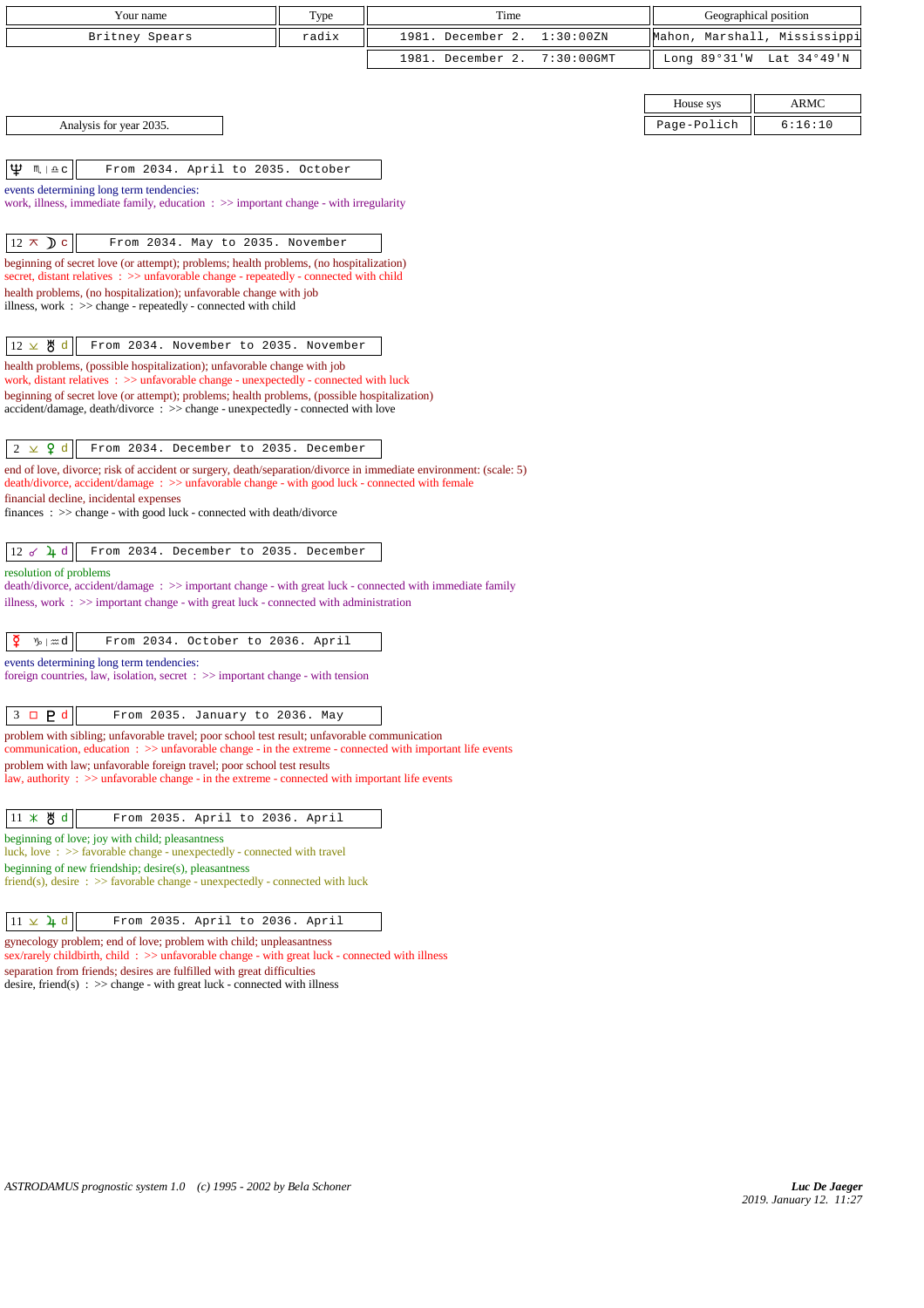| Your name | Type | Time | Geographical position |
|---|---|---|---|
| Britney Spears | radix | 1981. December 2. 1:30:00ZN | Mahon, Marshall, Mississippi |
| | | 1981. December 2. 7:30:00GMT | Long 89°31'W Lat 34°49'N |

| House sys | ARMC |
|---|---|
| Page-Polich | 6:16:10 |

Analysis for year 2035.

**♆ ♏ | ♎ c** — From 2034. April to 2035. October

events determining long term tendencies:
work, illness, immediate family, education : >> important change - with irregularity

**12 ⚻ ☽ c** — From 2034. May to 2035. November

beginning of secret love (or attempt); problems; health problems, (no hospitalization)
secret, distant relatives : >> unfavorable change - repeatedly - connected with child
health problems, (no hospitalization); unfavorable change with job
illness, work : >> change - repeatedly - connected with child

**12 ⚺ ♅ d** — From 2034. November to 2035. November

health problems, (possible hospitalization); unfavorable change with job
work, distant relatives : >> unfavorable change - unexpectedly - connected with luck
beginning of secret love (or attempt); problems; health problems, (possible hospitalization)
accident/damage, death/divorce : >> change - unexpectedly - connected with love

**2 ⚺ ♀ d** — From 2034. December to 2035. December

end of love, divorce; risk of accident or surgery, death/separation/divorce in immediate environment: (scale: 5)
death/divorce, accident/damage : >> unfavorable change - with good luck - connected with female
financial decline, incidental expenses
finances : >> change - with good luck - connected with death/divorce

**12 ☍ ♃ d** — From 2034. December to 2035. December

resolution of problems
death/divorce, accident/damage : >> important change - with great luck - connected with immediate family
illness, work : >> important change - with great luck - connected with administration

**☿ ♑ | ♒ d** — From 2034. October to 2036. April

events determining long term tendencies:
foreign countries, law, isolation, secret : >> important change - with tension

**3 □ ♇ d** — From 2035. January to 2036. May

problem with sibling; unfavorable travel; poor school test result; unfavorable communication
communication, education : >> unfavorable change - in the extreme - connected with important life events
problem with law; unfavorable foreign travel; poor school test results
law, authority : >> unfavorable change - in the extreme - connected with important life events

**11 ⚹ ♅ d** — From 2035. April to 2036. April

beginning of love; joy with child; pleasantness
luck, love : >> favorable change - unexpectedly - connected with travel
beginning of new friendship; desire(s), pleasantness
friend(s), desire : >> favorable change - unexpectedly - connected with luck

**11 ⚺ ♃ d** — From 2035. April to 2036. April

gynecology problem; end of love; problem with child; unpleasantness
sex/rarely childbirth, child : >> unfavorable change - with great luck - connected with illness
separation from friends; desires are fulfilled with great difficulties
desire, friend(s) : >> change - with great luck - connected with illness

ASTRODAMUS prognostic system 1.0 (c) 1995 - 2002 by Bela Schoner

*Luc De Jaeger*
*2019. January 12. 11:27*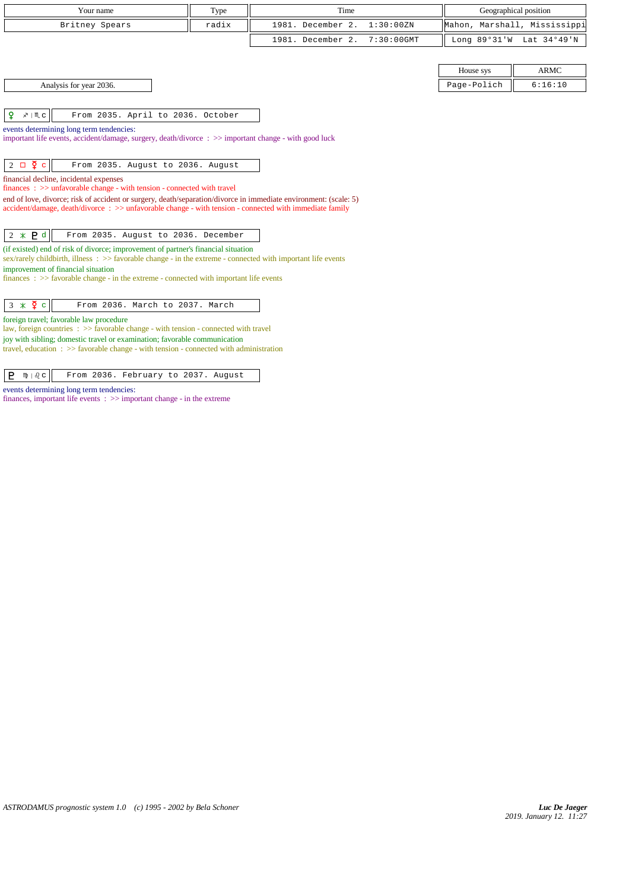| Your name | Type | Time | Geographical position |
|---|---|---|---|
| Britney Spears | radix | 1981. December 2. 1:30:00ZN | Mahon, Marshall, Mississippi |
| | | 1981. December 2. 7:30:00GMT | Long 89°31'W Lat 34°49'N |

| House sys | ARMC |
|---|---|
| Page-Polich | 6:16:10 |

Analysis for year 2036.

**♀ ♐ | ♏ c** — From 2035. April to 2036. October

events determining long term tendencies:
important life events, accident/damage, surgery, death/divorce : >> important change - with good luck

**2 □ ☿ c** — From 2035. August to 2036. August

financial decline, incidental expenses
finances : >> unfavorable change - with tension - connected with travel
end of love, divorce; risk of accident or surgery, death/separation/divorce in immediate environment: (scale: 5)
accident/damage, death/divorce : >> unfavorable change - with tension - connected with immediate family

**2 ⚹ ♇ d** — From 2035. August to 2036. December

(if existed) end of risk of divorce; improvement of partner's financial situation
sex/rarely childbirth, illness : >> favorable change - in the extreme - connected with important life events
improvement of financial situation
finances : >> favorable change - in the extreme - connected with important life events

**3 ⚹ ☿ c** — From 2036. March to 2037. March

foreign travel; favorable law procedure
law, foreign countries : >> favorable change - with tension - connected with travel
joy with sibling; domestic travel or examination; favorable communication
travel, education : >> favorable change - with tension - connected with administration

**♇ ♍ | ♌ c** — From 2036. February to 2037. August

events determining long term tendencies:
finances, important life events : >> important change - in the extreme

ASTRODAMUS prognostic system 1.0 (c) 1995 - 2002 by Bela Schoner

Luc De Jaeger
2019. January 12. 11:27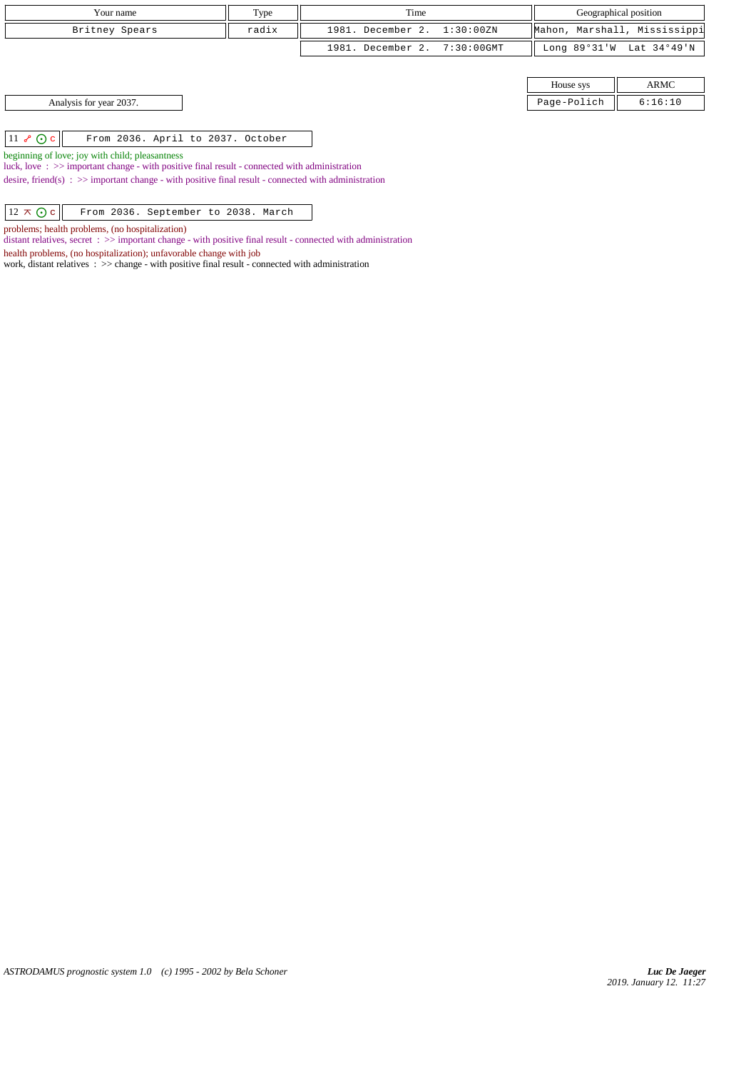| Your name | Type | Time | Geographical position |
|---|---|---|---|
| Britney Spears | radix | 1981. December 2. 1:30:00ZN | Mahon, Marshall, Mississippi |
| | | 1981. December 2. 7:30:00GMT | Long 89°31'W Lat 34°49'N |

| House sys | ARMC |
|---|---|
| Page-Polich | 6:16:10 |

Analysis for year 2037.

| 11 ☍ ☉ c | From 2036. April to 2037. October |
|---|---|

beginning of love; joy with child; pleasantness

luck, love : >> important change - with positive final result - connected with administration

desire, friend(s) : >> important change - with positive final result - connected with administration

| 12 ⚻ ☉ c | From 2036. September to 2038. March |
|---|---|

problems; health problems, (no hospitalization)

distant relatives, secret : >> important change - with positive final result - connected with administration

health problems, (no hospitalization); unfavorable change with job

work, distant relatives : >> change - with positive final result - connected with administration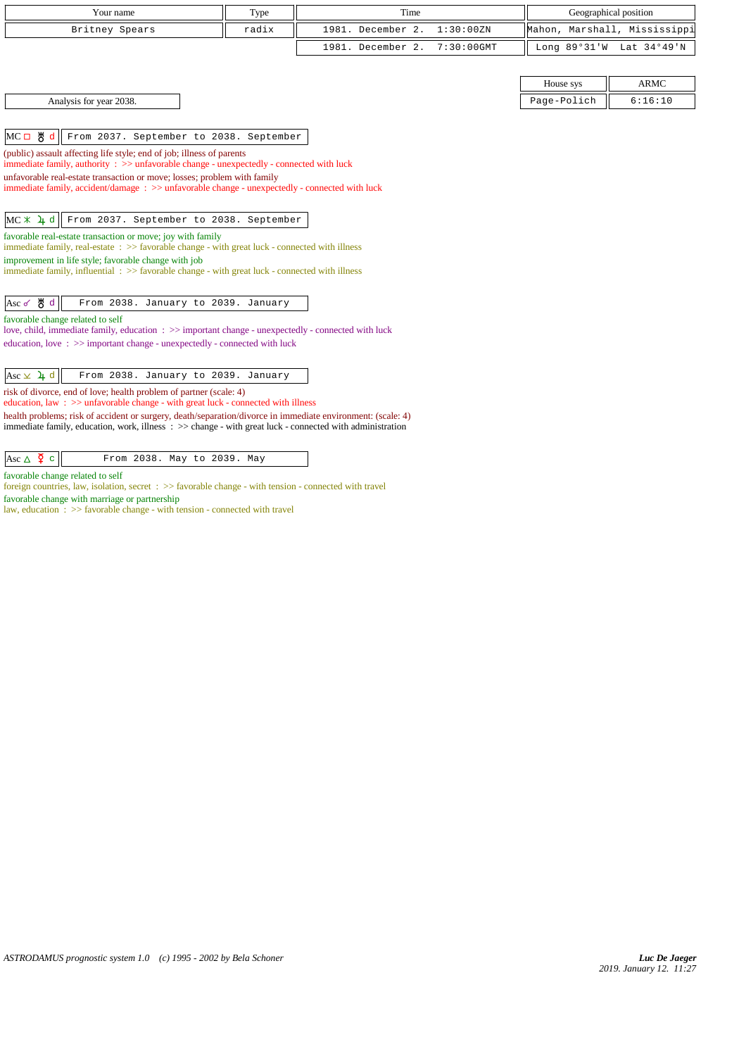| Your name | Type | Time | Geographical position |
|---|---|---|---|
| Britney Spears | radix | 1981. December 2. 1:30:00ZN | Mahon, Marshall, Mississippi |
| | | 1981. December 2. 7:30:00GMT | Long 89°31'W Lat 34°49'N |

| House sys | ARMC |
|---|---|
| Page-Polich | 6:16:10 |

Analysis for year 2038.

**MC □ ♅ d** — From 2037. September to 2038. September

(public) assault affecting life style; end of job; illness of parents
immediate family, authority : >> unfavorable change - unexpectedly - connected with luck
unfavorable real-estate transaction or move; losses; problem with family
immediate family, accident/damage : >> unfavorable change - unexpectedly - connected with luck

**MC ⚹ ♃ d** — From 2037. September to 2038. September

favorable real-estate transaction or move; joy with family
immediate family, real-estate : >> favorable change - with great luck - connected with illness
improvement in life style; favorable change with job
immediate family, influential : >> favorable change - with great luck - connected with illness

**Asc ☍ ♅ d** — From 2038. January to 2039. January

favorable change related to self
love, child, immediate family, education : >> important change - unexpectedly - connected with luck
education, love : >> important change - unexpectedly - connected with luck

**Asc ⊻ ♃ d** — From 2038. January to 2039. January

risk of divorce, end of love; health problem of partner (scale: 4)
education, law : >> unfavorable change - with great luck - connected with illness
health problems; risk of accident or surgery, death/separation/divorce in immediate environment: (scale: 4)
immediate family, education, work, illness : >> change - with great luck - connected with administration

**Asc △ ☿ c** — From 2038. May to 2039. May

favorable change related to self
foreign countries, law, isolation, secret : >> favorable change - with tension - connected with travel
favorable change with marriage or partnership
law, education : >> favorable change - with tension - connected with travel

*ASTRODAMUS prognostic system 1.0 (c) 1995 - 2002 by Bela Schoner*

*Luc De Jaeger*
*2019. January 12. 11:27*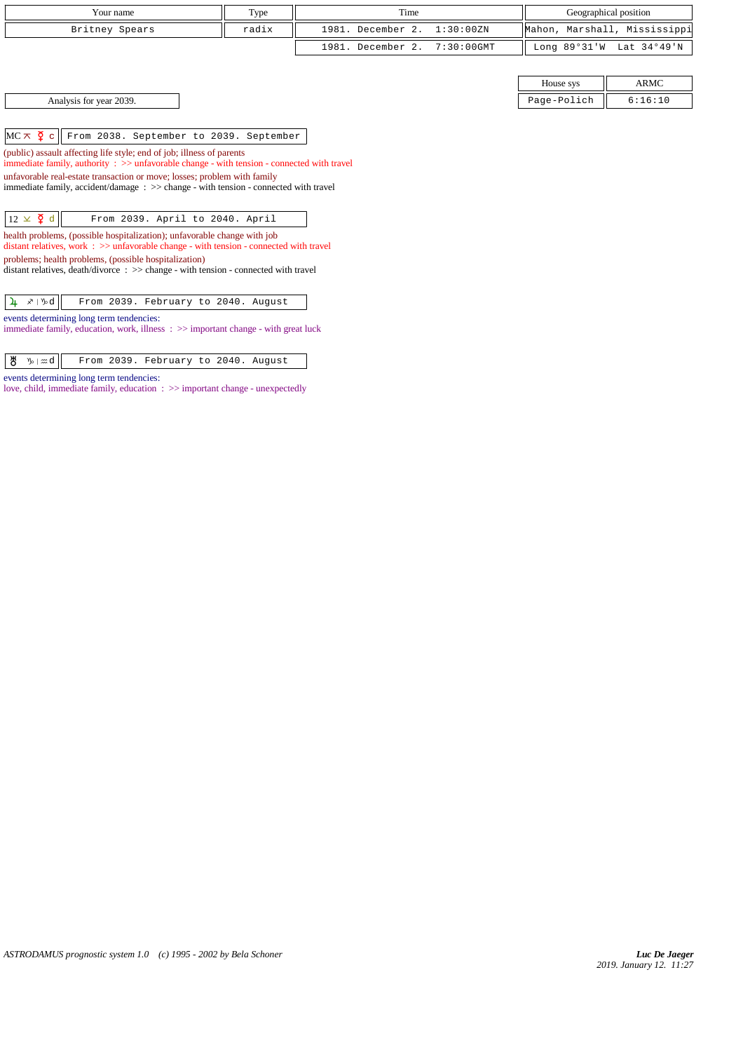| Your name | Type | Time | Geographical position |
|---|---|---|---|
| Britney Spears | radix | 1981. December 2. 1:30:00ZN | Mahon, Marshall, Mississippi |
| | | 1981. December 2. 7:30:00GMT | Long 89°31'W Lat 34°49'N |

| House sys | ARMC |
|---|---|
| Page-Polich | 6:16:10 |

Analysis for year 2039.

MC ⊼ ☿ c | From 2038. September to 2039. September

(public) assault affecting life style; end of job; illness of parents
immediate family, authority : >> unfavorable change - with tension - connected with travel
unfavorable real-estate transaction or move; losses; problem with family
immediate family, accident/damage : >> change - with tension - connected with travel

12 ⊻ ☿ d | From 2039. April to 2040. April

health problems, (possible hospitalization); unfavorable change with job
distant relatives, work : >> unfavorable change - with tension - connected with travel
problems; health problems, (possible hospitalization)
distant relatives, death/divorce : >> change - with tension - connected with travel

♃ ♐|♑ d | From 2039. February to 2040. August

events determining long term tendencies:
immediate family, education, work, illness : >> important change - with great luck

♅ ♑|♒ d | From 2039. February to 2040. August

events determining long term tendencies:
love, child, immediate family, education : >> important change - unexpectedly

ASTRODAMUS prognostic system 1.0 (c) 1995 - 2002 by Bela Schoner

*Luc De Jaeger*
2019. January 12. 11:27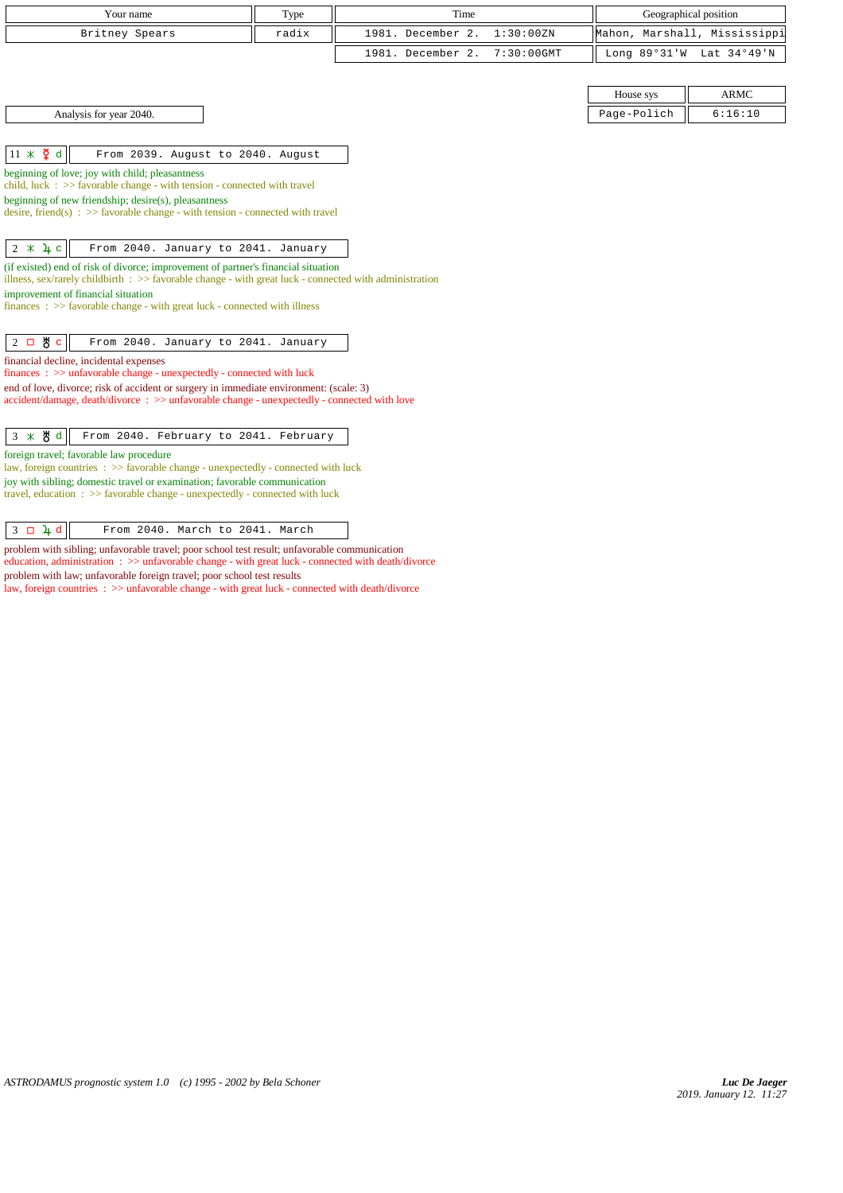| Your name | Type | Time | Geographical position |
|---|---|---|---|
| Britney Spears | radix | 1981. December 2. 1:30:00ZN | Mahon, Marshall, Mississippi |
| | | 1981. December 2. 7:30:00GMT | Long 89°31'W Lat 34°49'N |

| House sys | ARMC |
|---|---|
| Page-Polich | 6:16:10 |

Analysis for year 2040.

**11 ⚹ ☿ d** — From 2039. August to 2040. August

beginning of love; joy with child; pleasantness
child, luck : >> favorable change - with tension - connected with travel

beginning of new friendship; desire(s), pleasantness
desire, friend(s) : >> favorable change - with tension - connected with travel

**2 ⚹ ♃ c** — From 2040. January to 2041. January

(if existed) end of risk of divorce; improvement of partner's financial situation
illness, sex/rarely childbirth : >> favorable change - with great luck - connected with administration

improvement of financial situation
finances : >> favorable change - with great luck - connected with illness

**2 □ ♅ c** — From 2040. January to 2041. January

financial decline, incidental expenses
finances : >> unfavorable change - unexpectedly - connected with luck

end of love, divorce; risk of accident or surgery in immediate environment: (scale: 3)
accident/damage, death/divorce : >> unfavorable change - unexpectedly - connected with love

**3 ⚹ ♅ d** — From 2040. February to 2041. February

foreign travel; favorable law procedure
law, foreign countries : >> favorable change - unexpectedly - connected with luck

joy with sibling; domestic travel or examination; favorable communication
travel, education : >> favorable change - unexpectedly - connected with luck

**3 □ ♃ d** — From 2040. March to 2041. March

problem with sibling; unfavorable travel; poor school test result; unfavorable communication
education, administration : >> unfavorable change - with great luck - connected with death/divorce

problem with law; unfavorable foreign travel; poor school test results
law, foreign countries : >> unfavorable change - with great luck - connected with death/divorce

*ASTRODAMUS prognostic system 1.0 (c) 1995 - 2002 by Bela Schoner*

*Luc De Jaeger*
*2019. January 12. 11:27*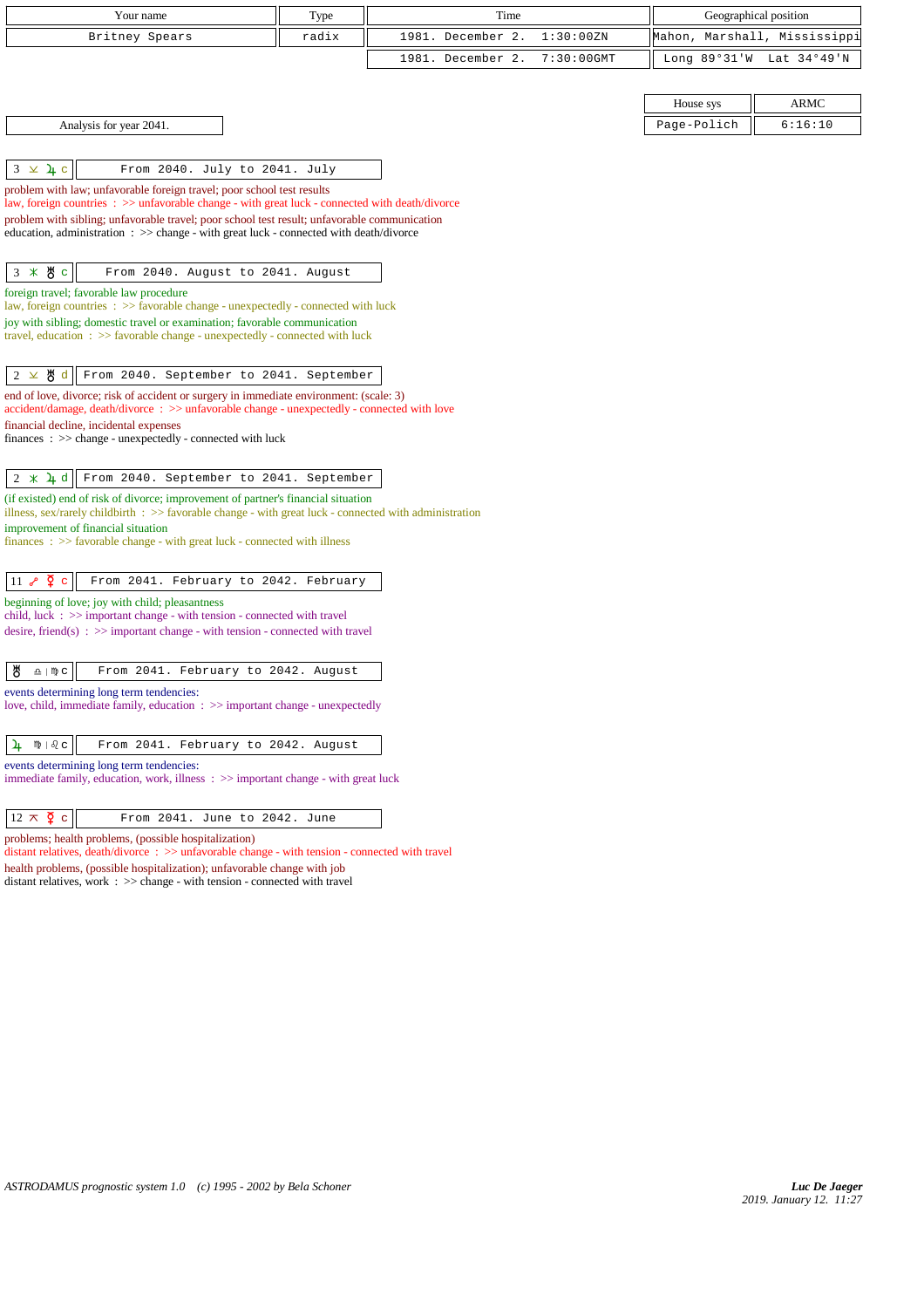| Your name | Type | Time | Geographical position |
|---|---|---|---|
| Britney Spears | radix | 1981. December 2. 1:30:00ZN | Mahon, Marshall, Mississippi |
| | | 1981. December 2. 7:30:00GMT | Long 89°31'W Lat 34°49'N |

| House sys | ARMC |
|---|---|
| Page-Polich | 6:16:10 |

Analysis for year 2041.

**3 ⚺ ♃ c** — From 2040. July to 2041. July

problem with law; unfavorable foreign travel; poor school test results
law, foreign countries : >> unfavorable change - with great luck - connected with death/divorce
problem with sibling; unfavorable travel; poor school test result; unfavorable communication
education, administration : >> change - with great luck - connected with death/divorce

**3 ⚹ ♅ c** — From 2040. August to 2041. August

foreign travel; favorable law procedure
law, foreign countries : >> favorable change - unexpectedly - connected with luck
joy with sibling; domestic travel or examination; favorable communication
travel, education : >> favorable change - unexpectedly - connected with luck

**2 ⚺ ♅ d** — From 2040. September to 2041. September

end of love, divorce; risk of accident or surgery in immediate environment: (scale: 3)
accident/damage, death/divorce : >> unfavorable change - unexpectedly - connected with love
financial decline, incidental expenses
finances : >> change - unexpectedly - connected with luck

**2 ⚹ ♃ d** — From 2040. September to 2041. September

(if existed) end of risk of divorce; improvement of partner's financial situation
illness, sex/rarely childbirth : >> favorable change - with great luck - connected with administration
improvement of financial situation
finances : >> favorable change - with great luck - connected with illness

**11 ☍ ☿ c** — From 2041. February to 2042. February

beginning of love; joy with child; pleasantness
child, luck : >> important change - with tension - connected with travel
desire, friend(s) : >> important change - with tension - connected with travel

**♅ ♎ | ♍ c** — From 2041. February to 2042. August

events determining long term tendencies:
love, child, immediate family, education : >> important change - unexpectedly

**♃ ♍ | ♌ c** — From 2041. February to 2042. August

events determining long term tendencies:
immediate family, education, work, illness : >> important change - with great luck

**12 ⚻ ☿ c** — From 2041. June to 2042. June

problems; health problems, (possible hospitalization)
distant relatives, death/divorce : >> unfavorable change - with tension - connected with travel
health problems, (possible hospitalization); unfavorable change with job
distant relatives, work : >> change - with tension - connected with travel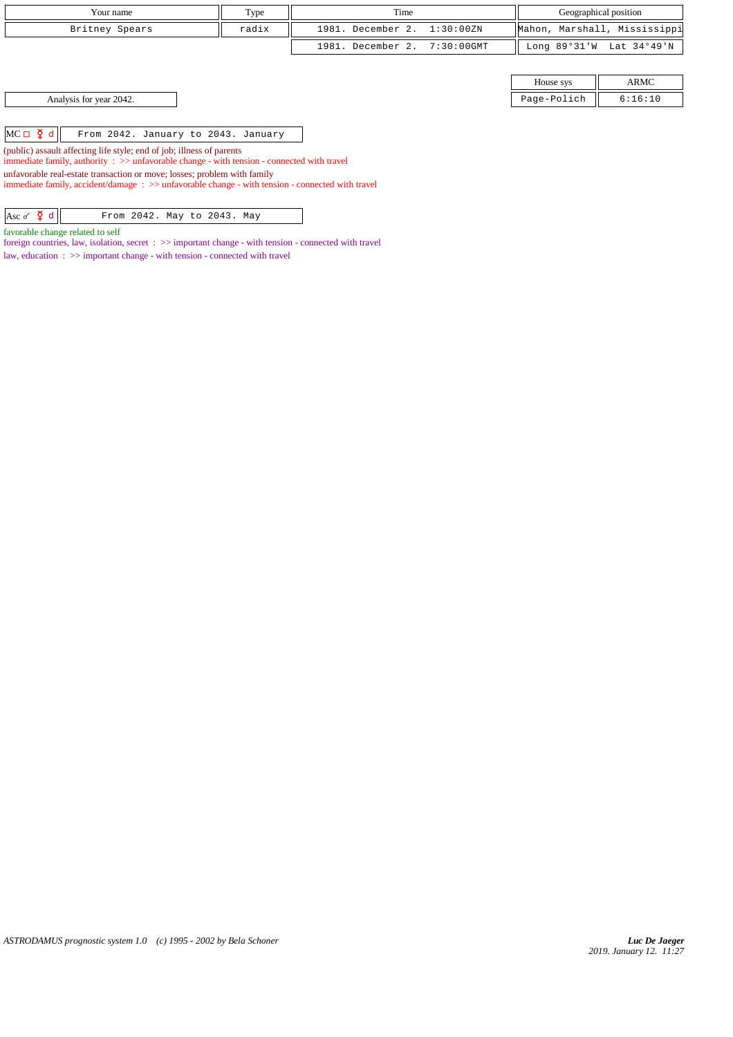| Your name | Type | Time | Geographical position |
|---|---|---|---|
| Britney Spears | radix | 1981. December 2. 1:30:00ZN | Mahon, Marshall, Mississippi |
| | | 1981. December 2. 7:30:00GMT | Long 89°31'W Lat 34°49'N |

| House sys | ARMC |
|---|---|
| Page-Polich | 6:16:10 |

Analysis for year 2042.

| MC □ ☿ d | From 2042. January to 2043. January |
|---|---|

(public) assault affecting life style; end of job; illness of parents
immediate family, authority : >> unfavorable change - with tension - connected with travel
unfavorable real-estate transaction or move; losses; problem with family
immediate family, accident/damage : >> unfavorable change - with tension - connected with travel

| Asc ☌ ☿ d | From 2042. May to 2043. May |
|---|---|

favorable change related to self
foreign countries, law, isolation, secret : >> important change - with tension - connected with travel
law, education : >> important change - with tension - connected with travel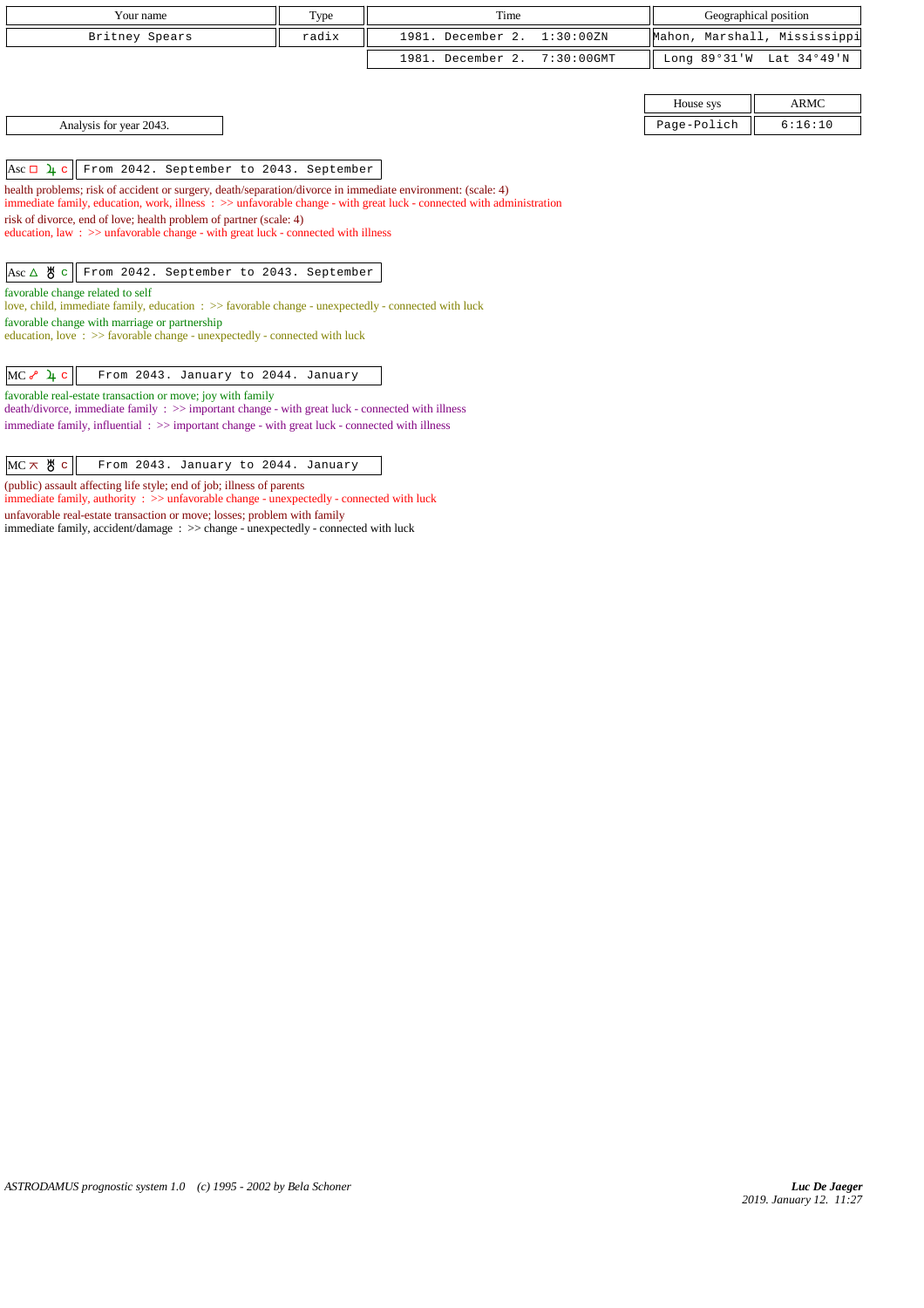| Your name | Type | Time | Geographical position |
|---|---|---|---|
| Britney Spears | radix | 1981. December 2. 1:30:00ZN | Mahon, Marshall, Mississippi |
| | | 1981. December 2. 7:30:00GMT | Long 89°31'W Lat 34°49'N |

| House sys | ARMC |
|---|---|
| Page-Polich | 6:16:10 |

Analysis for year 2043.

**Asc □ ♃ c** — From 2042. September to 2043. September

health problems; risk of accident or surgery, death/separation/divorce in immediate environment: (scale: 4)
immediate family, education, work, illness : >> unfavorable change - with great luck - connected with administration

risk of divorce, end of love; health problem of partner (scale: 4)
education, law : >> unfavorable change - with great luck - connected with illness

**Asc △ ♅ c** — From 2042. September to 2043. September

favorable change related to self
love, child, immediate family, education : >> favorable change - unexpectedly - connected with luck

favorable change with marriage or partnership
education, love : >> favorable change - unexpectedly - connected with luck

**MC ☍ ♃ c** — From 2043. January to 2044. January

favorable real-estate transaction or move; joy with family
death/divorce, immediate family : >> important change - with great luck - connected with illness

immediate family, influential : >> important change - with great luck - connected with illness

**MC ⚻ ♅ c** — From 2043. January to 2044. January

(public) assault affecting life style; end of job; illness of parents
immediate family, authority : >> unfavorable change - unexpectedly - connected with luck

unfavorable real-estate transaction or move; losses; problem with family
immediate family, accident/damage : >> change - unexpectedly - connected with luck

*ASTRODAMUS prognostic system 1.0 (c) 1995 - 2002 by Bela Schoner*

***Luc De Jaeger***
*2019. January 12. 11:27*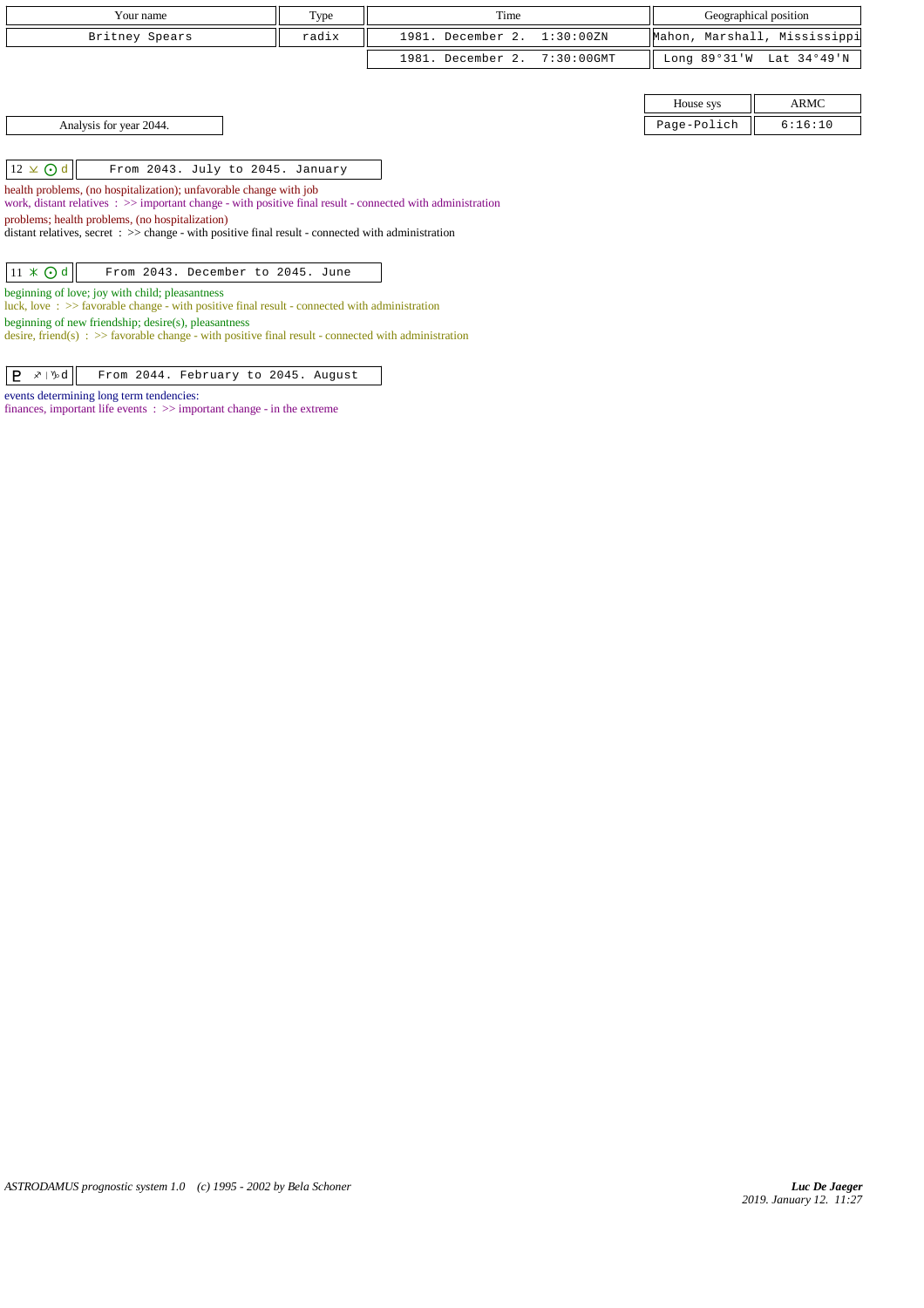| Your name | Type | Time | Geographical position |
|---|---|---|---|
| Britney Spears | radix | 1981. December 2. 1:30:00ZN | Mahon, Marshall, Mississippi |
| | | 1981. December 2. 7:30:00GMT | Long 89°31'W Lat 34°49'N |

| House sys | ARMC |
|---|---|
| Page-Polich | 6:16:10 |

Analysis for year 2044.

| 12 ⚻ ☉ d | From 2043. July to 2045. January |
|---|---|

health problems, (no hospitalization); unfavorable change with job
work, distant relatives : >> important change - with positive final result - connected with administration
problems; health problems, (no hospitalization)
distant relatives, secret : >> change - with positive final result - connected with administration

| 11 ⚹ ☉ d | From 2043. December to 2045. June |
|---|---|

beginning of love; joy with child; pleasantness
luck, love : >> favorable change - with positive final result - connected with administration
beginning of new friendship; desire(s), pleasantness
desire, friend(s) : >> favorable change - with positive final result - connected with administration

| ♇ ♐ \| ♑ d | From 2044. February to 2045. August |
|---|---|

events determining long term tendencies:
finances, important life events : >> important change - in the extreme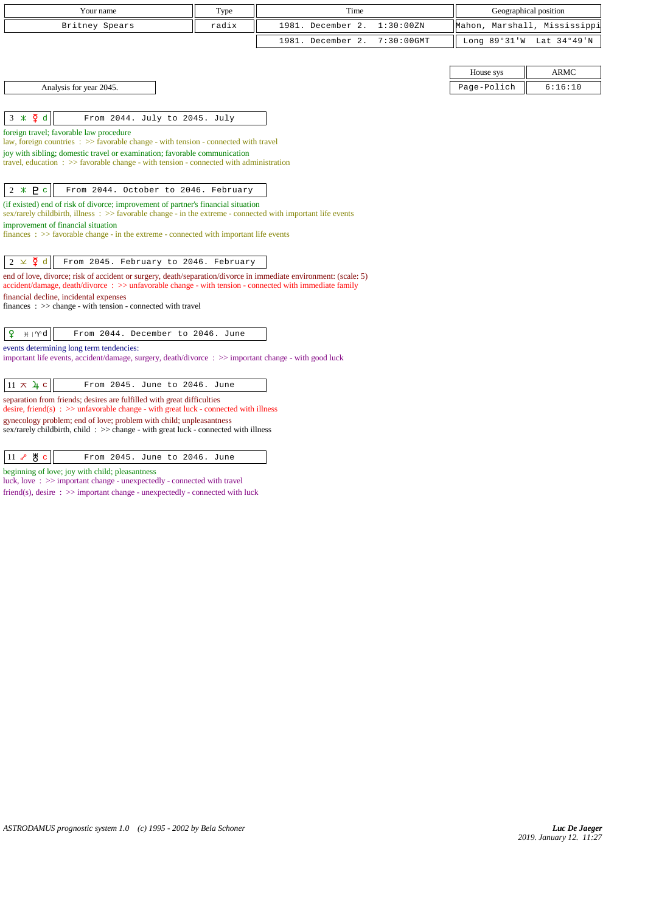| Your name | Type | Time | Geographical position |
|---|---|---|---|
| Britney Spears | radix | 1981. December 2. 1:30:00ZN | Mahon, Marshall, Mississippi |
| | | 1981. December 2. 7:30:00GMT | Long 89°31'W Lat 34°49'N |

| House sys | ARMC |
|---|---|
| Page-Polich | 6:16:10 |

Analysis for year 2045.

**3 ⚹ ☿ d** — From 2044. July to 2045. July

foreign travel; favorable law procedure
law, foreign countries : >> favorable change - with tension - connected with travel
joy with sibling; domestic travel or examination; favorable communication
travel, education : >> favorable change - with tension - connected with administration

**2 ⚹ ♇ c** — From 2044. October to 2046. February

(if existed) end of risk of divorce; improvement of partner's financial situation
sex/rarely childbirth, illness : >> favorable change - in the extreme - connected with important life events
improvement of financial situation
finances : >> favorable change - in the extreme - connected with important life events

**2 ⚺ ☿ d** — From 2045. February to 2046. February

end of love, divorce; risk of accident or surgery, death/separation/divorce in immediate environment: (scale: 5)
accident/damage, death/divorce : >> unfavorable change - with tension - connected with immediate family
financial decline, incidental expenses
finances : >> change - with tension - connected with travel

**♀ ♓ | ♈ d** — From 2044. December to 2046. June

events determining long term tendencies:
important life events, accident/damage, surgery, death/divorce : >> important change - with good luck

**11 ⚻ ♃ c** — From 2045. June to 2046. June

separation from friends; desires are fulfilled with great difficulties
desire, friend(s) : >> unfavorable change - with great luck - connected with illness
gynecology problem; end of love; problem with child; unpleasantness
sex/rarely childbirth, child : >> change - with great luck - connected with illness

**11 ☍ ♅ c** — From 2045. June to 2046. June

beginning of love; joy with child; pleasantness
luck, love : >> important change - unexpectedly - connected with travel
friend(s), desire : >> important change - unexpectedly - connected with luck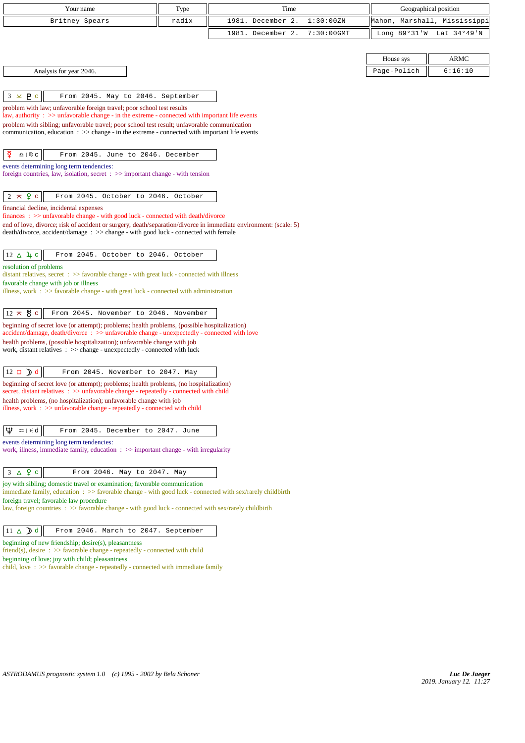| Your name | Type | Time | Geographical position |
|---|---|---|---|
| Britney Spears | radix | 1981. December 2. 1:30:00ZN | Mahon, Marshall, Mississippi |
| | | 1981. December 2. 7:30:00GMT | Long 89°31'W Lat 34°49'N |

| House sys | ARMC |
|---|---|
| Page-Polich | 6:16:10 |

Analysis for year 2046.

**3 ⚺ ♇ c** — From 2045. May to 2046. September

problem with law; unfavorable foreign travel; poor school test results
law, authority : >> unfavorable change - in the extreme - connected with important life events
problem with sibling; unfavorable travel; poor school test result; unfavorable communication
communication, education : >> change - in the extreme - connected with important life events

**☿ ♎ | ♍ c** — From 2045. June to 2046. December

events determining long term tendencies:
foreign countries, law, isolation, secret : >> important change - with tension

**2 ⚻ ♀ c** — From 2045. October to 2046. October

financial decline, incidental expenses
finances : >> unfavorable change - with good luck - connected with death/divorce
end of love, divorce; risk of accident or surgery, death/separation/divorce in immediate environment: (scale: 5)
death/divorce, accident/damage : >> change - with good luck - connected with female

**12 △ ♃ c** — From 2045. October to 2046. October

resolution of problems
distant relatives, secret : >> favorable change - with great luck - connected with illness
favorable change with job or illness
illness, work : >> favorable change - with great luck - connected with administration

**12 ⚻ ♅ c** — From 2045. November to 2046. November

beginning of secret love (or attempt); problems; health problems, (possible hospitalization)
accident/damage, death/divorce : >> unfavorable change - unexpectedly - connected with love
health problems, (possible hospitalization); unfavorable change with job
work, distant relatives : >> change - unexpectedly - connected with luck

**12 □ ☽ d** — From 2045. November to 2047. May

beginning of secret love (or attempt); problems; health problems, (no hospitalization)
secret, distant relatives : >> unfavorable change - repeatedly - connected with child
health problems, (no hospitalization); unfavorable change with job
illness, work : >> unfavorable change - repeatedly - connected with child

**♆ ♒ | ♓ d** — From 2045. December to 2047. June

events determining long term tendencies:
work, illness, immediate family, education : >> important change - with irregularity

**3 △ ♀ c** — From 2046. May to 2047. May

joy with sibling; domestic travel or examination; favorable communication
immediate family, education : >> favorable change - with good luck - connected with sex/rarely childbirth
foreign travel; favorable law procedure
law, foreign countries : >> favorable change - with good luck - connected with sex/rarely childbirth

**11 △ ☽ d** — From 2046. March to 2047. September

beginning of new friendship; desire(s), pleasantness
friend(s), desire : >> favorable change - repeatedly - connected with child
beginning of love; joy with child; pleasantness
child, love : >> favorable change - repeatedly - connected with immediate family

*ASTRODAMUS prognostic system 1.0 (c) 1995 - 2002 by Bela Schoner*

*Luc De Jaeger*
*2019. January 12. 11:27*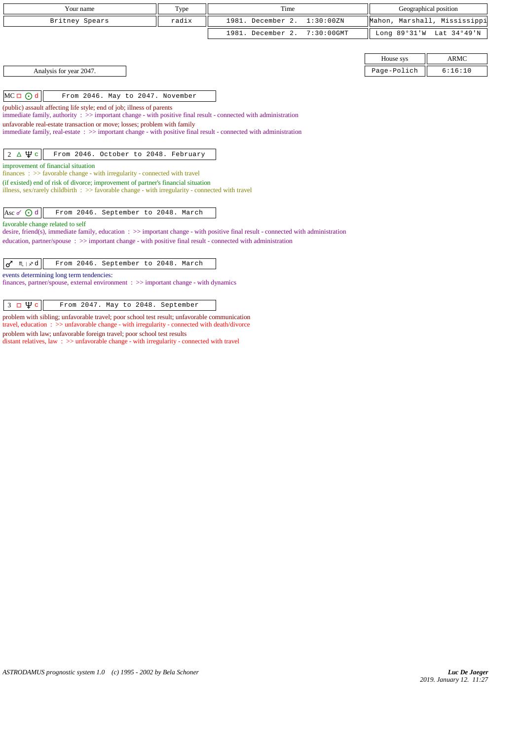| Your name | Type | Time | Geographical position |
|---|---|---|---|
| Britney Spears | radix | 1981. December 2. 1:30:00ZN | Mahon, Marshall, Mississippi |
| | | 1981. December 2. 7:30:00GMT | Long 89°31'W Lat 34°49'N |

| House sys | ARMC |
|---|---|
| Page-Polich | 6:16:10 |

Analysis for year 2047.

**MC □ ⊙ d** — From 2046. May to 2047. November

(public) assault affecting life style; end of job; illness of parents
immediate family, authority : >> important change - with positive final result - connected with administration
unfavorable real-estate transaction or move; losses; problem with family
immediate family, real-estate : >> important change - with positive final result - connected with administration

**2 △ Ψ c** — From 2046. October to 2048. February

improvement of financial situation
finances : >> favorable change - with irregularity - connected with travel
(if existed) end of risk of divorce; improvement of partner's financial situation
illness, sex/rarely childbirth : >> favorable change - with irregularity - connected with travel

**Asc ☌ ⊙ d** — From 2046. September to 2048. March

favorable change related to self
desire, friend(s), immediate family, education : >> important change - with positive final result - connected with administration
education, partner/spouse : >> important change - with positive final result - connected with administration

**♂ ♏ | ♐ d** — From 2046. September to 2048. March

events determining long term tendencies:
finances, partner/spouse, external environment : >> important change - with dynamics

**3 □ Ψ c** — From 2047. May to 2048. September

problem with sibling; unfavorable travel; poor school test result; unfavorable communication
travel, education : >> unfavorable change - with irregularity - connected with death/divorce
problem with law; unfavorable foreign travel; poor school test results
distant relatives, law : >> unfavorable change - with irregularity - connected with travel

*ASTRODAMUS prognostic system 1.0 (c) 1995 - 2002 by Bela Schoner*

*Luc De Jaeger*
*2019. January 12. 11:27*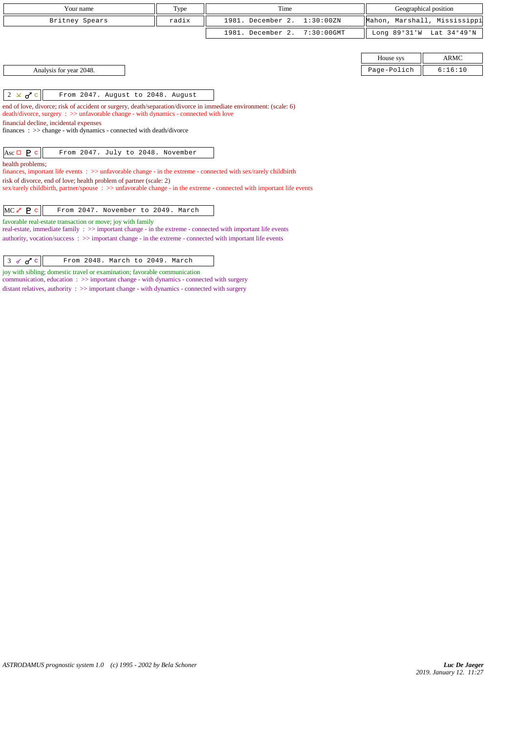| Your name | Type | Time | Geographical position |
| --- | --- | --- | --- |
| Britney Spears | radix | 1981. December 2. 1:30:00ZN | Mahon, Marshall, Mississippi |
| | | 1981. December 2. 7:30:00GMT | Long 89°31'W Lat 34°49'N |

| House sys | ARMC |
| --- | --- |
| Page-Polich | 6:16:10 |

Analysis for year 2048.

| 2 ⊻ ♂ c | From 2047. August to 2048. August |
| --- | --- |

end of love, divorce; risk of accident or surgery, death/separation/divorce in immediate environment: (scale: 6)
death/divorce, surgery : >> unfavorable change - with dynamics - connected with love
financial decline, incidental expenses
finances : >> change - with dynamics - connected with death/divorce

| Asc □ ♇ c | From 2047. July to 2048. November |
| --- | --- |

health problems;
finances, important life events : >> unfavorable change - in the extreme - connected with sex/rarely childbirth
risk of divorce, end of love; health problem of partner (scale: 2)
sex/rarely childbirth, partner/spouse : >> unfavorable change - in the extreme - connected with important life events

| MC ☍ ♇ c | From 2047. November to 2049. March |
| --- | --- |

favorable real-estate transaction or move; joy with family
real-estate, immediate family : >> important change - in the extreme - connected with important life events
authority, vocation/success : >> important change - in the extreme - connected with important life events

| 3 ☌ ♂ c | From 2048. March to 2049. March |
| --- | --- |

joy with sibling; domestic travel or examination; favorable communication
communication, education : >> important change - with dynamics - connected with surgery
distant relatives, authority : >> important change - with dynamics - connected with surgery

*ASTRODAMUS prognostic system 1.0 (c) 1995 - 2002 by Bela Schoner*

***Luc De Jaeger***
*2019. January 12. 11:27*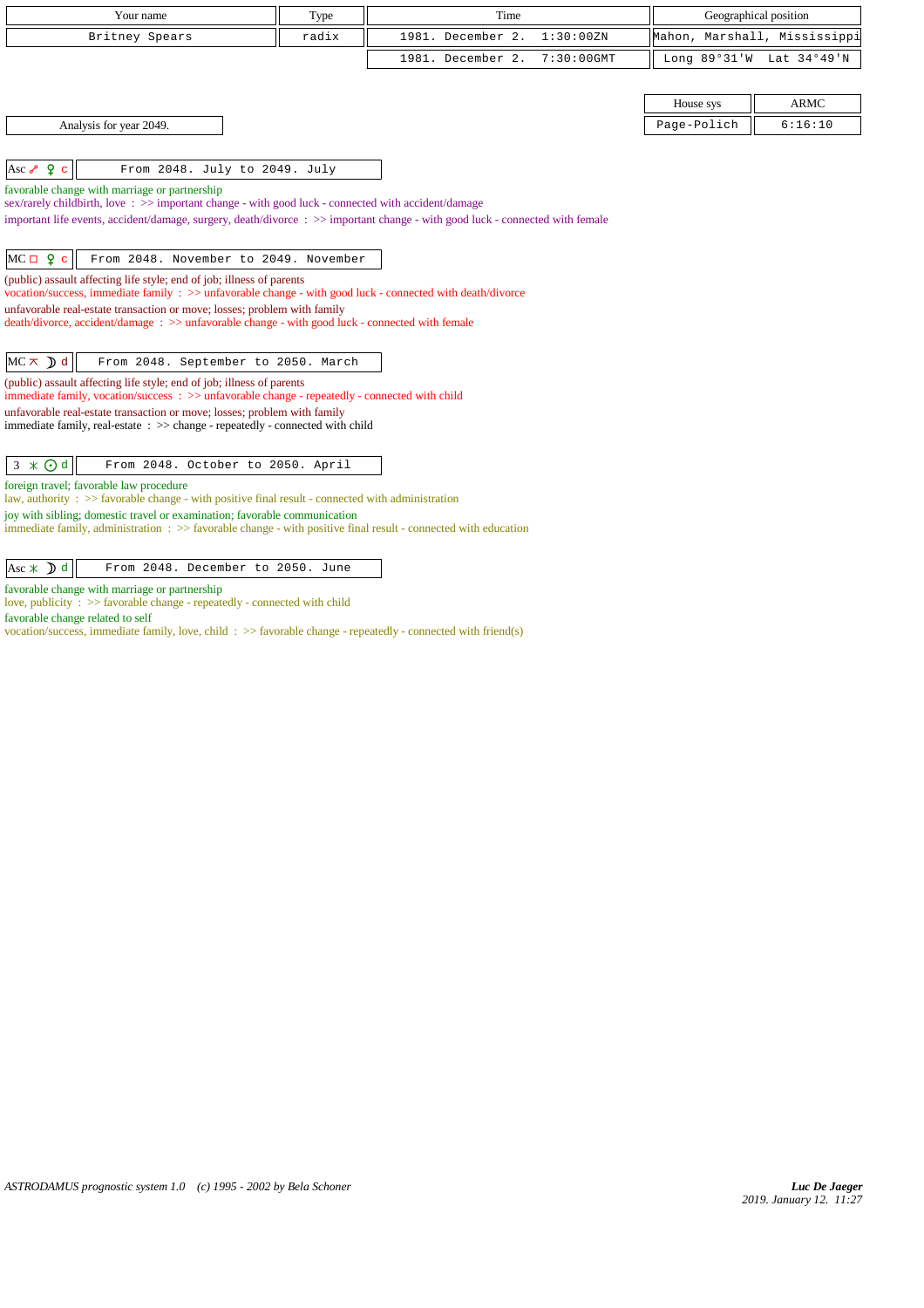| Your name | Type | Time | Geographical position |
|---|---|---|---|
| Britney Spears | radix | 1981. December 2. 1:30:00ZN | Mahon, Marshall, Mississippi |
| | | 1981. December 2. 7:30:00GMT | Long 89°31'W Lat 34°49'N |

| House sys | ARMC |
|---|---|
| Page-Polich | 6:16:10 |

Analysis for year 2049.

| Asc ☍ ♀ c | From 2048. July to 2049. July |
|---|---|

favorable change with marriage or partnership
sex/rarely childbirth, love : >> important change - with good luck - connected with accident/damage
important life events, accident/damage, surgery, death/divorce : >> important change - with good luck - connected with female

| MC □ ♀ c | From 2048. November to 2049. November |
|---|---|

(public) assault affecting life style; end of job; illness of parents
vocation/success, immediate family : >> unfavorable change - with good luck - connected with death/divorce
unfavorable real-estate transaction or move; losses; problem with family
death/divorce, accident/damage : >> unfavorable change - with good luck - connected with female

| MC ⚻ ☽ d | From 2048. September to 2050. March |
|---|---|

(public) assault affecting life style; end of job; illness of parents
immediate family, vocation/success : >> unfavorable change - repeatedly - connected with child
unfavorable real-estate transaction or move; losses; problem with family
immediate family, real-estate : >> change - repeatedly - connected with child

| 3 ⚹ ☉ d | From 2048. October to 2050. April |
|---|---|

foreign travel; favorable law procedure
law, authority : >> favorable change - with positive final result - connected with administration
joy with sibling; domestic travel or examination; favorable communication
immediate family, administration : >> favorable change - with positive final result - connected with education

| Asc ⚹ ☽ d | From 2048. December to 2050. June |
|---|---|

favorable change with marriage or partnership
love, publicity : >> favorable change - repeatedly - connected with child
favorable change related to self
vocation/success, immediate family, love, child : >> favorable change - repeatedly - connected with friend(s)

ASTRODAMUS prognostic system 1.0 (c) 1995 - 2002 by Bela Schoner

Luc De Jaeger
2019. January 12. 11:27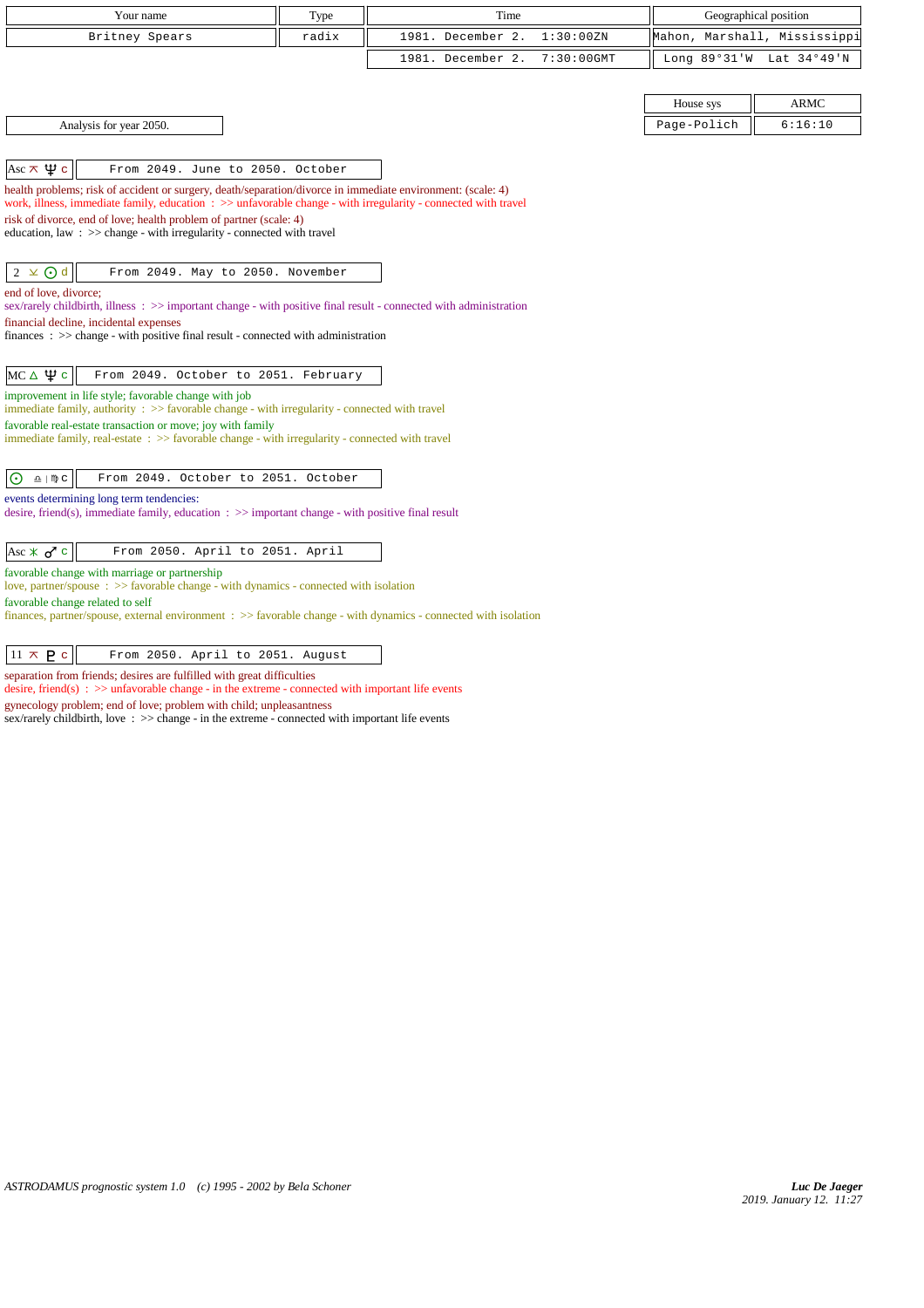| Your name | Type | Time | Geographical position |
|---|---|---|---|
| Britney Spears | radix | 1981. December 2. 1:30:00ZN | Mahon, Marshall, Mississippi |
| | | 1981. December 2. 7:30:00GMT | Long 89°31'W Lat 34°49'N |

| House sys | ARMC |
|---|---|
| Page-Polich | 6:16:10 |

Analysis for year 2050.

**Asc ⚻ ♆ c** — From 2049. June to 2050. October

health problems; risk of accident or surgery, death/separation/divorce in immediate environment: (scale: 4)
work, illness, immediate family, education : >> unfavorable change - with irregularity - connected with travel
risk of divorce, end of love; health problem of partner (scale: 4)
education, law : >> change - with irregularity - connected with travel

**2 ⚺ ☉ d** — From 2049. May to 2050. November

end of love, divorce;
sex/rarely childbirth, illness : >> important change - with positive final result - connected with administration
financial decline, incidental expenses
finances : >> change - with positive final result - connected with administration

**MC △ ♆ c** — From 2049. October to 2051. February

improvement in life style; favorable change with job
immediate family, authority : >> favorable change - with irregularity - connected with travel
favorable real-estate transaction or move; joy with family
immediate family, real-estate : >> favorable change - with irregularity - connected with travel

**☉ ♎ | ♍ c** — From 2049. October to 2051. October

events determining long term tendencies:
desire, friend(s), immediate family, education : >> important change - with positive final result

**Asc ⚹ ♂ c** — From 2050. April to 2051. April

favorable change with marriage or partnership
love, partner/spouse : >> favorable change - with dynamics - connected with isolation
favorable change related to self
finances, partner/spouse, external environment : >> favorable change - with dynamics - connected with isolation

**11 ⚻ ♇ c** — From 2050. April to 2051. August

separation from friends; desires are fulfilled with great difficulties
desire, friend(s) : >> unfavorable change - in the extreme - connected with important life events
gynecology problem; end of love; problem with child; unpleasantness
sex/rarely childbirth, love : >> change - in the extreme - connected with important life events

*ASTRODAMUS prognostic system 1.0 (c) 1995 - 2002 by Bela Schoner*

***Luc De Jaeger***
2019. January 12. 11:27